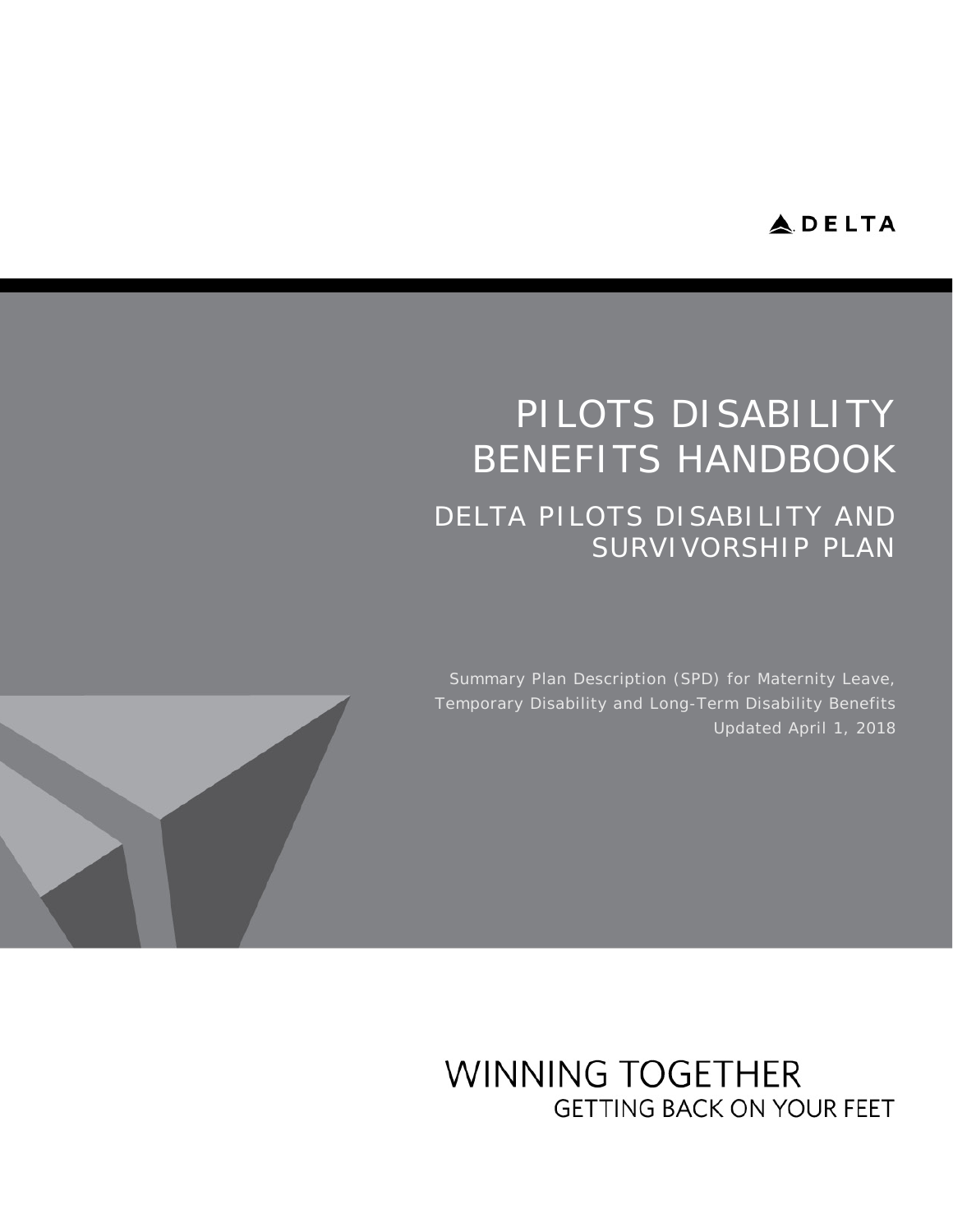DELTA

# PILOTS DISABILITY BENEFITS HANDBOOK

## DELTA PILOTS DISABILITY AND SURVIVORSHIP PLAN

Summary Plan Description (SPD) for Maternity Leave, Temporary Disability and Long-Term Disability Benefits

Updated April 1, 2018

WINNING TOGETHER

GETTING BACK ON YOUR FEET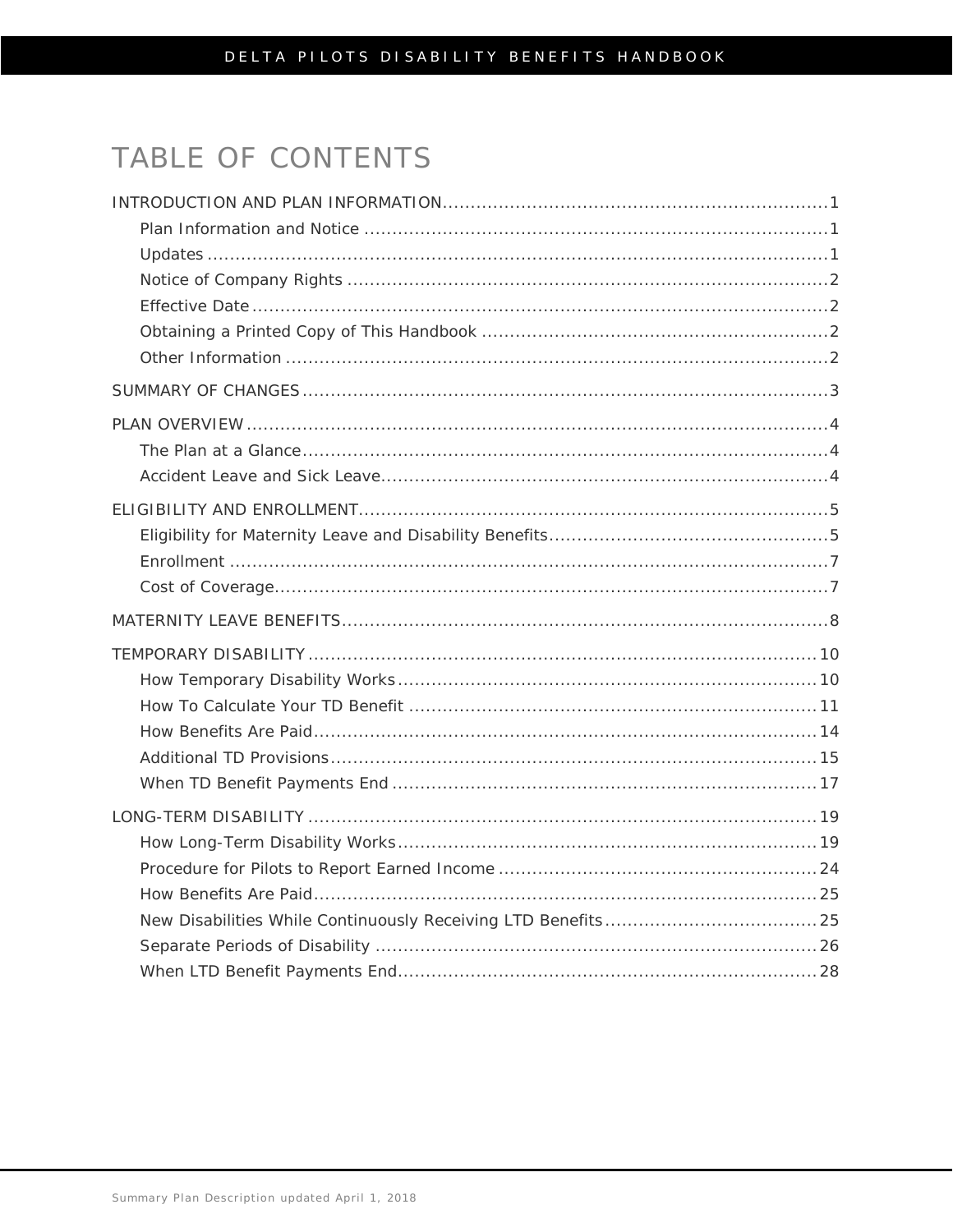# TABLE OF CONTENTS

INTRODUCTION AND PLAN INFORMATION....................................................................1

- Plan Information and Notice ....................................................................................1
- Updates ...............................................................................................................1
- Notice of Company Rights ......................................................................................2
- Effective Date .......................................................................................................2
- Obtaining a Printed Copy of This Handbook ..............................................................2
- Other Information .................................................................................................2

SUMMARY OF CHANGES..............................................................................................3

PLAN OVERVIEW..........................................................................................................4

- The Plan at a Glance..............................................................................................4
- Accident Leave and Sick Leave.................................................................................4

ELIGIBILITY AND ENROLLMENT.....................................................................................5

- Eligibility for Maternity Leave and Disability Benefits..................................................5
- Enrollment ...........................................................................................................7
- Cost of Coverage...................................................................................................7

MATERNITY LEAVE BENEFITS........................................................................................8

TEMPORARY DISABILITY............................................................................................10

- How Temporary Disability Works...........................................................................10
- How To Calculate Your TD Benefit .........................................................................11
- How Benefits Are Paid..........................................................................................14
- Additional TD Provisions.......................................................................................15
- When TD Benefit Payments End ............................................................................17

LONG-TERM DISABILITY ............................................................................................19

- How Long-Term Disability Works...........................................................................19
- Procedure for Pilots to Report Earned Income .........................................................24
- How Benefits Are Paid..........................................................................................25
- New Disabilities While Continuously Receiving LTD Benefits......................................25
- Separate Periods of Disability ...............................................................................26
- When LTD Benefit Payments End...........................................................................28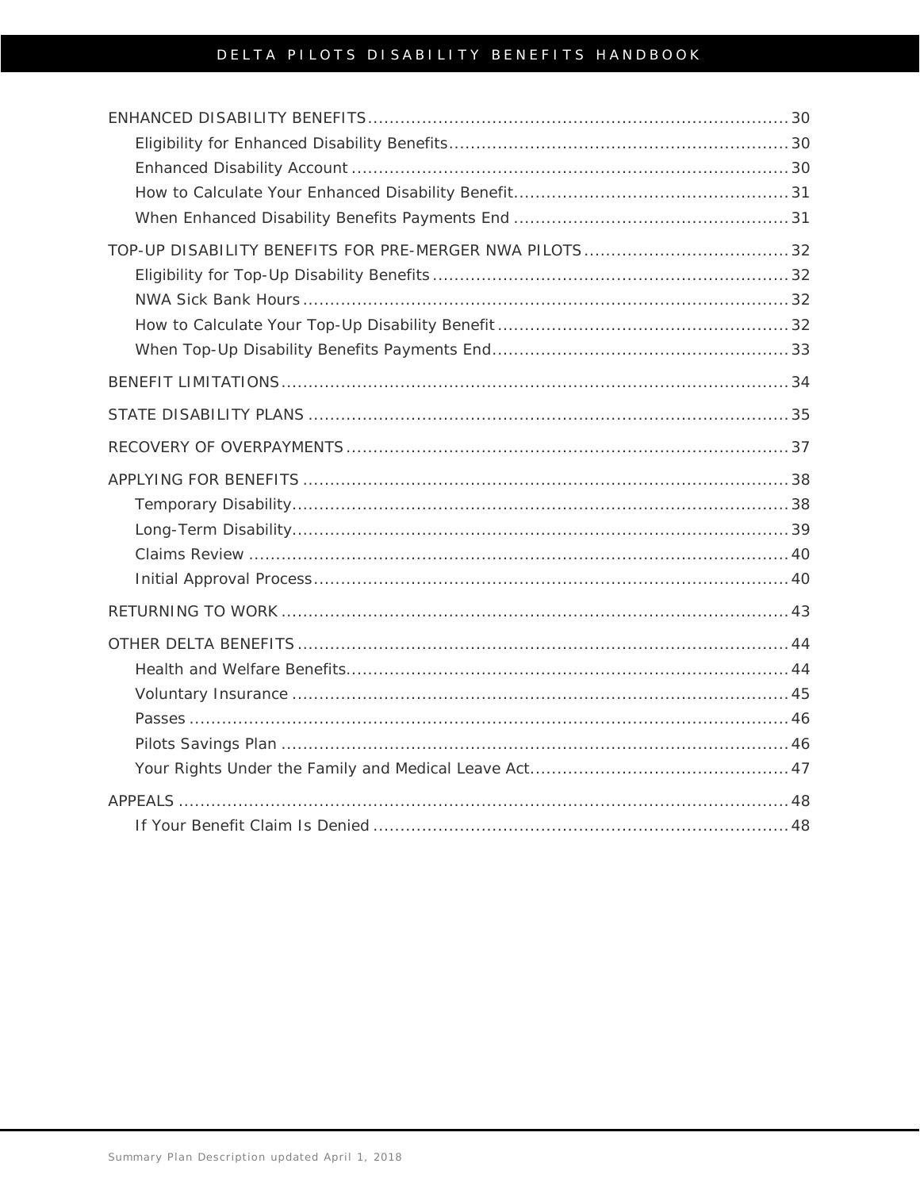ENHANCED DISABILITY BENEFITS ........ 30
- Eligibility for Enhanced Disability Benefits ........ 30
- Enhanced Disability Account ........ 30
- How to Calculate Your Enhanced Disability Benefit ........ 31
- When Enhanced Disability Benefits Payments End ........ 31

TOP-UP DISABILITY BENEFITS FOR PRE-MERGER NWA PILOTS ........ 32
- Eligibility for Top-Up Disability Benefits ........ 32
- NWA Sick Bank Hours ........ 32
- How to Calculate Your Top-Up Disability Benefit ........ 32
- When Top-Up Disability Benefits Payments End ........ 33

BENEFIT LIMITATIONS ........ 34

STATE DISABILITY PLANS ........ 35

RECOVERY OF OVERPAYMENTS ........ 37

APPLYING FOR BENEFITS ........ 38
- Temporary Disability ........ 38
- Long-Term Disability ........ 39
- Claims Review ........ 40
- Initial Approval Process ........ 40

RETURNING TO WORK ........ 43

OTHER DELTA BENEFITS ........ 44
- Health and Welfare Benefits ........ 44
- Voluntary Insurance ........ 45
- Passes ........ 46
- Pilots Savings Plan ........ 46
- Your Rights Under the Family and Medical Leave Act ........ 47

APPEALS ........ 48
- If Your Benefit Claim Is Denied ........ 48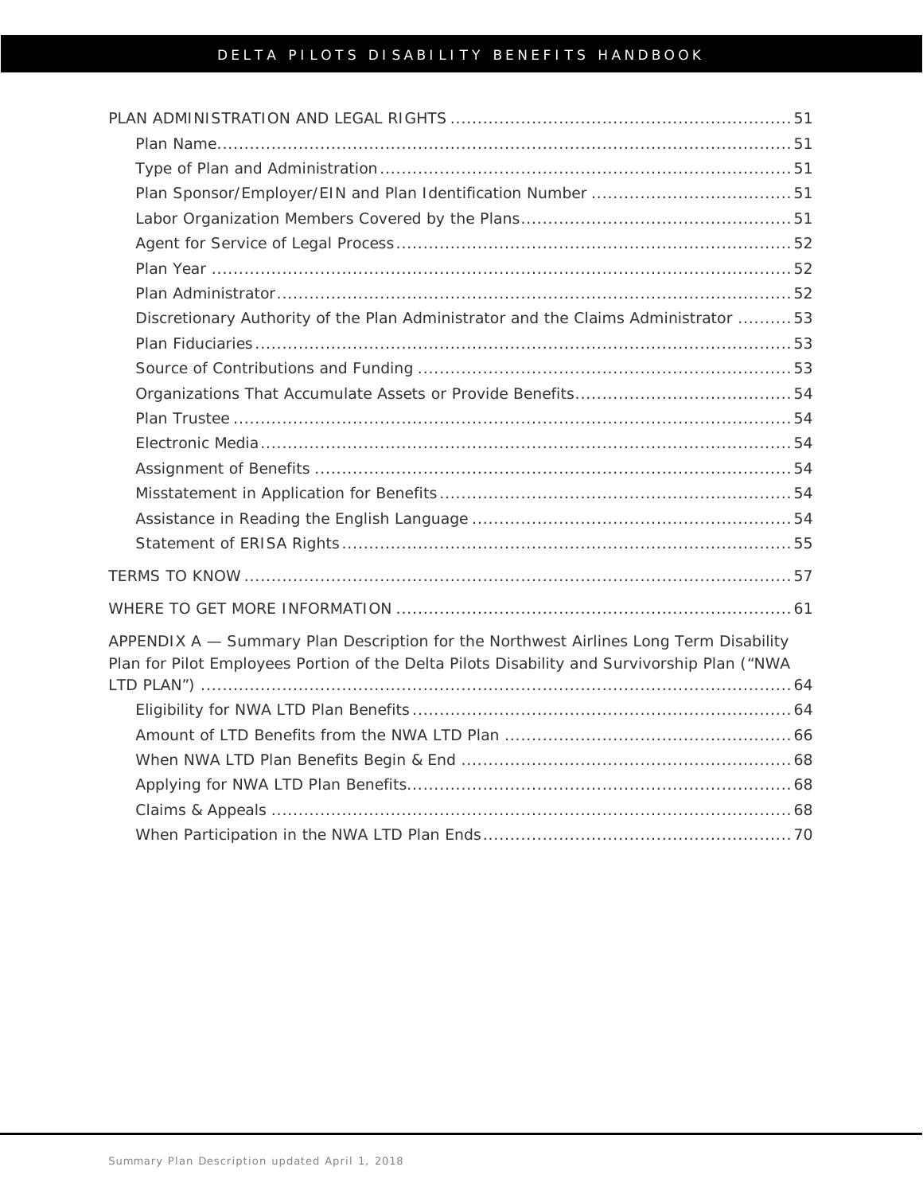PLAN ADMINISTRATION AND LEGAL RIGHTS .............................................................. 51
- Plan Name.......................................................................................................... 51
- Type of Plan and Administration........................................................................... 51
- Plan Sponsor/Employer/EIN and Plan Identification Number .................................... 51
- Labor Organization Members Covered by the Plans................................................. 51
- Agent for Service of Legal Process......................................................................... 52
- Plan Year .......................................................................................................... 52
- Plan Administrator............................................................................................... 52
- Discretionary Authority of the Plan Administrator and the Claims Administrator .......... 53
- Plan Fiduciaries................................................................................................... 53
- Source of Contributions and Funding .................................................................... 53
- Organizations That Accumulate Assets or Provide Benefits........................................ 54
- Plan Trustee ....................................................................................................... 54
- Electronic Media.................................................................................................. 54
- Assignment of Benefits ........................................................................................ 54
- Misstatement in Application for Benefits................................................................. 54
- Assistance in Reading the English Language .......................................................... 54
- Statement of ERISA Rights................................................................................... 55

TERMS TO KNOW ..................................................................................................... 57

WHERE TO GET MORE INFORMATION ........................................................................ 61

APPENDIX A — Summary Plan Description for the Northwest Airlines Long Term Disability Plan for Pilot Employees Portion of the Delta Pilots Disability and Survivorship Plan (“NWA LTD PLAN”) ............................................................................................................. 64
- Eligibility for NWA LTD Plan Benefits...................................................................... 64
- Amount of LTD Benefits from the NWA LTD Plan ..................................................... 66
- When NWA LTD Plan Benefits Begin & End ............................................................. 68
- Applying for NWA LTD Plan Benefits....................................................................... 68
- Claims & Appeals ................................................................................................ 68
- When Participation in the NWA LTD Plan Ends......................................................... 70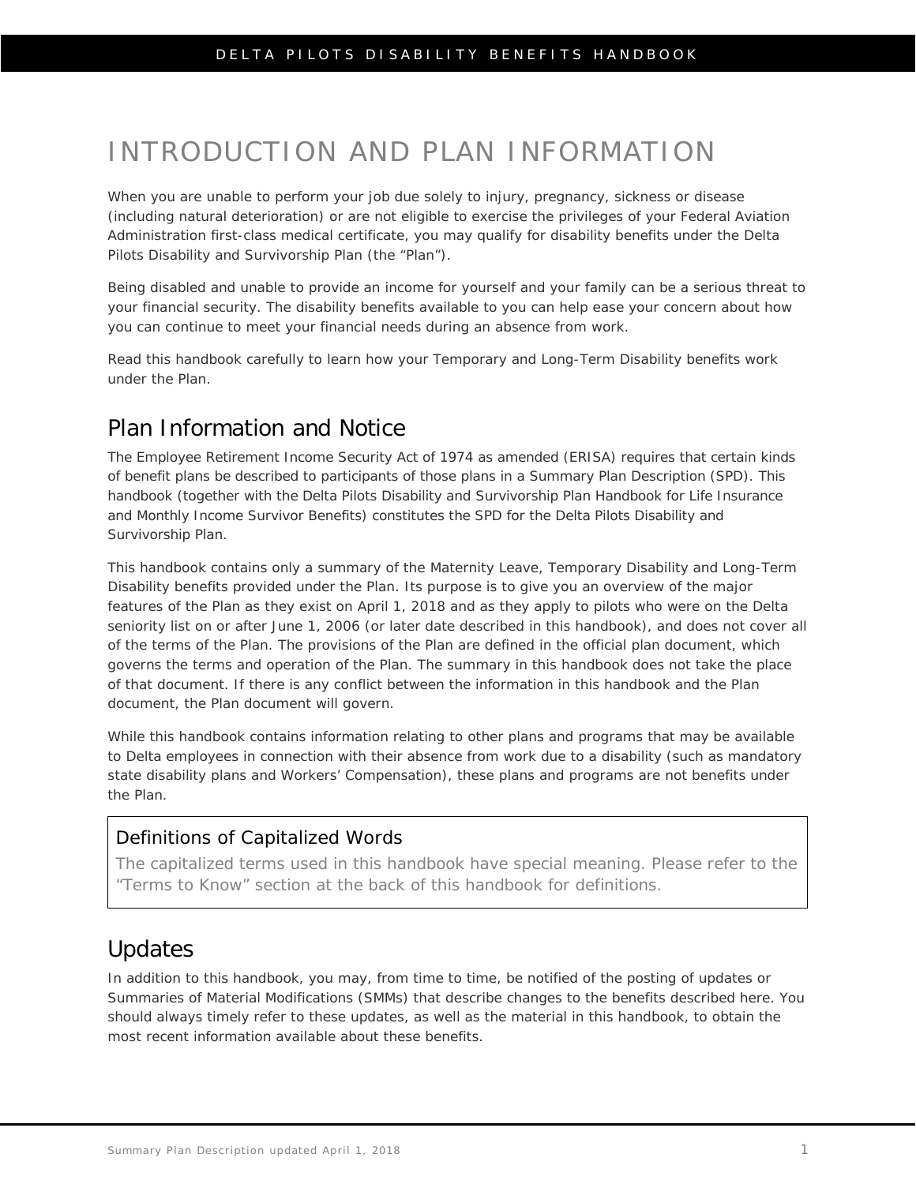# INTRODUCTION AND PLAN INFORMATION

When you are unable to perform your job due solely to injury, pregnancy, sickness or disease (including natural deterioration) or are not eligible to exercise the privileges of your Federal Aviation Administration first-class medical certificate, you may qualify for disability benefits under the Delta Pilots Disability and Survivorship Plan (the "Plan").

Being disabled and unable to provide an income for yourself and your family can be a serious threat to your financial security. The disability benefits available to you can help ease your concern about how you can continue to meet your financial needs during an absence from work.

Read this handbook carefully to learn how your Temporary and Long-Term Disability benefits work under the Plan.

## Plan Information and Notice

The Employee Retirement Income Security Act of 1974 as amended (ERISA) requires that certain kinds of benefit plans be described to participants of those plans in a Summary Plan Description (SPD). This handbook (together with the Delta Pilots Disability and Survivorship Plan Handbook for Life Insurance and Monthly Income Survivor Benefits) constitutes the SPD for the Delta Pilots Disability and Survivorship Plan.

This handbook contains only a summary of the Maternity Leave, Temporary Disability and Long-Term Disability benefits provided under the Plan. Its purpose is to give you an overview of the major features of the Plan as they exist on April 1, 2018 and as they apply to pilots who were on the Delta seniority list on or after June 1, 2006 (or later date described in this handbook), and does not cover all of the terms of the Plan. The provisions of the Plan are defined in the official plan document, which governs the terms and operation of the Plan. The summary in this handbook does not take the place of that document. If there is any conflict between the information in this handbook and the Plan document, the Plan document will govern.

While this handbook contains information relating to other plans and programs that may be available to Delta employees in connection with their absence from work due to a disability (such as mandatory state disability plans and Workers' Compensation), these plans and programs are not benefits under the Plan.

> **Definitions of Capitalized Words**
>
> The capitalized terms used in this handbook have special meaning. Please refer to the "Terms to Know" section at the back of this handbook for definitions.

## Updates

In addition to this handbook, you may, from time to time, be notified of the posting of updates or Summaries of Material Modifications (SMMs) that describe changes to the benefits described here. You should always timely refer to these updates, as well as the material in this handbook, to obtain the most recent information available about these benefits.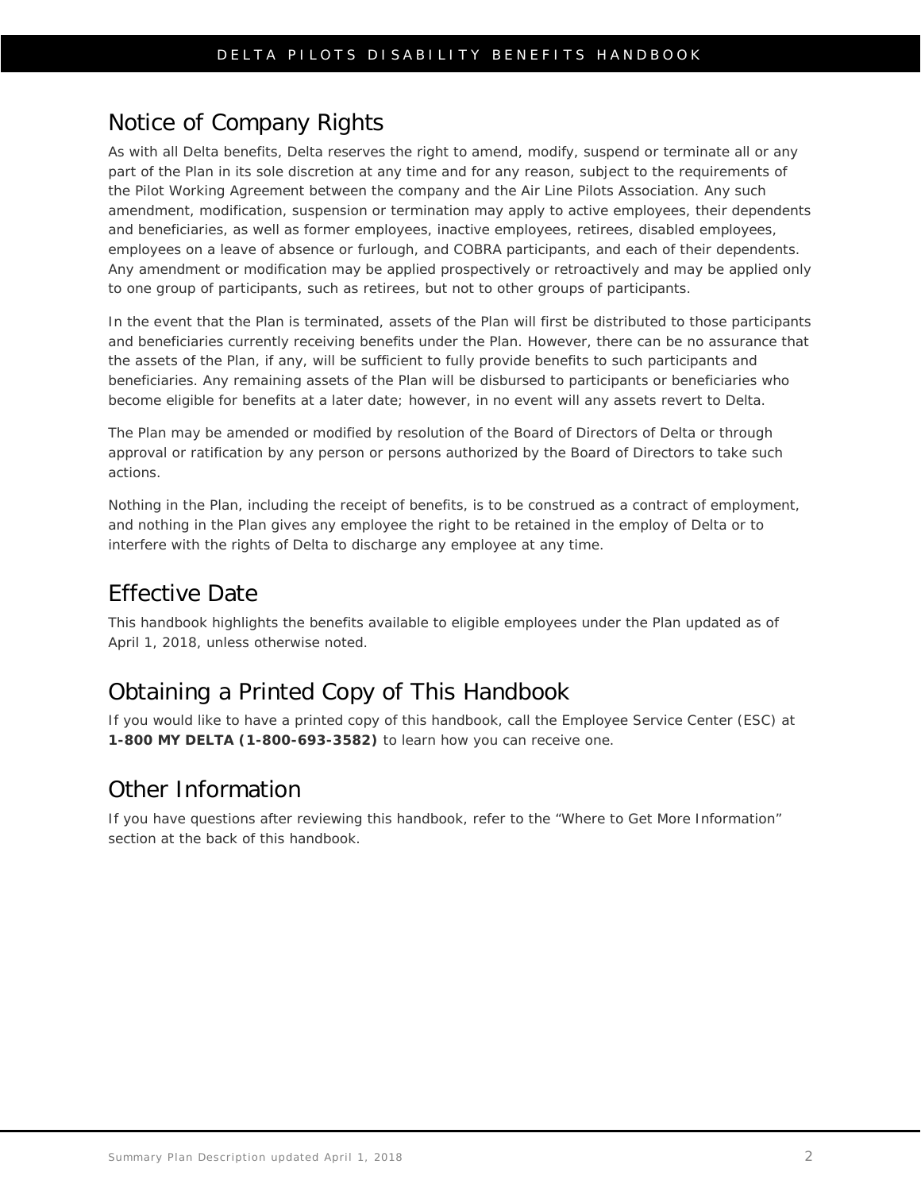## Notice of Company Rights

As with all Delta benefits, Delta reserves the right to amend, modify, suspend or terminate all or any part of the Plan in its sole discretion at any time and for any reason, subject to the requirements of the Pilot Working Agreement between the company and the Air Line Pilots Association. Any such amendment, modification, suspension or termination may apply to active employees, their dependents and beneficiaries, as well as former employees, inactive employees, retirees, disabled employees, employees on a leave of absence or furlough, and COBRA participants, and each of their dependents. Any amendment or modification may be applied prospectively or retroactively and may be applied only to one group of participants, such as retirees, but not to other groups of participants.

In the event that the Plan is terminated, assets of the Plan will first be distributed to those participants and beneficiaries currently receiving benefits under the Plan. However, there can be no assurance that the assets of the Plan, if any, will be sufficient to fully provide benefits to such participants and beneficiaries. Any remaining assets of the Plan will be disbursed to participants or beneficiaries who become eligible for benefits at a later date; however, in no event will any assets revert to Delta.

The Plan may be amended or modified by resolution of the Board of Directors of Delta or through approval or ratification by any person or persons authorized by the Board of Directors to take such actions.

Nothing in the Plan, including the receipt of benefits, is to be construed as a contract of employment, and nothing in the Plan gives any employee the right to be retained in the employ of Delta or to interfere with the rights of Delta to discharge any employee at any time.

## Effective Date

This handbook highlights the benefits available to eligible employees under the Plan updated as of April 1, 2018, unless otherwise noted.

## Obtaining a Printed Copy of This Handbook

If you would like to have a printed copy of this handbook, call the Employee Service Center (ESC) at **1-800 MY DELTA (1-800-693-3582)** to learn how you can receive one.

## Other Information

If you have questions after reviewing this handbook, refer to the "Where to Get More Information" section at the back of this handbook.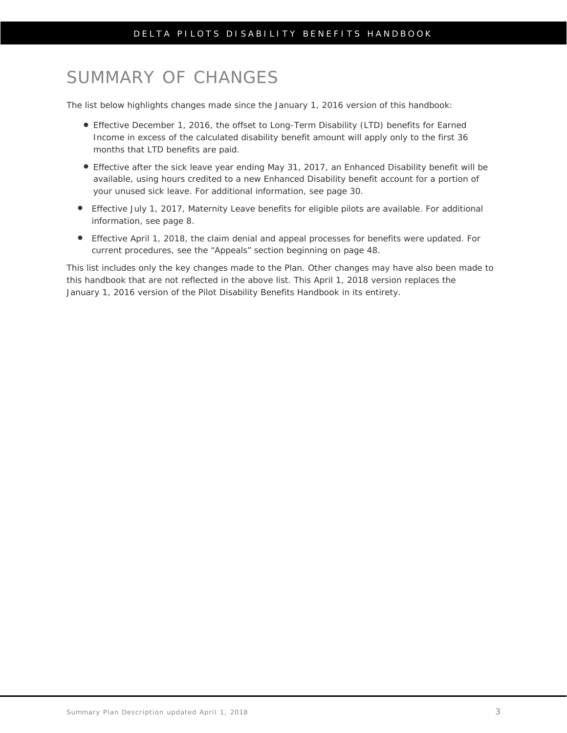# SUMMARY OF CHANGES

The list below highlights changes made since the January 1, 2016 version of this handbook:

- Effective December 1, 2016, the offset to Long-Term Disability (LTD) benefits for Earned Income in excess of the calculated disability benefit amount will apply only to the first 36 months that LTD benefits are paid.
- Effective after the sick leave year ending May 31, 2017, an Enhanced Disability benefit will be available, using hours credited to a new Enhanced Disability benefit account for a portion of your unused sick leave. For additional information, see page 30.
- Effective July 1, 2017, Maternity Leave benefits for eligible pilots are available. For additional information, see page 8.
- Effective April 1, 2018, the claim denial and appeal processes for benefits were updated. For current procedures, see the "Appeals" section beginning on page 48.

This list includes only the key changes made to the Plan. Other changes may have also been made to this handbook that are not reflected in the above list. This April 1, 2018 version replaces the January 1, 2016 version of the Pilot Disability Benefits Handbook in its entirety.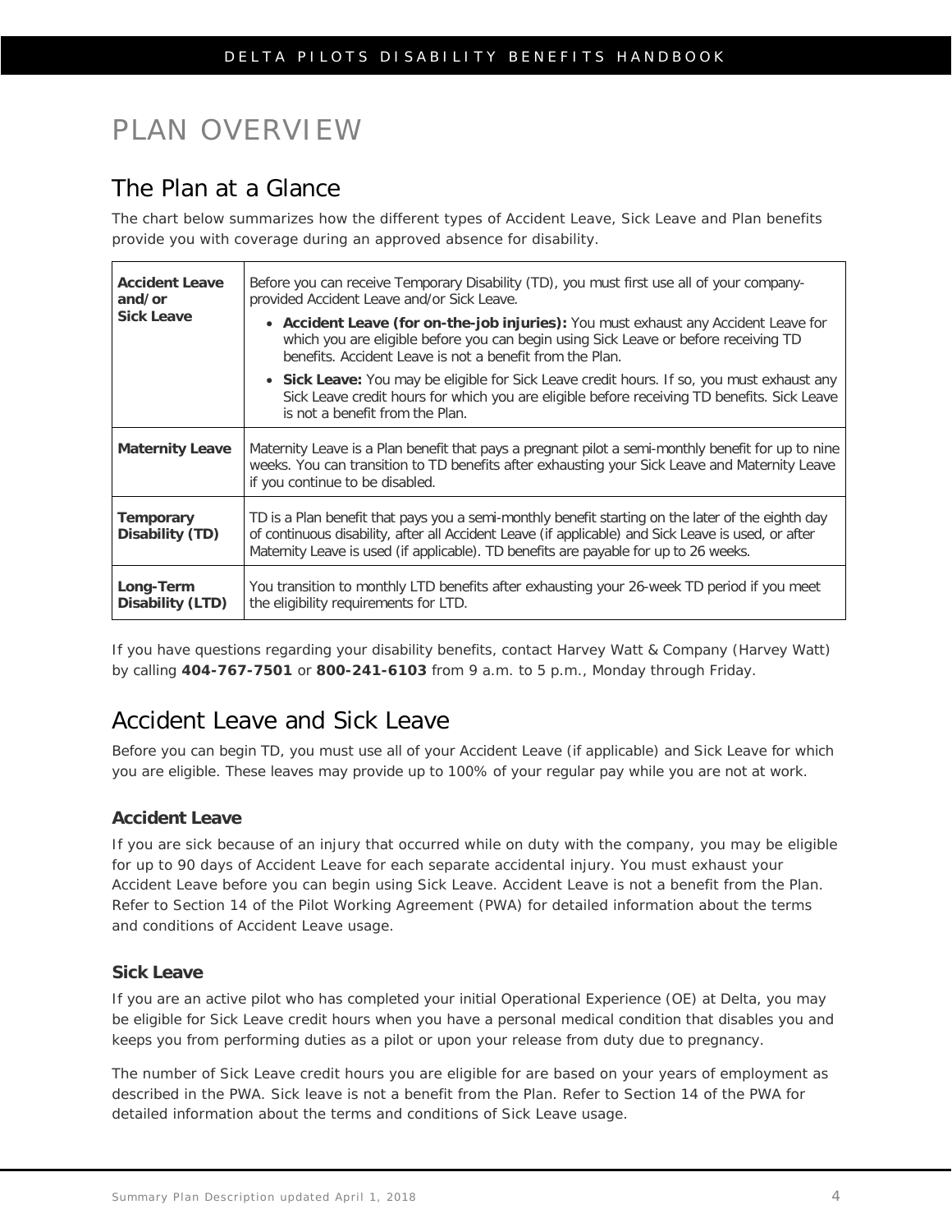# PLAN OVERVIEW

## The Plan at a Glance

The chart below summarizes how the different types of Accident Leave, Sick Leave and Plan benefits provide you with coverage during an approved absence for disability.

| | |
|---|---|
| **Accident Leave and/or Sick Leave** | Before you can receive Temporary Disability (TD), you must first use all of your company-provided Accident Leave and/or Sick Leave.<br>• **Accident Leave (for on-the-job injuries):** You must exhaust any Accident Leave for which you are eligible before you can begin using Sick Leave or before receiving TD benefits. Accident Leave is not a benefit from the Plan.<br>• **Sick Leave:** You may be eligible for Sick Leave credit hours. If so, you must exhaust any Sick Leave credit hours for which you are eligible before receiving TD benefits. Sick Leave is not a benefit from the Plan. |
| **Maternity Leave** | Maternity Leave is a Plan benefit that pays a pregnant pilot a semi-monthly benefit for up to nine weeks. You can transition to TD benefits after exhausting your Sick Leave and Maternity Leave if you continue to be disabled. |
| **Temporary Disability (TD)** | TD is a Plan benefit that pays you a semi-monthly benefit starting on the later of the eighth day of continuous disability, after all Accident Leave (if applicable) and Sick Leave is used, or after Maternity Leave is used (if applicable). TD benefits are payable for up to 26 weeks. |
| **Long-Term Disability (LTD)** | You transition to monthly LTD benefits after exhausting your 26-week TD period if you meet the eligibility requirements for LTD. |

If you have questions regarding your disability benefits, contact Harvey Watt & Company (Harvey Watt) by calling **404-767-7501** or **800-241-6103** from 9 a.m. to 5 p.m., Monday through Friday.

## Accident Leave and Sick Leave

Before you can begin TD, you must use all of your Accident Leave (if applicable) and Sick Leave for which you are eligible. These leaves may provide up to 100% of your regular pay while you are not at work.

### Accident Leave

If you are sick because of an injury that occurred while on duty with the company, you may be eligible for up to 90 days of Accident Leave for each separate accidental injury. You must exhaust your Accident Leave before you can begin using Sick Leave. Accident Leave is not a benefit from the Plan. Refer to Section 14 of the Pilot Working Agreement (PWA) for detailed information about the terms and conditions of Accident Leave usage.

### Sick Leave

If you are an active pilot who has completed your initial Operational Experience (OE) at Delta, you may be eligible for Sick Leave credit hours when you have a personal medical condition that disables you and keeps you from performing duties as a pilot or upon your release from duty due to pregnancy.

The number of Sick Leave credit hours you are eligible for are based on your years of employment as described in the PWA. Sick leave is not a benefit from the Plan. Refer to Section 14 of the PWA for detailed information about the terms and conditions of Sick Leave usage.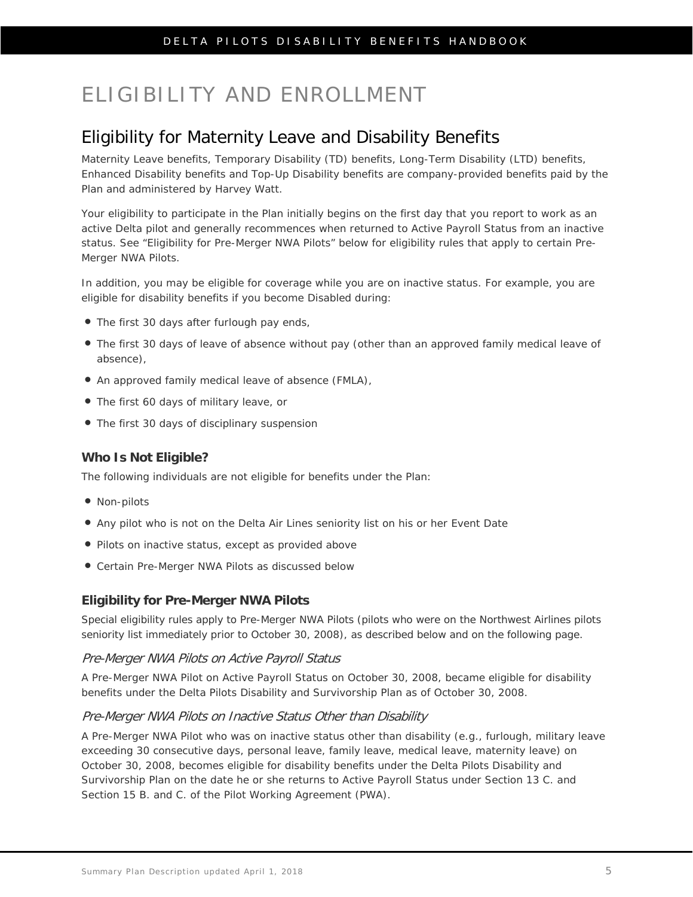# ELIGIBILITY AND ENROLLMENT

## Eligibility for Maternity Leave and Disability Benefits

Maternity Leave benefits, Temporary Disability (TD) benefits, Long-Term Disability (LTD) benefits, Enhanced Disability benefits and Top-Up Disability benefits are company-provided benefits paid by the Plan and administered by Harvey Watt.

Your eligibility to participate in the Plan initially begins on the first day that you report to work as an active Delta pilot and generally recommences when returned to Active Payroll Status from an inactive status. See "Eligibility for Pre-Merger NWA Pilots" below for eligibility rules that apply to certain Pre-Merger NWA Pilots.

In addition, you may be eligible for coverage while you are on inactive status. For example, you are eligible for disability benefits if you become Disabled during:

- The first 30 days after furlough pay ends,
- The first 30 days of leave of absence without pay (other than an approved family medical leave of absence),
- An approved family medical leave of absence (FMLA),
- The first 60 days of military leave, or
- The first 30 days of disciplinary suspension

### Who Is Not Eligible?

The following individuals are not eligible for benefits under the Plan:

- Non-pilots
- Any pilot who is not on the Delta Air Lines seniority list on his or her Event Date
- Pilots on inactive status, except as provided above
- Certain Pre-Merger NWA Pilots as discussed below

### Eligibility for Pre-Merger NWA Pilots

Special eligibility rules apply to Pre-Merger NWA Pilots (pilots who were on the Northwest Airlines pilots seniority list immediately prior to October 30, 2008), as described below and on the following page.

#### *Pre-Merger NWA Pilots on Active Payroll Status*

A Pre-Merger NWA Pilot on Active Payroll Status on October 30, 2008, became eligible for disability benefits under the Delta Pilots Disability and Survivorship Plan as of October 30, 2008.

#### *Pre-Merger NWA Pilots on Inactive Status Other than Disability*

A Pre-Merger NWA Pilot who was on inactive status other than disability (e.g., furlough, military leave exceeding 30 consecutive days, personal leave, family leave, medical leave, maternity leave) on October 30, 2008, becomes eligible for disability benefits under the Delta Pilots Disability and Survivorship Plan on the date he or she returns to Active Payroll Status under Section 13 C. and Section 15 B. and C. of the Pilot Working Agreement (PWA).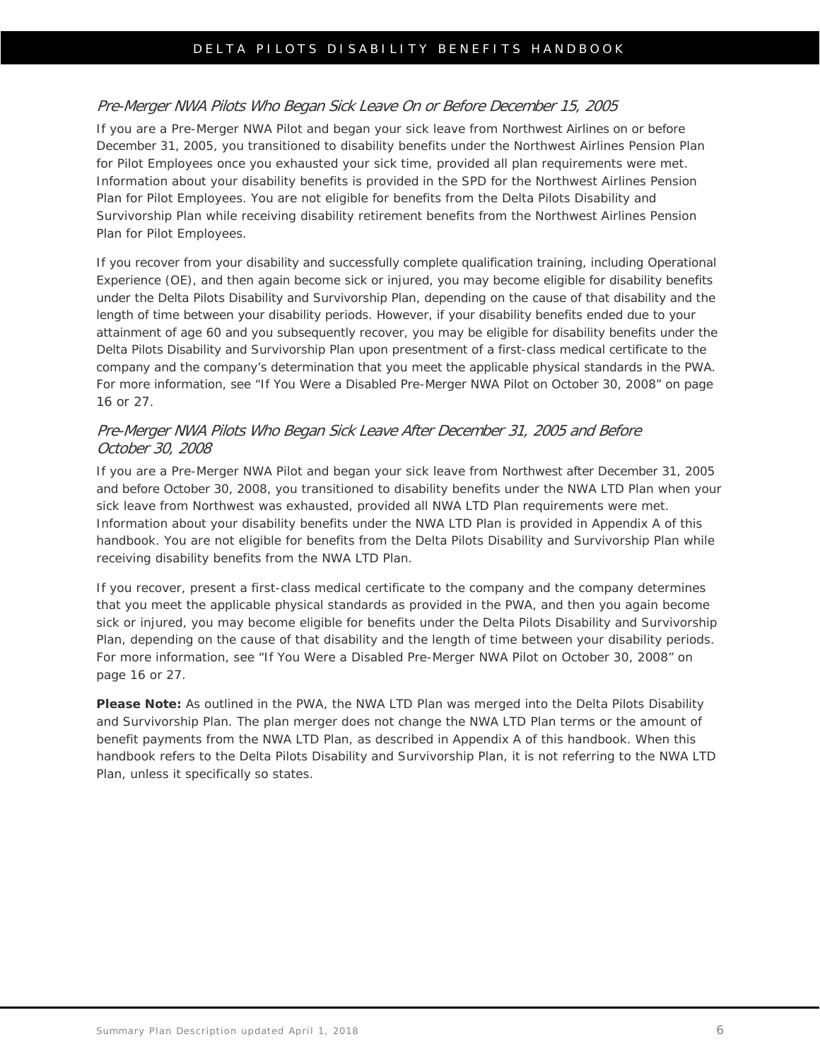### *Pre-Merger NWA Pilots Who Began Sick Leave On or Before December 15, 2005*

If you are a Pre-Merger NWA Pilot and began your sick leave from Northwest Airlines on or before December 31, 2005, you transitioned to disability benefits under the Northwest Airlines Pension Plan for Pilot Employees once you exhausted your sick time, provided all plan requirements were met. Information about your disability benefits is provided in the SPD for the Northwest Airlines Pension Plan for Pilot Employees. You are not eligible for benefits from the Delta Pilots Disability and Survivorship Plan while receiving disability retirement benefits from the Northwest Airlines Pension Plan for Pilot Employees.

If you recover from your disability and successfully complete qualification training, including Operational Experience (OE), and then again become sick or injured, you may become eligible for disability benefits under the Delta Pilots Disability and Survivorship Plan, depending on the cause of that disability and the length of time between your disability periods. However, if your disability benefits ended due to your attainment of age 60 and you subsequently recover, you may be eligible for disability benefits under the Delta Pilots Disability and Survivorship Plan upon presentment of a first-class medical certificate to the company and the company's determination that you meet the applicable physical standards in the PWA. For more information, see "If You Were a Disabled Pre-Merger NWA Pilot on October 30, 2008" on page 16 or 27.

### *Pre-Merger NWA Pilots Who Began Sick Leave After December 31, 2005 and Before October 30, 2008*

If you are a Pre-Merger NWA Pilot and began your sick leave from Northwest after December 31, 2005 and before October 30, 2008, you transitioned to disability benefits under the NWA LTD Plan when your sick leave from Northwest was exhausted, provided all NWA LTD Plan requirements were met. Information about your disability benefits under the NWA LTD Plan is provided in Appendix A of this handbook. You are not eligible for benefits from the Delta Pilots Disability and Survivorship Plan while receiving disability benefits from the NWA LTD Plan.

If you recover, present a first-class medical certificate to the company and the company determines that you meet the applicable physical standards as provided in the PWA, and then you again become sick or injured, you may become eligible for benefits under the Delta Pilots Disability and Survivorship Plan, depending on the cause of that disability and the length of time between your disability periods. For more information, see "If You Were a Disabled Pre-Merger NWA Pilot on October 30, 2008" on page 16 or 27.

**Please Note:** As outlined in the PWA, the NWA LTD Plan was merged into the Delta Pilots Disability and Survivorship Plan. The plan merger does not change the NWA LTD Plan terms or the amount of benefit payments from the NWA LTD Plan, as described in Appendix A of this handbook. When this handbook refers to the Delta Pilots Disability and Survivorship Plan, it is not referring to the NWA LTD Plan, unless it specifically so states.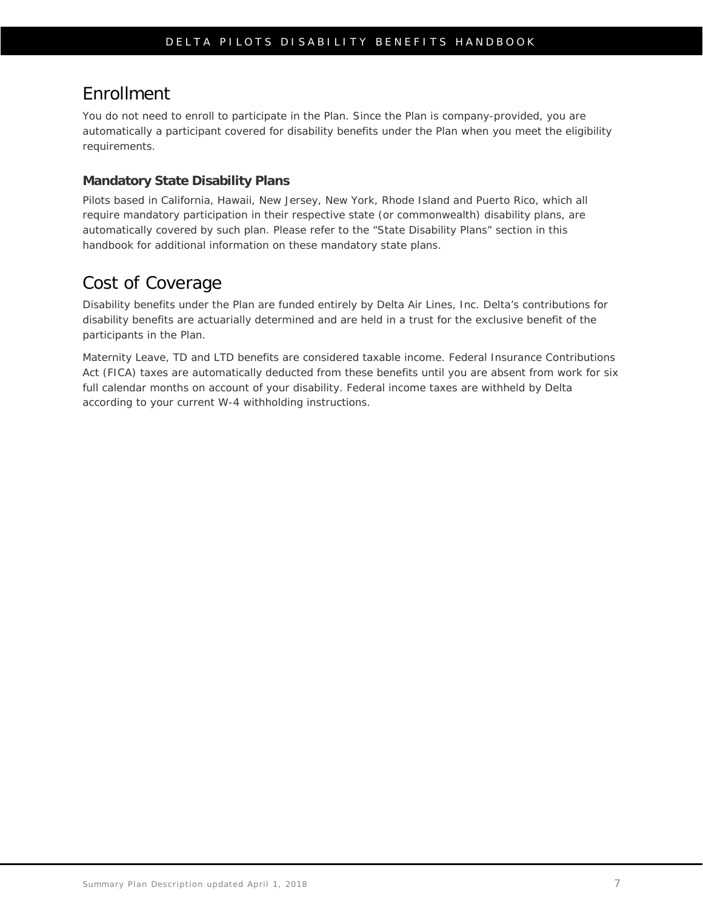## Enrollment

You do not need to enroll to participate in the Plan. Since the Plan is company-provided, you are automatically a participant covered for disability benefits under the Plan when you meet the eligibility requirements.

### Mandatory State Disability Plans

Pilots based in California, Hawaii, New Jersey, New York, Rhode Island and Puerto Rico, which all require mandatory participation in their respective state (or commonwealth) disability plans, are automatically covered by such plan. Please refer to the "State Disability Plans" section in this handbook for additional information on these mandatory state plans.

## Cost of Coverage

Disability benefits under the Plan are funded entirely by Delta Air Lines, Inc. Delta's contributions for disability benefits are actuarially determined and are held in a trust for the exclusive benefit of the participants in the Plan.

Maternity Leave, TD and LTD benefits are considered taxable income. Federal Insurance Contributions Act (FICA) taxes are automatically deducted from these benefits until you are absent from work for six full calendar months on account of your disability. Federal income taxes are withheld by Delta according to your current W-4 withholding instructions.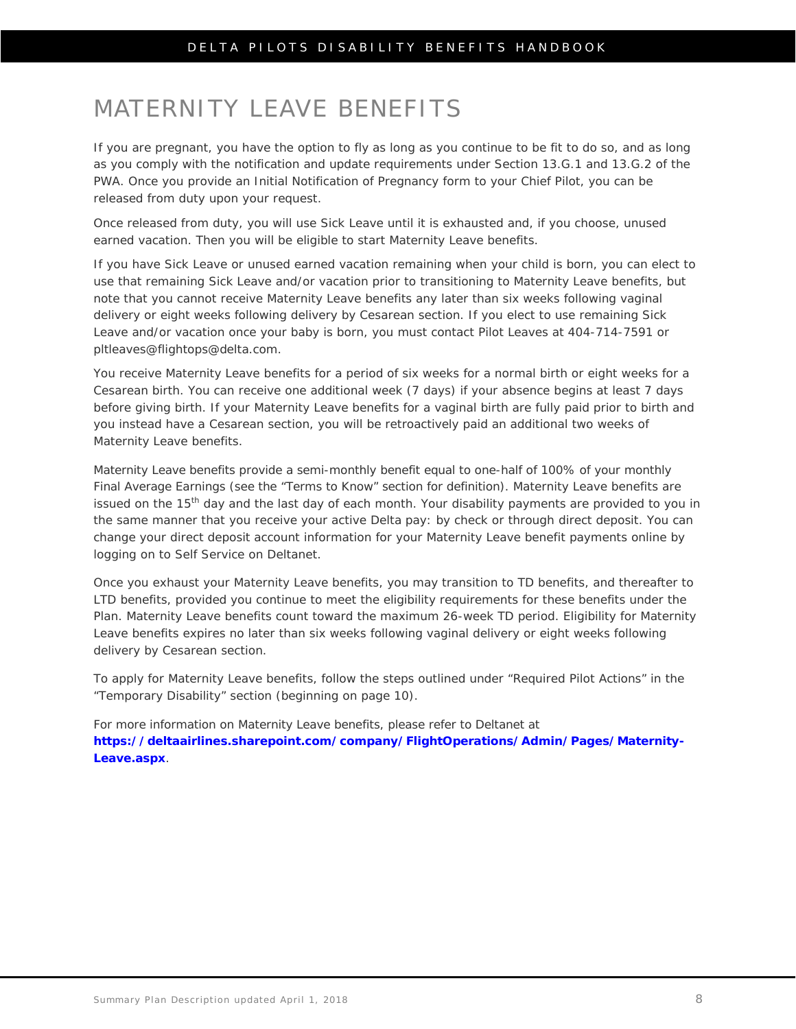# MATERNITY LEAVE BENEFITS

If you are pregnant, you have the option to fly as long as you continue to be fit to do so, and as long as you comply with the notification and update requirements under Section 13.G.1 and 13.G.2 of the PWA. Once you provide an Initial Notification of Pregnancy form to your Chief Pilot, you can be released from duty upon your request.

Once released from duty, you will use Sick Leave until it is exhausted and, if you choose, unused earned vacation. Then you will be eligible to start Maternity Leave benefits.

If you have Sick Leave or unused earned vacation remaining when your child is born, you can elect to use that remaining Sick Leave and/or vacation prior to transitioning to Maternity Leave benefits, but note that you cannot receive Maternity Leave benefits any later than six weeks following vaginal delivery or eight weeks following delivery by Cesarean section. If you elect to use remaining Sick Leave and/or vacation once your baby is born, you must contact Pilot Leaves at 404-714-7591 or pltleaves@flightops@delta.com.

You receive Maternity Leave benefits for a period of six weeks for a normal birth or eight weeks for a Cesarean birth. You can receive one additional week (7 days) if your absence begins at least 7 days before giving birth. If your Maternity Leave benefits for a vaginal birth are fully paid prior to birth and you instead have a Cesarean section, you will be retroactively paid an additional two weeks of Maternity Leave benefits.

Maternity Leave benefits provide a semi-monthly benefit equal to one-half of 100% of your monthly Final Average Earnings (see the "Terms to Know" section for definition). Maternity Leave benefits are issued on the 15th day and the last day of each month. Your disability payments are provided to you in the same manner that you receive your active Delta pay: by check or through direct deposit. You can change your direct deposit account information for your Maternity Leave benefit payments online by logging on to Self Service on Deltanet.

Once you exhaust your Maternity Leave benefits, you may transition to TD benefits, and thereafter to LTD benefits, provided you continue to meet the eligibility requirements for these benefits under the Plan. Maternity Leave benefits count toward the maximum 26-week TD period. Eligibility for Maternity Leave benefits expires no later than six weeks following vaginal delivery or eight weeks following delivery by Cesarean section.

To apply for Maternity Leave benefits, follow the steps outlined under "Required Pilot Actions" in the "Temporary Disability" section (beginning on page 10).

For more information on Maternity Leave benefits, please refer to Deltanet at **https://deltaairlines.sharepoint.com/company/FlightOperations/Admin/Pages/Maternity-Leave.aspx**.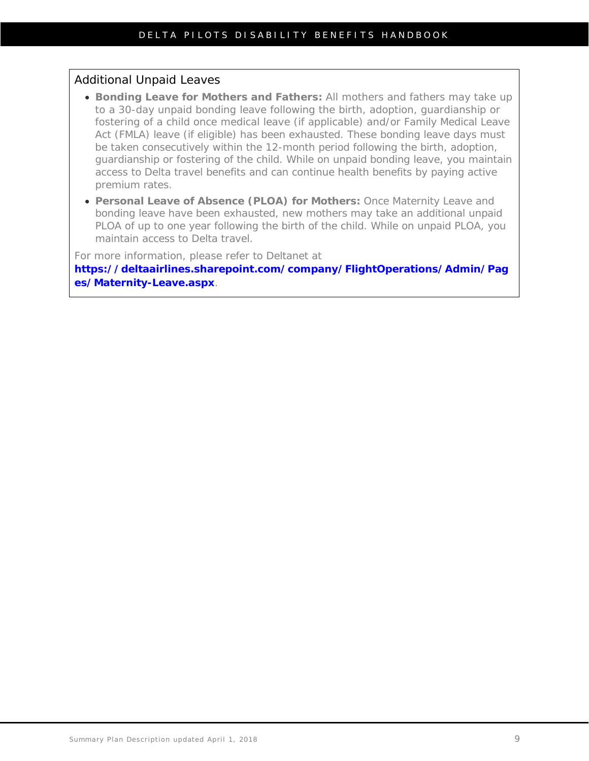### Additional Unpaid Leaves

- **Bonding Leave for Mothers and Fathers:** All mothers and fathers may take up to a 30-day unpaid bonding leave following the birth, adoption, guardianship or fostering of a child once medical leave (if applicable) and/or Family Medical Leave Act (FMLA) leave (if eligible) has been exhausted. These bonding leave days must be taken consecutively within the 12-month period following the birth, adoption, guardianship or fostering of the child. While on unpaid bonding leave, you maintain access to Delta travel benefits and can continue health benefits by paying active premium rates.
- **Personal Leave of Absence (PLOA) for Mothers:** Once Maternity Leave and bonding leave have been exhausted, new mothers may take an additional unpaid PLOA of up to one year following the birth of the child. While on unpaid PLOA, you maintain access to Delta travel.

For more information, please refer to Deltanet at **https://deltaairlines.sharepoint.com/company/FlightOperations/Admin/Pages/Maternity-Leave.aspx**.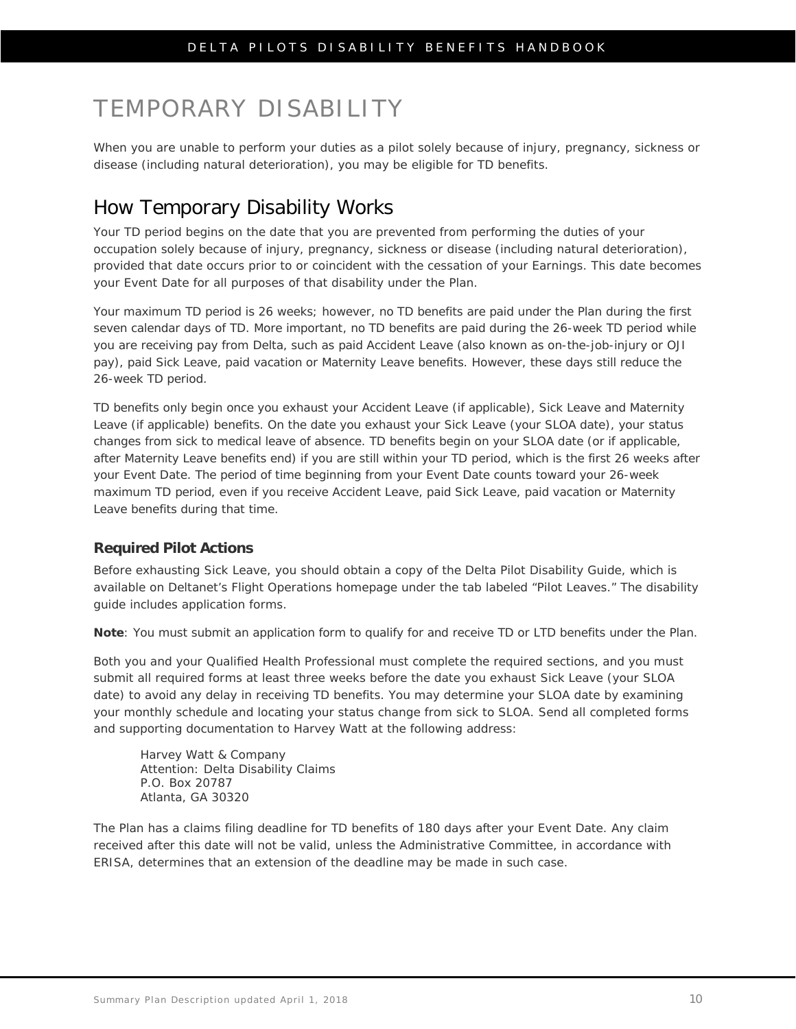# TEMPORARY DISABILITY

When you are unable to perform your duties as a pilot solely because of injury, pregnancy, sickness or disease (including natural deterioration), you may be eligible for TD benefits.

## How Temporary Disability Works

Your TD period begins on the date that you are prevented from performing the duties of your occupation solely because of injury, pregnancy, sickness or disease (including natural deterioration), provided that date occurs prior to or coincident with the cessation of your Earnings. This date becomes your Event Date for all purposes of that disability under the Plan.

Your maximum TD period is 26 weeks; however, no TD benefits are paid under the Plan during the first seven calendar days of TD. More important, no TD benefits are paid during the 26-week TD period while you are receiving pay from Delta, such as paid Accident Leave (also known as on-the-job-injury or OJI pay), paid Sick Leave, paid vacation or Maternity Leave benefits. However, these days still reduce the 26-week TD period.

TD benefits only begin once you exhaust your Accident Leave (if applicable), Sick Leave and Maternity Leave (if applicable) benefits. On the date you exhaust your Sick Leave (your SLOA date), your status changes from sick to medical leave of absence. TD benefits begin on your SLOA date (or if applicable, after Maternity Leave benefits end) if you are still within your TD period, which is the first 26 weeks after your Event Date. The period of time beginning from your Event Date counts toward your 26-week maximum TD period, even if you receive Accident Leave, paid Sick Leave, paid vacation or Maternity Leave benefits during that time.

### Required Pilot Actions

Before exhausting Sick Leave, you should obtain a copy of the Delta Pilot Disability Guide, which is available on Deltanet's Flight Operations homepage under the tab labeled "Pilot Leaves." The disability guide includes application forms.

**Note**: You must submit an application form to qualify for and receive TD or LTD benefits under the Plan.

Both you and your Qualified Health Professional must complete the required sections, and you must submit all required forms at least three weeks before the date you exhaust Sick Leave (your SLOA date) to avoid any delay in receiving TD benefits. You may determine your SLOA date by examining your monthly schedule and locating your status change from sick to SLOA. Send all completed forms and supporting documentation to Harvey Watt at the following address:

Harvey Watt & Company
Attention: Delta Disability Claims
P.O. Box 20787
Atlanta, GA 30320

The Plan has a claims filing deadline for TD benefits of 180 days after your Event Date. Any claim received after this date will not be valid, unless the Administrative Committee, in accordance with ERISA, determines that an extension of the deadline may be made in such case.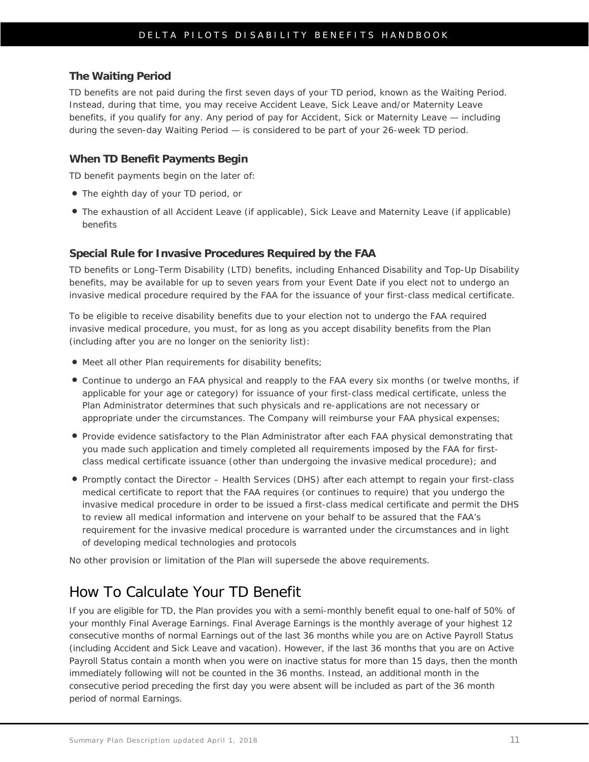### The Waiting Period

TD benefits are not paid during the first seven days of your TD period, known as the Waiting Period. Instead, during that time, you may receive Accident Leave, Sick Leave and/or Maternity Leave benefits, if you qualify for any. Any period of pay for Accident, Sick or Maternity Leave — including during the seven-day Waiting Period — is considered to be part of your 26-week TD period.

### When TD Benefit Payments Begin

TD benefit payments begin on the later of:

- The eighth day of your TD period, or
- The exhaustion of all Accident Leave (if applicable), Sick Leave and Maternity Leave (if applicable) benefits

### Special Rule for Invasive Procedures Required by the FAA

TD benefits or Long-Term Disability (LTD) benefits, including Enhanced Disability and Top-Up Disability benefits, may be available for up to seven years from your Event Date if you elect not to undergo an invasive medical procedure required by the FAA for the issuance of your first-class medical certificate.

To be eligible to receive disability benefits due to your election not to undergo the FAA required invasive medical procedure, you must, for as long as you accept disability benefits from the Plan (including after you are no longer on the seniority list):

- Meet all other Plan requirements for disability benefits;
- Continue to undergo an FAA physical and reapply to the FAA every six months (or twelve months, if applicable for your age or category) for issuance of your first-class medical certificate, unless the Plan Administrator determines that such physicals and re-applications are not necessary or appropriate under the circumstances. The Company will reimburse your FAA physical expenses;
- Provide evidence satisfactory to the Plan Administrator after each FAA physical demonstrating that you made such application and timely completed all requirements imposed by the FAA for first-class medical certificate issuance (other than undergoing the invasive medical procedure); and
- Promptly contact the Director – Health Services (DHS) after each attempt to regain your first-class medical certificate to report that the FAA requires (or continues to require) that you undergo the invasive medical procedure in order to be issued a first-class medical certificate and permit the DHS to review all medical information and intervene on your behalf to be assured that the FAA's requirement for the invasive medical procedure is warranted under the circumstances and in light of developing medical technologies and protocols

No other provision or limitation of the Plan will supersede the above requirements.

## How To Calculate Your TD Benefit

If you are eligible for TD, the Plan provides you with a semi-monthly benefit equal to one-half of 50% of your monthly Final Average Earnings. Final Average Earnings is the monthly average of your highest 12 consecutive months of normal Earnings out of the last 36 months while you are on Active Payroll Status (including Accident and Sick Leave and vacation). However, if the last 36 months that you are on Active Payroll Status contain a month when you were on inactive status for more than 15 days, then the month immediately following will not be counted in the 36 months. Instead, an additional month in the consecutive period preceding the first day you were absent will be included as part of the 36 month period of normal Earnings.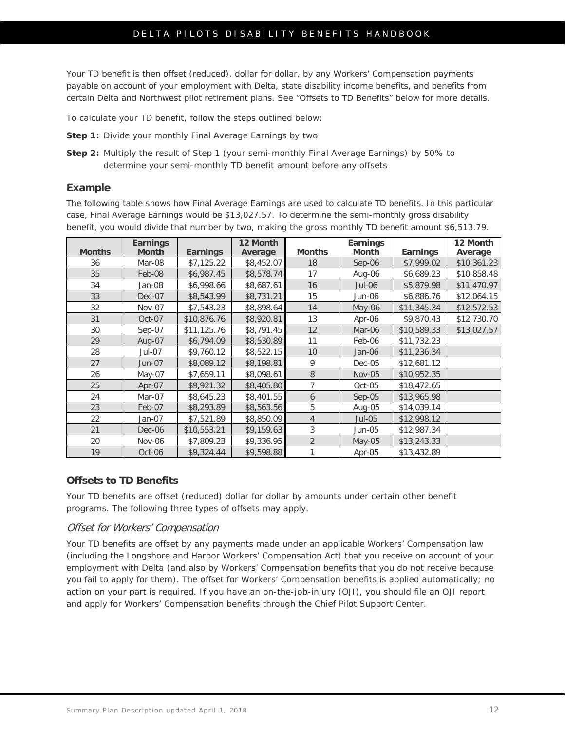Your TD benefit is then offset (reduced), dollar for dollar, by any Workers' Compensation payments payable on account of your employment with Delta, state disability income benefits, and benefits from certain Delta and Northwest pilot retirement plans. See "Offsets to TD Benefits" below for more details.

To calculate your TD benefit, follow the steps outlined below:

**Step 1:** Divide your monthly Final Average Earnings by two

**Step 2:** Multiply the result of Step 1 (your semi-monthly Final Average Earnings) by 50% to determine your semi-monthly TD benefit amount before any offsets

### Example

The following table shows how Final Average Earnings are used to calculate TD benefits. In this particular case, Final Average Earnings would be $13,027.57. To determine the semi-monthly gross disability benefit, you would divide that number by two, making the gross monthly TD benefit amount $6,513.79.

| Months | Earnings Month | Earnings | 12 Month Average | Months | Earnings Month | Earnings | 12 Month Average |
|---|---|---|---|---|---|---|---|
| 36 | Mar-08 | $7,125.22 | $8,452.07 | 18 | Sep-06 | $7,999.02 | $10,361.23 |
| 35 | Feb-08 | $6,987.45 | $8,578.74 | 17 | Aug-06 | $6,689.23 | $10,858.48 |
| 34 | Jan-08 | $6,998.66 | $8,687.61 | 16 | Jul-06 | $5,879.98 | $11,470.97 |
| 33 | Dec-07 | $8,543.99 | $8,731.21 | 15 | Jun-06 | $6,886.76 | $12,064.15 |
| 32 | Nov-07 | $7,543.23 | $8,898.64 | 14 | May-06 | $11,345.34 | $12,572.53 |
| 31 | Oct-07 | $10,876.76 | $8,920.81 | 13 | Apr-06 | $9,870.43 | $12,730.70 |
| 30 | Sep-07 | $11,125.76 | $8,791.45 | 12 | Mar-06 | $10,589.33 | $13,027.57 |
| 29 | Aug-07 | $6,794.09 | $8,530.89 | 11 | Feb-06 | $11,732.23 | |
| 28 | Jul-07 | $9,760.12 | $8,522.15 | 10 | Jan-06 | $11,236.34 | |
| 27 | Jun-07 | $8,089.12 | $8,198.81 | 9 | Dec-05 | $12,681.12 | |
| 26 | May-07 | $7,659.11 | $8,098.61 | 8 | Nov-05 | $10,952.35 | |
| 25 | Apr-07 | $9,921.32 | $8,405.80 | 7 | Oct-05 | $18,472.65 | |
| 24 | Mar-07 | $8,645.23 | $8,401.55 | 6 | Sep-05 | $13,965.98 | |
| 23 | Feb-07 | $8,293.89 | $8,563.56 | 5 | Aug-05 | $14,039.14 | |
| 22 | Jan-07 | $7,521.89 | $8,850.09 | 4 | Jul-05 | $12,998.12 | |
| 21 | Dec-06 | $10,553.21 | $9,159.63 | 3 | Jun-05 | $12,987.34 | |
| 20 | Nov-06 | $7,809.23 | $9,336.95 | 2 | May-05 | $13,243.33 | |
| 19 | Oct-06 | $9,324.44 | $9,598.88 | 1 | Apr-05 | $13,432.89 | |

### Offsets to TD Benefits

Your TD benefits are offset (reduced) dollar for dollar by amounts under certain other benefit programs. The following three types of offsets may apply.

#### *Offset for Workers' Compensation*

Your TD benefits are offset by any payments made under an applicable Workers' Compensation law (including the Longshore and Harbor Workers' Compensation Act) that you receive on account of your employment with Delta (and also by Workers' Compensation benefits that you do not receive because you fail to apply for them). The offset for Workers' Compensation benefits is applied automatically; no action on your part is required. If you have an on-the-job-injury (OJI), you should file an OJI report and apply for Workers' Compensation benefits through the Chief Pilot Support Center.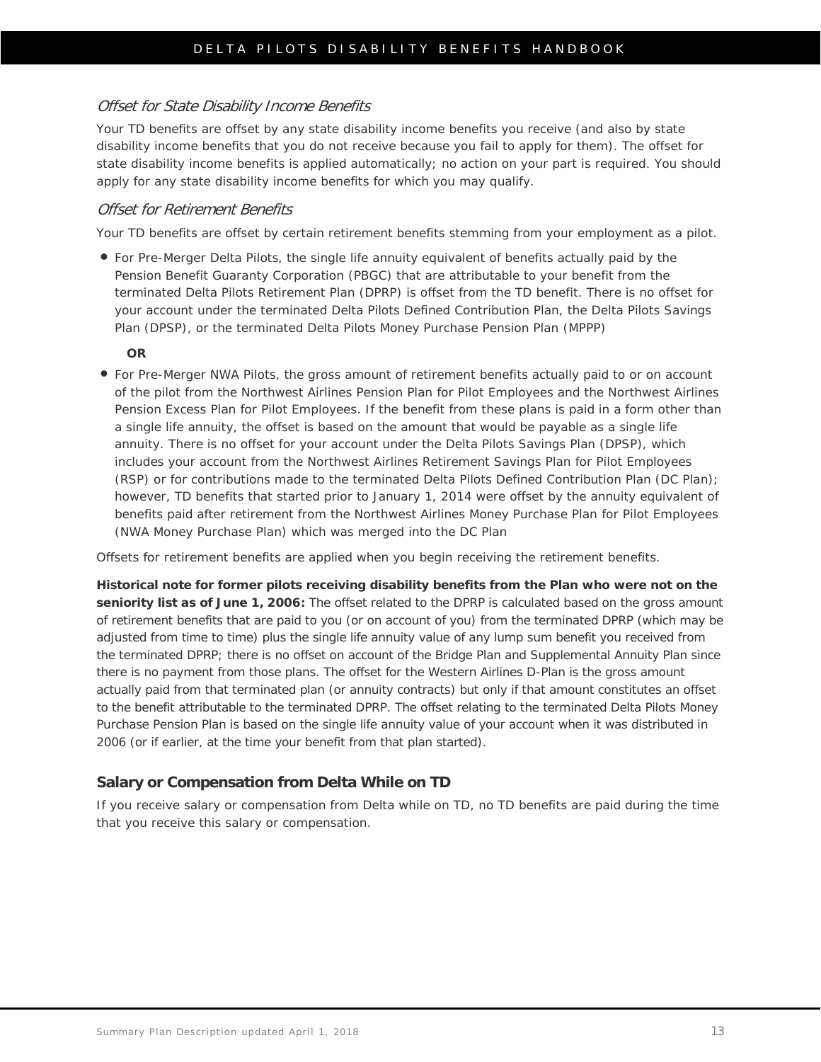*Offset for State Disability Income Benefits*

Your TD benefits are offset by any state disability income benefits you receive (and also by state disability income benefits that you do not receive because you fail to apply for them). The offset for state disability income benefits is applied automatically; no action on your part is required. You should apply for any state disability income benefits for which you may qualify.

*Offset for Retirement Benefits*

Your TD benefits are offset by certain retirement benefits stemming from your employment as a pilot.

- For Pre-Merger Delta Pilots, the single life annuity equivalent of benefits actually paid by the Pension Benefit Guaranty Corporation (PBGC) that are attributable to your benefit from the terminated Delta Pilots Retirement Plan (DPRP) is offset from the TD benefit. There is no offset for your account under the terminated Delta Pilots Defined Contribution Plan, the Delta Pilots Savings Plan (DPSP), or the terminated Delta Pilots Money Purchase Pension Plan (MPPP)

  **OR**

- For Pre-Merger NWA Pilots, the gross amount of retirement benefits actually paid to or on account of the pilot from the Northwest Airlines Pension Plan for Pilot Employees and the Northwest Airlines Pension Excess Plan for Pilot Employees. If the benefit from these plans is paid in a form other than a single life annuity, the offset is based on the amount that would be payable as a single life annuity. There is no offset for your account under the Delta Pilots Savings Plan (DPSP), which includes your account from the Northwest Airlines Retirement Savings Plan for Pilot Employees (RSP) or for contributions made to the terminated Delta Pilots Defined Contribution Plan (DC Plan); however, TD benefits that started prior to January 1, 2014 were offset by the annuity equivalent of benefits paid after retirement from the Northwest Airlines Money Purchase Plan for Pilot Employees (NWA Money Purchase Plan) which was merged into the DC Plan

Offsets for retirement benefits are applied when you begin receiving the retirement benefits.

**Historical note for former pilots receiving disability benefits from the Plan who were not on the seniority list as of June 1, 2006:** The offset related to the DPRP is calculated based on the gross amount of retirement benefits that are paid to you (or on account of you) from the terminated DPRP (which may be adjusted from time to time) plus the single life annuity value of any lump sum benefit you received from the terminated DPRP; there is no offset on account of the Bridge Plan and Supplemental Annuity Plan since there is no payment from those plans. The offset for the Western Airlines D-Plan is the gross amount actually paid from that terminated plan (or annuity contracts) but only if that amount constitutes an offset to the benefit attributable to the terminated DPRP. The offset relating to the terminated Delta Pilots Money Purchase Pension Plan is based on the single life annuity value of your account when it was distributed in 2006 (or if earlier, at the time your benefit from that plan started).

## Salary or Compensation from Delta While on TD

If you receive salary or compensation from Delta while on TD, no TD benefits are paid during the time that you receive this salary or compensation.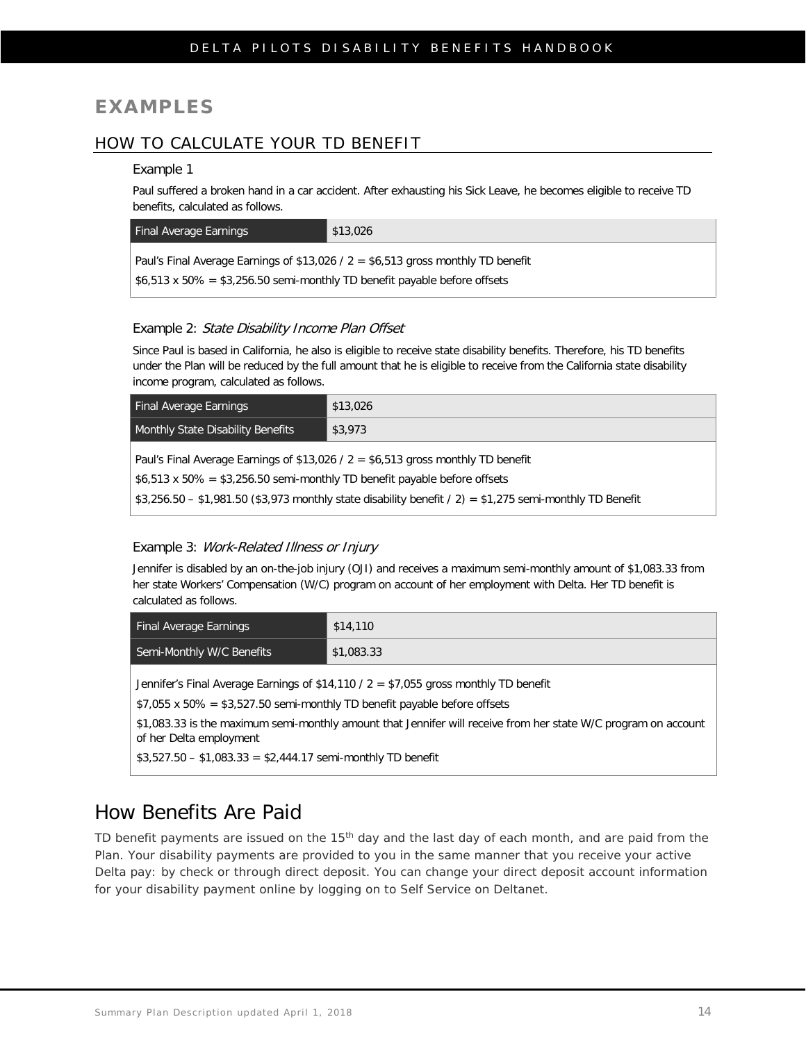## EXAMPLES

### HOW TO CALCULATE YOUR TD BENEFIT

#### Example 1

Paul suffered a broken hand in a car accident. After exhausting his Sick Leave, he becomes eligible to receive TD benefits, calculated as follows.

| Final Average Earnings | $13,026 |
|---|---|

Paul's Final Average Earnings of $13,026 / 2 = $6,513 gross monthly TD benefit

$6,513 x 50% = $3,256.50 semi-monthly TD benefit payable before offsets

#### Example 2: *State Disability Income Plan Offset*

Since Paul is based in California, he also is eligible to receive state disability benefits. Therefore, his TD benefits under the Plan will be reduced by the full amount that he is eligible to receive from the California state disability income program, calculated as follows.

| Final Average Earnings | $13,026 |
|---|---|
| Monthly State Disability Benefits | $3,973 |

Paul's Final Average Earnings of $13,026 / 2 = $6,513 gross monthly TD benefit

$6,513 x 50% = $3,256.50 semi-monthly TD benefit payable before offsets

$3,256.50 – $1,981.50 ($3,973 monthly state disability benefit / 2) = $1,275 semi-monthly TD Benefit

#### Example 3: *Work-Related Illness or Injury*

Jennifer is disabled by an on-the-job injury (OJI) and receives a maximum semi-monthly amount of $1,083.33 from her state Workers' Compensation (W/C) program on account of her employment with Delta. Her TD benefit is calculated as follows.

| Final Average Earnings | $14,110 |
|---|---|
| Semi-Monthly W/C Benefits | $1,083.33 |

Jennifer's Final Average Earnings of $14,110 / 2 = $7,055 gross monthly TD benefit

$7,055 x 50% = $3,527.50 semi-monthly TD benefit payable before offsets

$1,083.33 is the maximum semi-monthly amount that Jennifer will receive from her state W/C program on account of her Delta employment

$3,527.50 – $1,083.33 = $2,444.17 semi-monthly TD benefit

## How Benefits Are Paid

TD benefit payments are issued on the 15th day and the last day of each month, and are paid from the Plan. Your disability payments are provided to you in the same manner that you receive your active Delta pay: by check or through direct deposit. You can change your direct deposit account information for your disability payment online by logging on to Self Service on Deltanet.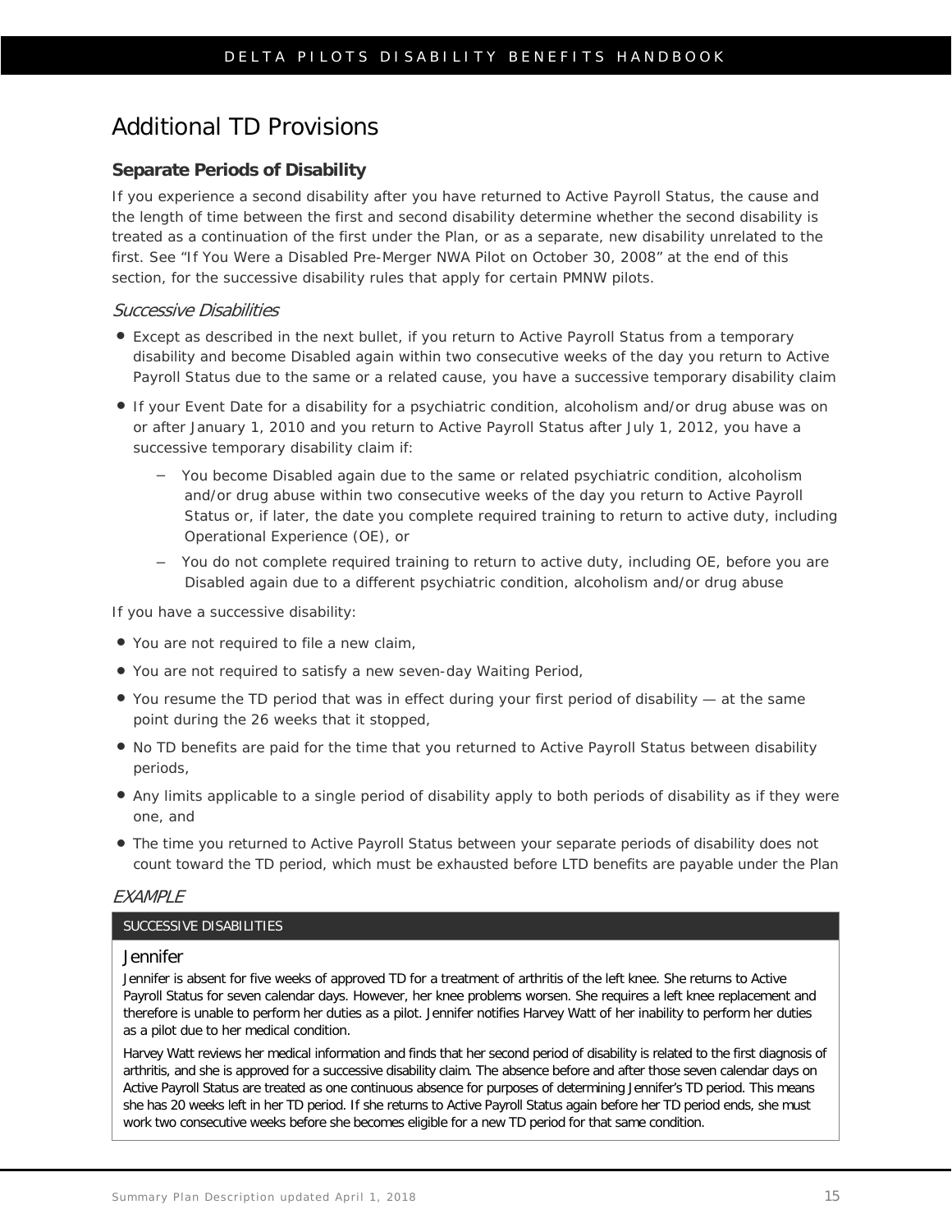# Additional TD Provisions

## Separate Periods of Disability

If you experience a second disability after you have returned to Active Payroll Status, the cause and the length of time between the first and second disability determine whether the second disability is treated as a continuation of the first under the Plan, or as a separate, new disability unrelated to the first. See "If You Were a Disabled Pre-Merger NWA Pilot on October 30, 2008" at the end of this section, for the successive disability rules that apply for certain PMNW pilots.

### *Successive Disabilities*

- Except as described in the next bullet, if you return to Active Payroll Status from a temporary disability and become Disabled again within two consecutive weeks of the day you return to Active Payroll Status due to the same or a related cause, you have a successive temporary disability claim
- If your Event Date for a disability for a psychiatric condition, alcoholism and/or drug abuse was on or after January 1, 2010 and you return to Active Payroll Status after July 1, 2012, you have a successive temporary disability claim if:
  - You become Disabled again due to the same or related psychiatric condition, alcoholism and/or drug abuse within two consecutive weeks of the day you return to Active Payroll Status or, if later, the date you complete required training to return to active duty, including Operational Experience (OE), or
  - You do not complete required training to return to active duty, including OE, before you are Disabled again due to a different psychiatric condition, alcoholism and/or drug abuse

If you have a successive disability:

- You are not required to file a new claim,
- You are not required to satisfy a new seven-day Waiting Period,
- You resume the TD period that was in effect during your first period of disability — at the same point during the 26 weeks that it stopped,
- No TD benefits are paid for the time that you returned to Active Payroll Status between disability periods,
- Any limits applicable to a single period of disability apply to both periods of disability as if they were one, and
- The time you returned to Active Payroll Status between your separate periods of disability does not count toward the TD period, which must be exhausted before LTD benefits are payable under the Plan

### *EXAMPLE*

**SUCCESSIVE DISABILITIES**

**Jennifer**

Jennifer is absent for five weeks of approved TD for a treatment of arthritis of the left knee. She returns to Active Payroll Status for seven calendar days. However, her knee problems worsen. She requires a left knee replacement and therefore is unable to perform her duties as a pilot. Jennifer notifies Harvey Watt of her inability to perform her duties as a pilot due to her medical condition.

Harvey Watt reviews her medical information and finds that her second period of disability is related to the first diagnosis of arthritis, and she is approved for a successive disability claim. The absence before and after those seven calendar days on Active Payroll Status are treated as one continuous absence for purposes of determining Jennifer's TD period. This means she has 20 weeks left in her TD period. If she returns to Active Payroll Status again before her TD period ends, she must work two consecutive weeks before she becomes eligible for a new TD period for that same condition.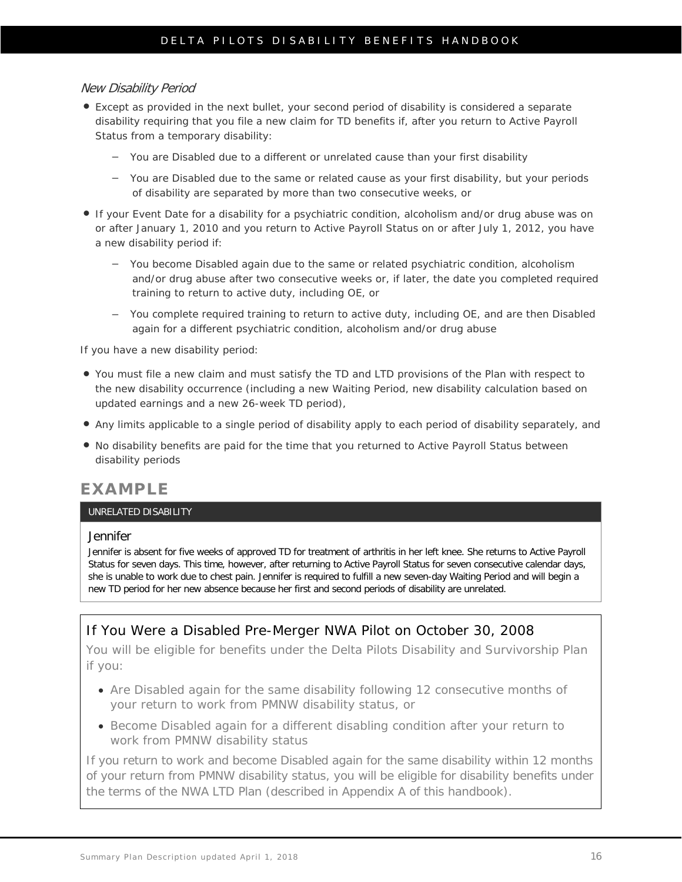*New Disability Period*

- Except as provided in the next bullet, your second period of disability is considered a separate disability requiring that you file a new claim for TD benefits if, after you return to Active Payroll Status from a temporary disability:
  - You are Disabled due to a different or unrelated cause than your first disability
  - You are Disabled due to the same or related cause as your first disability, but your periods of disability are separated by more than two consecutive weeks, or
- If your Event Date for a disability for a psychiatric condition, alcoholism and/or drug abuse was on or after January 1, 2010 and you return to Active Payroll Status on or after July 1, 2012, you have a new disability period if:
  - You become Disabled again due to the same or related psychiatric condition, alcoholism and/or drug abuse after two consecutive weeks or, if later, the date you completed required training to return to active duty, including OE, or
  - You complete required training to return to active duty, including OE, and are then Disabled again for a different psychiatric condition, alcoholism and/or drug abuse

If you have a new disability period:

- You must file a new claim and must satisfy the TD and LTD provisions of the Plan with respect to the new disability occurrence (including a new Waiting Period, new disability calculation based on updated earnings and a new 26-week TD period),
- Any limits applicable to a single period of disability apply to each period of disability separately, and
- No disability benefits are paid for the time that you returned to Active Payroll Status between disability periods

## EXAMPLE

UNRELATED DISABILITY

Jennifer

Jennifer is absent for five weeks of approved TD for treatment of arthritis in her left knee. She returns to Active Payroll Status for seven days. This time, however, after returning to Active Payroll Status for seven consecutive calendar days, she is unable to work due to chest pain. Jennifer is required to fulfill a new seven-day Waiting Period and will begin a new TD period for her new absence because her first and second periods of disability are unrelated.

### If You Were a Disabled Pre-Merger NWA Pilot on October 30, 2008

You will be eligible for benefits under the Delta Pilots Disability and Survivorship Plan if you:

- Are Disabled again for the same disability following 12 consecutive months of your return to work from PMNW disability status, or
- Become Disabled again for a different disabling condition after your return to work from PMNW disability status

If you return to work and become Disabled again for the same disability within 12 months of your return from PMNW disability status, you will be eligible for disability benefits under the terms of the NWA LTD Plan (described in Appendix A of this handbook).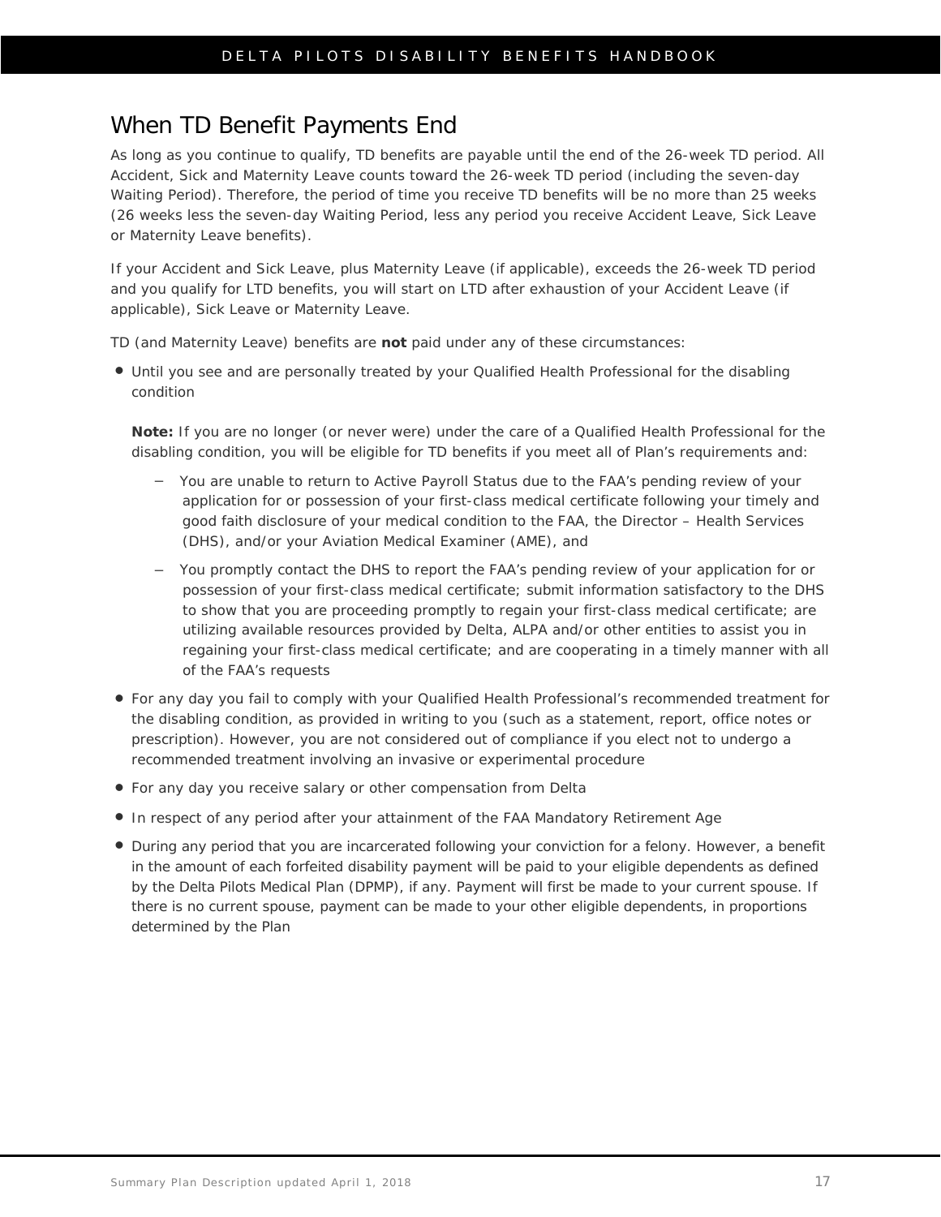## When TD Benefit Payments End

As long as you continue to qualify, TD benefits are payable until the end of the 26-week TD period. All Accident, Sick and Maternity Leave counts toward the 26-week TD period (including the seven-day Waiting Period). Therefore, the period of time you receive TD benefits will be no more than 25 weeks (26 weeks less the seven-day Waiting Period, less any period you receive Accident Leave, Sick Leave or Maternity Leave benefits).

If your Accident and Sick Leave, plus Maternity Leave (if applicable), exceeds the 26-week TD period and you qualify for LTD benefits, you will start on LTD after exhaustion of your Accident Leave (if applicable), Sick Leave or Maternity Leave.

TD (and Maternity Leave) benefits are **not** paid under any of these circumstances:

- Until you see and are personally treated by your Qualified Health Professional for the disabling condition

  **Note:** If you are no longer (or never were) under the care of a Qualified Health Professional for the disabling condition, you will be eligible for TD benefits if you meet all of Plan's requirements and:

  - You are unable to return to Active Payroll Status due to the FAA's pending review of your application for or possession of your first-class medical certificate following your timely and good faith disclosure of your medical condition to the FAA, the Director – Health Services (DHS), and/or your Aviation Medical Examiner (AME), and
  - You promptly contact the DHS to report the FAA's pending review of your application for or possession of your first-class medical certificate; submit information satisfactory to the DHS to show that you are proceeding promptly to regain your first-class medical certificate; are utilizing available resources provided by Delta, ALPA and/or other entities to assist you in regaining your first-class medical certificate; and are cooperating in a timely manner with all of the FAA's requests
- For any day you fail to comply with your Qualified Health Professional's recommended treatment for the disabling condition, as provided in writing to you (such as a statement, report, office notes or prescription). However, you are not considered out of compliance if you elect not to undergo a recommended treatment involving an invasive or experimental procedure
- For any day you receive salary or other compensation from Delta
- In respect of any period after your attainment of the FAA Mandatory Retirement Age
- During any period that you are incarcerated following your conviction for a felony. However, a benefit in the amount of each forfeited disability payment will be paid to your eligible dependents as defined by the Delta Pilots Medical Plan (DPMP), if any. Payment will first be made to your current spouse. If there is no current spouse, payment can be made to your other eligible dependents, in proportions determined by the Plan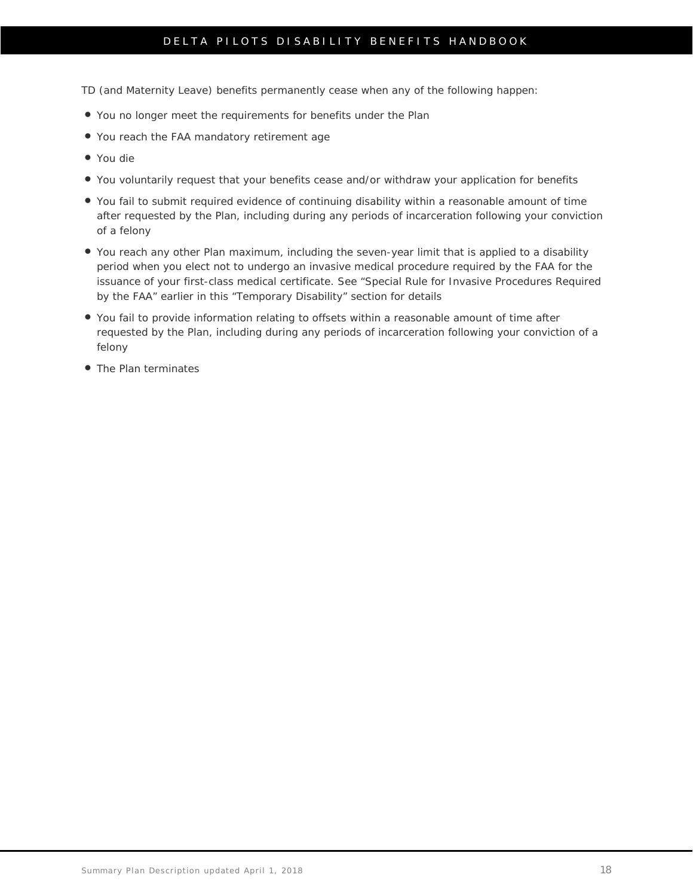TD (and Maternity Leave) benefits permanently cease when any of the following happen:

- You no longer meet the requirements for benefits under the Plan
- You reach the FAA mandatory retirement age
- You die
- You voluntarily request that your benefits cease and/or withdraw your application for benefits
- You fail to submit required evidence of continuing disability within a reasonable amount of time after requested by the Plan, including during any periods of incarceration following your conviction of a felony
- You reach any other Plan maximum, including the seven-year limit that is applied to a disability period when you elect not to undergo an invasive medical procedure required by the FAA for the issuance of your first-class medical certificate. See "Special Rule for Invasive Procedures Required by the FAA" earlier in this "Temporary Disability" section for details
- You fail to provide information relating to offsets within a reasonable amount of time after requested by the Plan, including during any periods of incarceration following your conviction of a felony
- The Plan terminates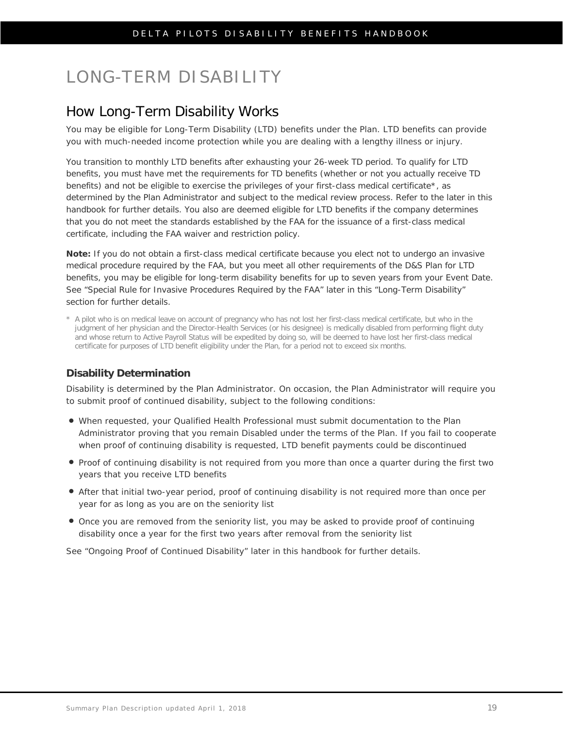# LONG-TERM DISABILITY

## How Long-Term Disability Works

You may be eligible for Long-Term Disability (LTD) benefits under the Plan. LTD benefits can provide you with much-needed income protection while you are dealing with a lengthy illness or injury.

You transition to monthly LTD benefits after exhausting your 26-week TD period. To qualify for LTD benefits, you must have met the requirements for TD benefits (whether or not you actually receive TD benefits) and not be eligible to exercise the privileges of your first-class medical certificate*, as determined by the Plan Administrator and subject to the medical review process. Refer to the later in this handbook for further details. You also are deemed eligible for LTD benefits if the company determines that you do not meet the standards established by the FAA for the issuance of a first-class medical certificate, including the FAA waiver and restriction policy.

**Note:** If you do not obtain a first-class medical certificate because you elect not to undergo an invasive medical procedure required by the FAA, but you meet all other requirements of the D&S Plan for LTD benefits, you may be eligible for long-term disability benefits for up to seven years from your Event Date. See "Special Rule for Invasive Procedures Required by the FAA" later in this "Long-Term Disability" section for further details.

* A pilot who is on medical leave on account of pregnancy who has not lost her first-class medical certificate, but who in the judgment of her physician and the Director-Health Services (or his designee) is medically disabled from performing flight duty and whose return to Active Payroll Status will be expedited by doing so, will be deemed to have lost her first-class medical certificate for purposes of LTD benefit eligibility under the Plan, for a period not to exceed six months.

### Disability Determination

Disability is determined by the Plan Administrator. On occasion, the Plan Administrator will require you to submit proof of continued disability, subject to the following conditions:

- When requested, your Qualified Health Professional must submit documentation to the Plan Administrator proving that you remain Disabled under the terms of the Plan. If you fail to cooperate when proof of continuing disability is requested, LTD benefit payments could be discontinued
- Proof of continuing disability is not required from you more than once a quarter during the first two years that you receive LTD benefits
- After that initial two-year period, proof of continuing disability is not required more than once per year for as long as you are on the seniority list
- Once you are removed from the seniority list, you may be asked to provide proof of continuing disability once a year for the first two years after removal from the seniority list

See "Ongoing Proof of Continued Disability" later in this handbook for further details.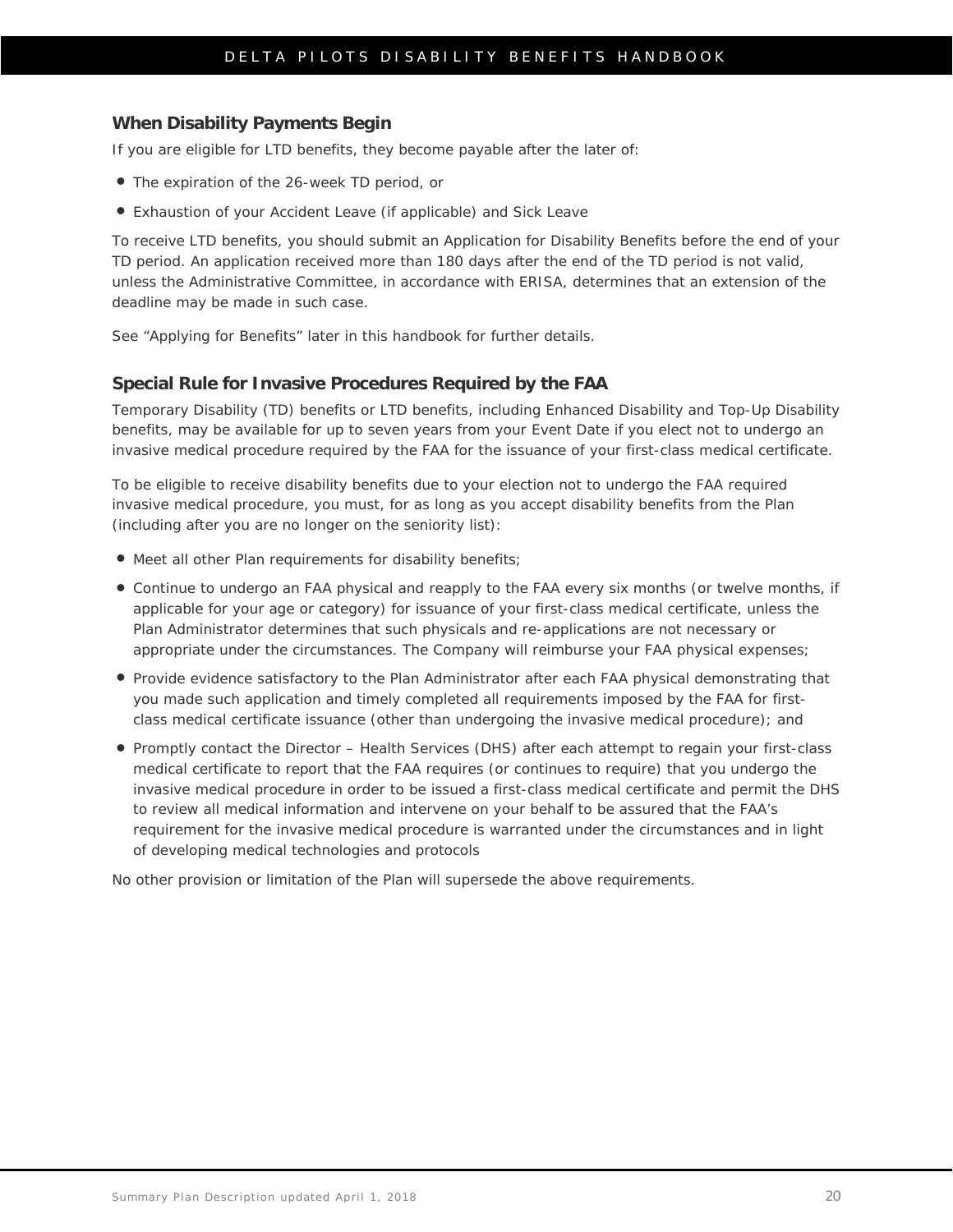### When Disability Payments Begin

If you are eligible for LTD benefits, they become payable after the later of:

- The expiration of the 26-week TD period, or
- Exhaustion of your Accident Leave (if applicable) and Sick Leave

To receive LTD benefits, you should submit an Application for Disability Benefits before the end of your TD period. An application received more than 180 days after the end of the TD period is not valid, unless the Administrative Committee, in accordance with ERISA, determines that an extension of the deadline may be made in such case.

See "Applying for Benefits" later in this handbook for further details.

### Special Rule for Invasive Procedures Required by the FAA

Temporary Disability (TD) benefits or LTD benefits, including Enhanced Disability and Top-Up Disability benefits, may be available for up to seven years from your Event Date if you elect not to undergo an invasive medical procedure required by the FAA for the issuance of your first-class medical certificate.

To be eligible to receive disability benefits due to your election not to undergo the FAA required invasive medical procedure, you must, for as long as you accept disability benefits from the Plan (including after you are no longer on the seniority list):

- Meet all other Plan requirements for disability benefits;
- Continue to undergo an FAA physical and reapply to the FAA every six months (or twelve months, if applicable for your age or category) for issuance of your first-class medical certificate, unless the Plan Administrator determines that such physicals and re-applications are not necessary or appropriate under the circumstances. The Company will reimburse your FAA physical expenses;
- Provide evidence satisfactory to the Plan Administrator after each FAA physical demonstrating that you made such application and timely completed all requirements imposed by the FAA for first-class medical certificate issuance (other than undergoing the invasive medical procedure); and
- Promptly contact the Director – Health Services (DHS) after each attempt to regain your first-class medical certificate to report that the FAA requires (or continues to require) that you undergo the invasive medical procedure in order to be issued a first-class medical certificate and permit the DHS to review all medical information and intervene on your behalf to be assured that the FAA's requirement for the invasive medical procedure is warranted under the circumstances and in light of developing medical technologies and protocols

No other provision or limitation of the Plan will supersede the above requirements.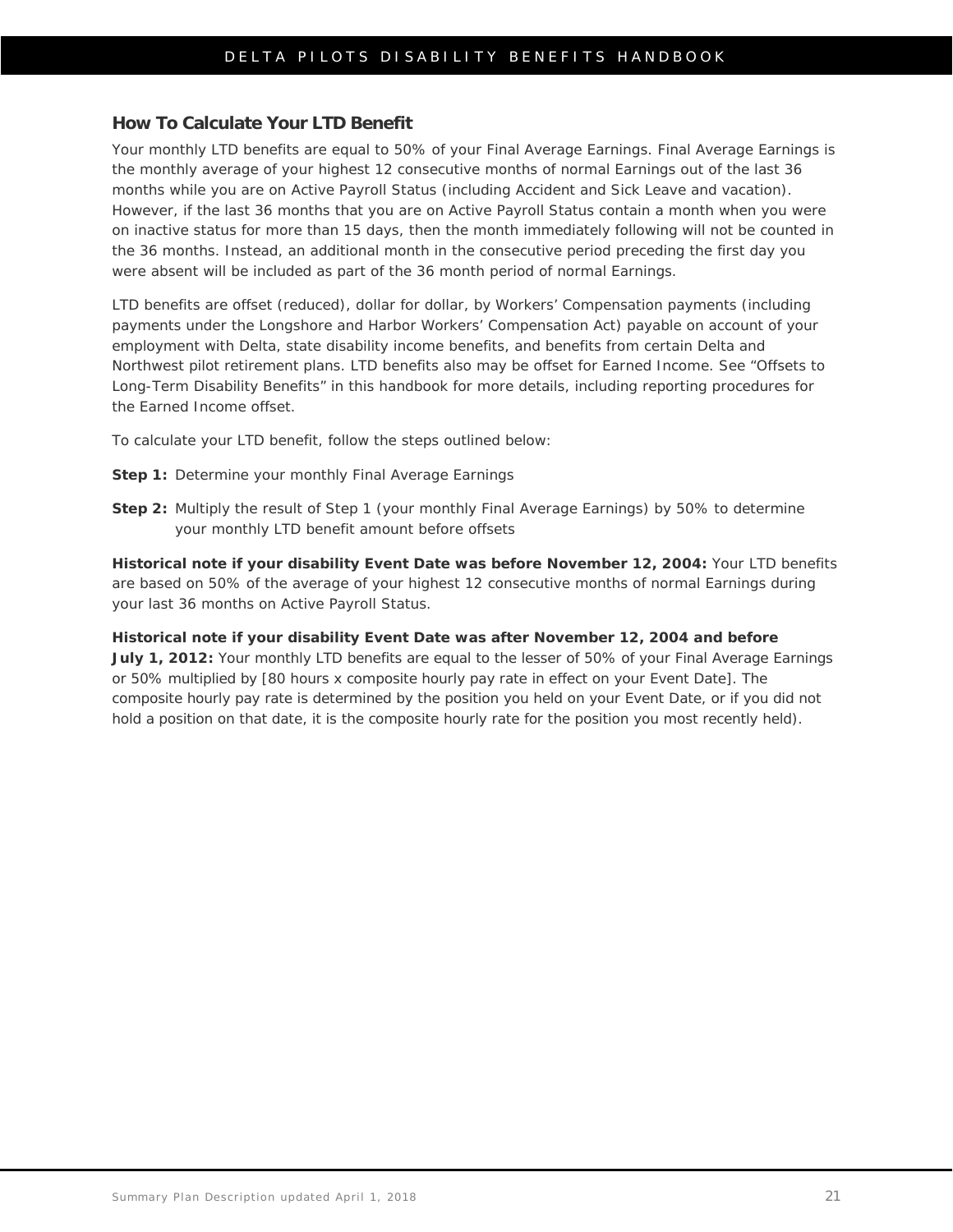## How To Calculate Your LTD Benefit

Your monthly LTD benefits are equal to 50% of your Final Average Earnings. Final Average Earnings is the monthly average of your highest 12 consecutive months of normal Earnings out of the last 36 months while you are on Active Payroll Status (including Accident and Sick Leave and vacation). However, if the last 36 months that you are on Active Payroll Status contain a month when you were on inactive status for more than 15 days, then the month immediately following will not be counted in the 36 months. Instead, an additional month in the consecutive period preceding the first day you were absent will be included as part of the 36 month period of normal Earnings.

LTD benefits are offset (reduced), dollar for dollar, by Workers' Compensation payments (including payments under the Longshore and Harbor Workers' Compensation Act) payable on account of your employment with Delta, state disability income benefits, and benefits from certain Delta and Northwest pilot retirement plans. LTD benefits also may be offset for Earned Income. See "Offsets to Long-Term Disability Benefits" in this handbook for more details, including reporting procedures for the Earned Income offset.

To calculate your LTD benefit, follow the steps outlined below:

**Step 1:** Determine your monthly Final Average Earnings

**Step 2:** Multiply the result of Step 1 (your monthly Final Average Earnings) by 50% to determine your monthly LTD benefit amount before offsets

**Historical note if your disability Event Date was before November 12, 2004:** Your LTD benefits are based on 50% of the average of your highest 12 consecutive months of normal Earnings during your last 36 months on Active Payroll Status.

**Historical note if your disability Event Date was after November 12, 2004 and before July 1, 2012:** Your monthly LTD benefits are equal to the lesser of 50% of your Final Average Earnings or 50% multiplied by [80 hours x composite hourly pay rate in effect on your Event Date]. The composite hourly pay rate is determined by the position you held on your Event Date, or if you did not hold a position on that date, it is the composite hourly rate for the position you most recently held).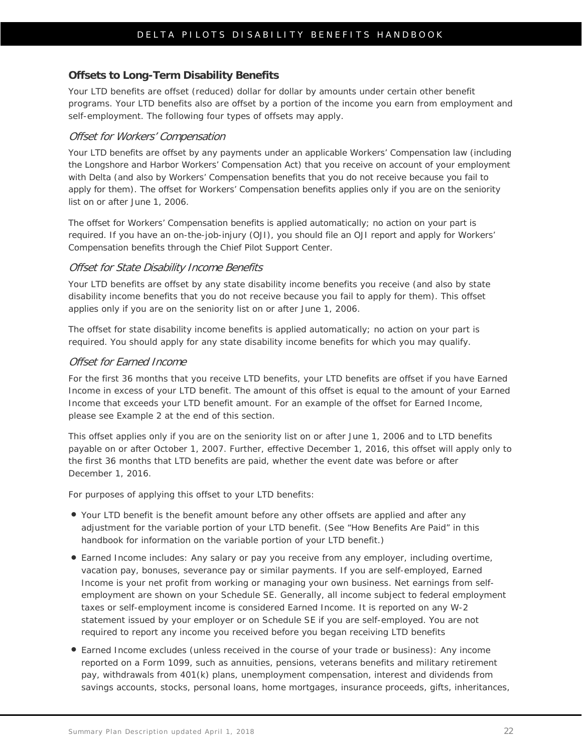## Offsets to Long-Term Disability Benefits

Your LTD benefits are offset (reduced) dollar for dollar by amounts under certain other benefit programs. Your LTD benefits also are offset by a portion of the income you earn from employment and self-employment. The following four types of offsets may apply.

### *Offset for Workers' Compensation*

Your LTD benefits are offset by any payments under an applicable Workers' Compensation law (including the Longshore and Harbor Workers' Compensation Act) that you receive on account of your employment with Delta (and also by Workers' Compensation benefits that you do not receive because you fail to apply for them). The offset for Workers' Compensation benefits applies only if you are on the seniority list on or after June 1, 2006.

The offset for Workers' Compensation benefits is applied automatically; no action on your part is required. If you have an on-the-job-injury (OJI), you should file an OJI report and apply for Workers' Compensation benefits through the Chief Pilot Support Center.

### *Offset for State Disability Income Benefits*

Your LTD benefits are offset by any state disability income benefits you receive (and also by state disability income benefits that you do not receive because you fail to apply for them). This offset applies only if you are on the seniority list on or after June 1, 2006.

The offset for state disability income benefits is applied automatically; no action on your part is required. You should apply for any state disability income benefits for which you may qualify.

### *Offset for Earned Income*

For the first 36 months that you receive LTD benefits, your LTD benefits are offset if you have Earned Income in excess of your LTD benefit. The amount of this offset is equal to the amount of your Earned Income that exceeds your LTD benefit amount. For an example of the offset for Earned Income, please see Example 2 at the end of this section.

This offset applies only if you are on the seniority list on or after June 1, 2006 and to LTD benefits payable on or after October 1, 2007. Further, effective December 1, 2016, this offset will apply only to the first 36 months that LTD benefits are paid, whether the event date was before or after December 1, 2016.

For purposes of applying this offset to your LTD benefits:

- Your LTD benefit is the benefit amount before any other offsets are applied and after any adjustment for the variable portion of your LTD benefit. (See "How Benefits Are Paid" in this handbook for information on the variable portion of your LTD benefit.)
- Earned Income includes: Any salary or pay you receive from any employer, including overtime, vacation pay, bonuses, severance pay or similar payments. If you are self-employed, Earned Income is your net profit from working or managing your own business. Net earnings from self-employment are shown on your Schedule SE. Generally, all income subject to federal employment taxes or self-employment income is considered Earned Income. It is reported on any W-2 statement issued by your employer or on Schedule SE if you are self-employed. You are not required to report any income you received before you began receiving LTD benefits
- Earned Income excludes (unless received in the course of your trade or business): Any income reported on a Form 1099, such as annuities, pensions, veterans benefits and military retirement pay, withdrawals from 401(k) plans, unemployment compensation, interest and dividends from savings accounts, stocks, personal loans, home mortgages, insurance proceeds, gifts, inheritances,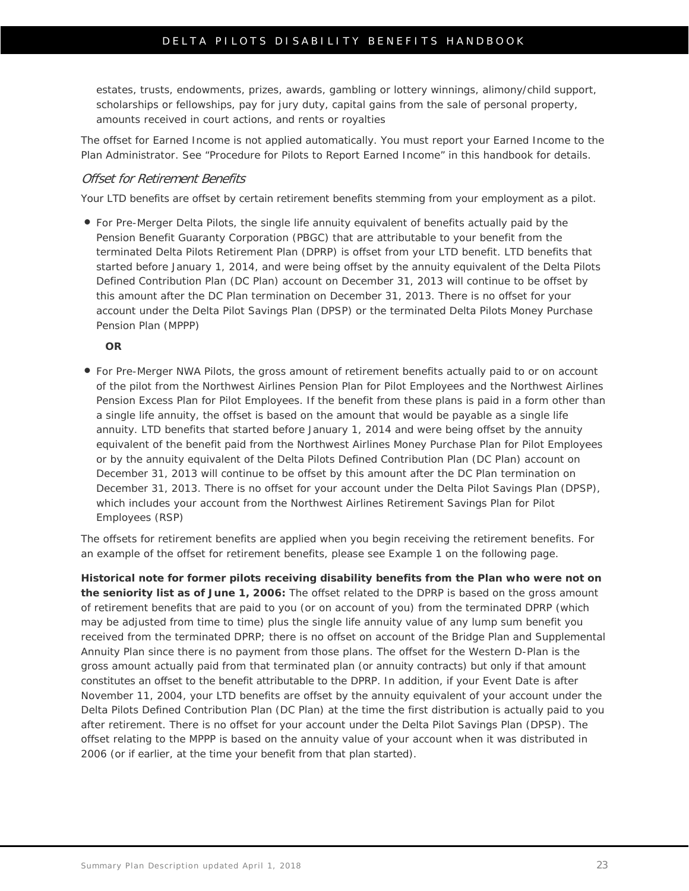estates, trusts, endowments, prizes, awards, gambling or lottery winnings, alimony/child support, scholarships or fellowships, pay for jury duty, capital gains from the sale of personal property, amounts received in court actions, and rents or royalties

The offset for Earned Income is not applied automatically. You must report your Earned Income to the Plan Administrator. See "Procedure for Pilots to Report Earned Income" in this handbook for details.

### *Offset for Retirement Benefits*

Your LTD benefits are offset by certain retirement benefits stemming from your employment as a pilot.

- For Pre-Merger Delta Pilots, the single life annuity equivalent of benefits actually paid by the Pension Benefit Guaranty Corporation (PBGC) that are attributable to your benefit from the terminated Delta Pilots Retirement Plan (DPRP) is offset from your LTD benefit. LTD benefits that started before January 1, 2014, and were being offset by the annuity equivalent of the Delta Pilots Defined Contribution Plan (DC Plan) account on December 31, 2013 will continue to be offset by this amount after the DC Plan termination on December 31, 2013. There is no offset for your account under the Delta Pilot Savings Plan (DPSP) or the terminated Delta Pilots Money Purchase Pension Plan (MPPP)

  **OR**

- For Pre-Merger NWA Pilots, the gross amount of retirement benefits actually paid to or on account of the pilot from the Northwest Airlines Pension Plan for Pilot Employees and the Northwest Airlines Pension Excess Plan for Pilot Employees. If the benefit from these plans is paid in a form other than a single life annuity, the offset is based on the amount that would be payable as a single life annuity. LTD benefits that started before January 1, 2014 and were being offset by the annuity equivalent of the benefit paid from the Northwest Airlines Money Purchase Plan for Pilot Employees or by the annuity equivalent of the Delta Pilots Defined Contribution Plan (DC Plan) account on December 31, 2013 will continue to be offset by this amount after the DC Plan termination on December 31, 2013. There is no offset for your account under the Delta Pilot Savings Plan (DPSP), which includes your account from the Northwest Airlines Retirement Savings Plan for Pilot Employees (RSP)

The offsets for retirement benefits are applied when you begin receiving the retirement benefits. For an example of the offset for retirement benefits, please see Example 1 on the following page.

**Historical note for former pilots receiving disability benefits from the Plan who were not on the seniority list as of June 1, 2006:** The offset related to the DPRP is based on the gross amount of retirement benefits that are paid to you (or on account of you) from the terminated DPRP (which may be adjusted from time to time) plus the single life annuity value of any lump sum benefit you received from the terminated DPRP; there is no offset on account of the Bridge Plan and Supplemental Annuity Plan since there is no payment from those plans. The offset for the Western D-Plan is the gross amount actually paid from that terminated plan (or annuity contracts) but only if that amount constitutes an offset to the benefit attributable to the DPRP. In addition, if your Event Date is after November 11, 2004, your LTD benefits are offset by the annuity equivalent of your account under the Delta Pilots Defined Contribution Plan (DC Plan) at the time the first distribution is actually paid to you after retirement. There is no offset for your account under the Delta Pilot Savings Plan (DPSP). The offset relating to the MPPP is based on the annuity value of your account when it was distributed in 2006 (or if earlier, at the time your benefit from that plan started).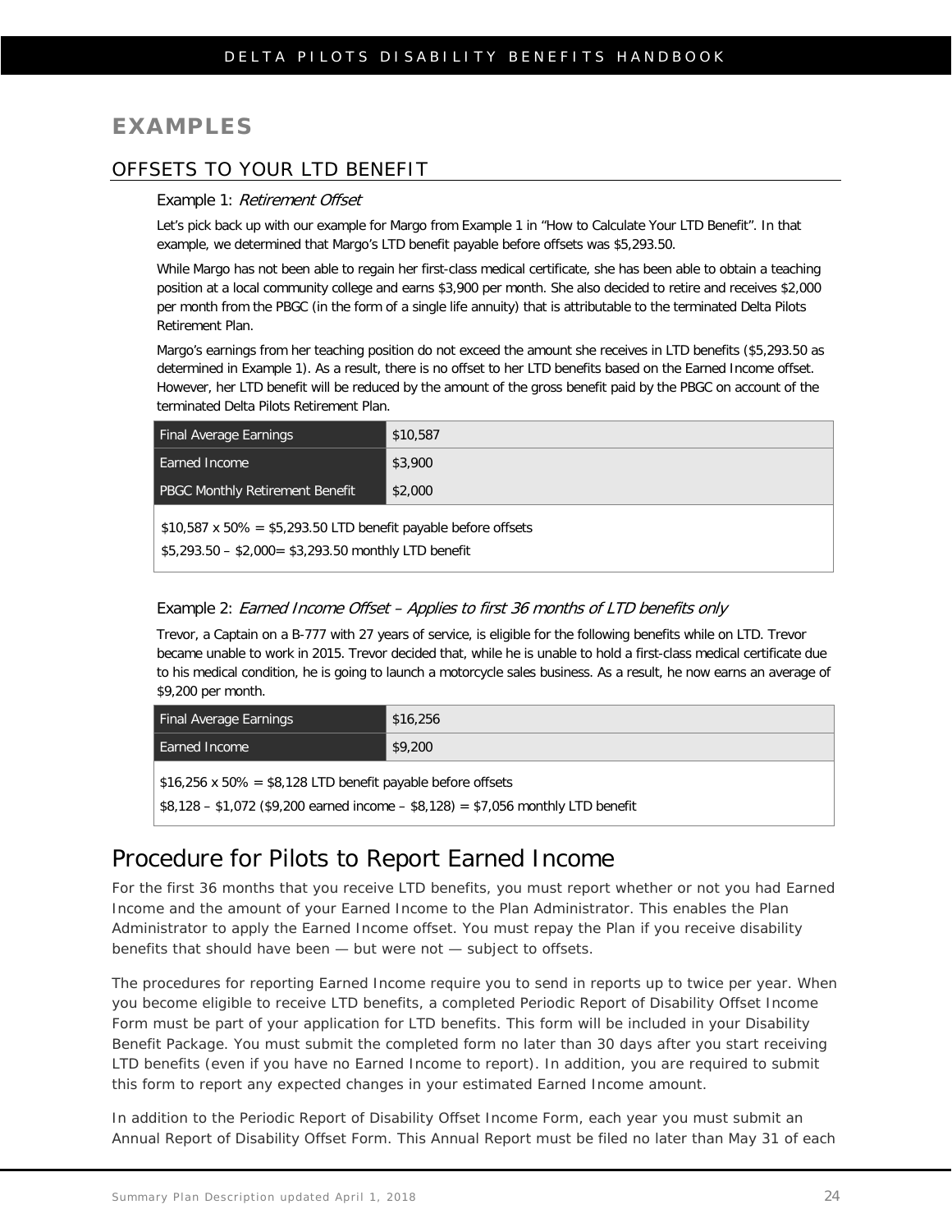# EXAMPLES

## OFFSETS TO YOUR LTD BENEFIT

### Example 1: *Retirement Offset*

Let's pick back up with our example for Margo from Example 1 in "How to Calculate Your LTD Benefit". In that example, we determined that Margo's LTD benefit payable before offsets was $5,293.50.

While Margo has not been able to regain her first-class medical certificate, she has been able to obtain a teaching position at a local community college and earns $3,900 per month. She also decided to retire and receives $2,000 per month from the PBGC (in the form of a single life annuity) that is attributable to the terminated Delta Pilots Retirement Plan.

Margo's earnings from her teaching position do not exceed the amount she receives in LTD benefits ($5,293.50 as determined in Example 1). As a result, there is no offset to her LTD benefits based on the Earned Income offset. However, her LTD benefit will be reduced by the amount of the gross benefit paid by the PBGC on account of the terminated Delta Pilots Retirement Plan.

| Final Average Earnings | $10,587 |
|---|---|
| Earned Income | $3,900 |
| PBGC Monthly Retirement Benefit | $2,000 |

$10,587 x 50% = $5,293.50 LTD benefit payable before offsets

$5,293.50 – $2,000= $3,293.50 monthly LTD benefit

### Example 2: *Earned Income Offset – Applies to first 36 months of LTD benefits only*

Trevor, a Captain on a B-777 with 27 years of service, is eligible for the following benefits while on LTD. Trevor became unable to work in 2015. Trevor decided that, while he is unable to hold a first-class medical certificate due to his medical condition, he is going to launch a motorcycle sales business. As a result, he now earns an average of $9,200 per month.

| Final Average Earnings | $16,256 |
|---|---|
| Earned Income | $9,200 |

$16,256 x 50% = $8,128 LTD benefit payable before offsets

$8,128 – $1,072 ($9,200 earned income – $8,128) = $7,056 monthly LTD benefit

# Procedure for Pilots to Report Earned Income

For the first 36 months that you receive LTD benefits, you must report whether or not you had Earned Income and the amount of your Earned Income to the Plan Administrator. This enables the Plan Administrator to apply the Earned Income offset. You must repay the Plan if you receive disability benefits that should have been — but were not — subject to offsets.

The procedures for reporting Earned Income require you to send in reports up to twice per year. When you become eligible to receive LTD benefits, a completed Periodic Report of Disability Offset Income Form must be part of your application for LTD benefits. This form will be included in your Disability Benefit Package. You must submit the completed form no later than 30 days after you start receiving LTD benefits (even if you have no Earned Income to report). In addition, you are required to submit this form to report any expected changes in your estimated Earned Income amount.

In addition to the Periodic Report of Disability Offset Income Form, each year you must submit an Annual Report of Disability Offset Form. This Annual Report must be filed no later than May 31 of each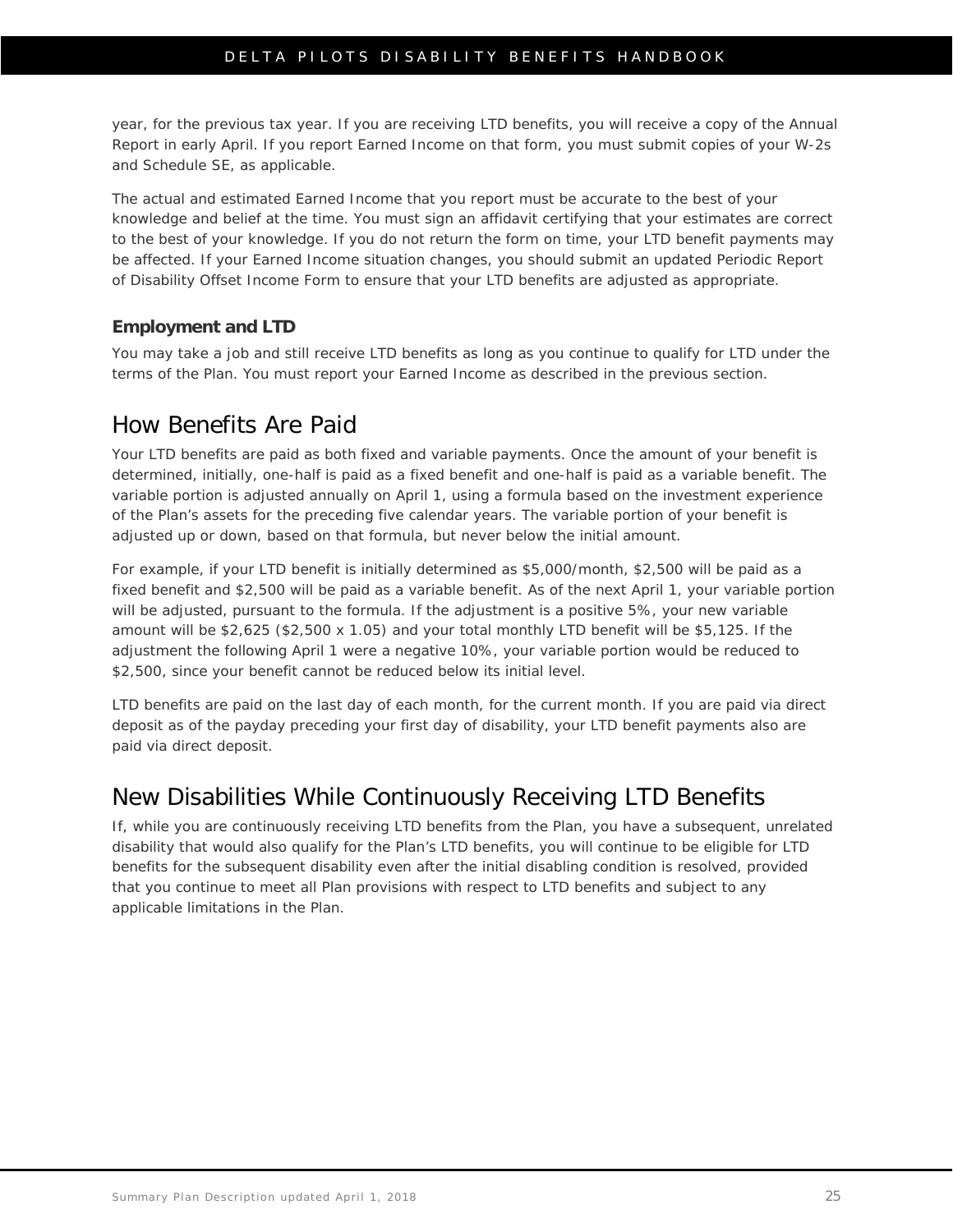year, for the previous tax year. If you are receiving LTD benefits, you will receive a copy of the Annual Report in early April. If you report Earned Income on that form, you must submit copies of your W-2s and Schedule SE, as applicable.

The actual and estimated Earned Income that you report must be accurate to the best of your knowledge and belief at the time. You must sign an affidavit certifying that your estimates are correct to the best of your knowledge. If you do not return the form on time, your LTD benefit payments may be affected. If your Earned Income situation changes, you should submit an updated Periodic Report of Disability Offset Income Form to ensure that your LTD benefits are adjusted as appropriate.

### Employment and LTD

You may take a job and still receive LTD benefits as long as you continue to qualify for LTD under the terms of the Plan. You must report your Earned Income as described in the previous section.

## How Benefits Are Paid

Your LTD benefits are paid as both fixed and variable payments. Once the amount of your benefit is determined, initially, one-half is paid as a fixed benefit and one-half is paid as a variable benefit. The variable portion is adjusted annually on April 1, using a formula based on the investment experience of the Plan's assets for the preceding five calendar years. The variable portion of your benefit is adjusted up or down, based on that formula, but never below the initial amount.

For example, if your LTD benefit is initially determined as $5,000/month, $2,500 will be paid as a fixed benefit and $2,500 will be paid as a variable benefit. As of the next April 1, your variable portion will be adjusted, pursuant to the formula. If the adjustment is a positive 5%, your new variable amount will be $2,625 ($2,500 x 1.05) and your total monthly LTD benefit will be $5,125. If the adjustment the following April 1 were a negative 10%, your variable portion would be reduced to $2,500, since your benefit cannot be reduced below its initial level.

LTD benefits are paid on the last day of each month, for the current month. If you are paid via direct deposit as of the payday preceding your first day of disability, your LTD benefit payments also are paid via direct deposit.

## New Disabilities While Continuously Receiving LTD Benefits

If, while you are continuously receiving LTD benefits from the Plan, you have a subsequent, unrelated disability that would also qualify for the Plan's LTD benefits, you will continue to be eligible for LTD benefits for the subsequent disability even after the initial disabling condition is resolved, provided that you continue to meet all Plan provisions with respect to LTD benefits and subject to any applicable limitations in the Plan.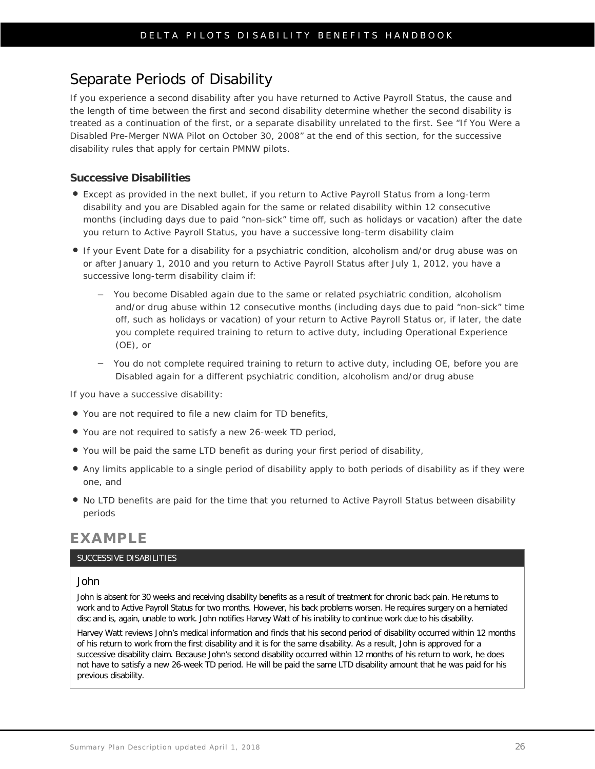## Separate Periods of Disability

If you experience a second disability after you have returned to Active Payroll Status, the cause and the length of time between the first and second disability determine whether the second disability is treated as a continuation of the first, or a separate disability unrelated to the first. See "If You Were a Disabled Pre-Merger NWA Pilot on October 30, 2008" at the end of this section, for the successive disability rules that apply for certain PMNW pilots.

### Successive Disabilities

- Except as provided in the next bullet, if you return to Active Payroll Status from a long-term disability and you are Disabled again for the same or related disability within 12 consecutive months (including days due to paid "non-sick" time off, such as holidays or vacation) after the date you return to Active Payroll Status, you have a successive long-term disability claim
- If your Event Date for a disability for a psychiatric condition, alcoholism and/or drug abuse was on or after January 1, 2010 and you return to Active Payroll Status after July 1, 2012, you have a successive long-term disability claim if:
  - You become Disabled again due to the same or related psychiatric condition, alcoholism and/or drug abuse within 12 consecutive months (including days due to paid "non-sick" time off, such as holidays or vacation) of your return to Active Payroll Status or, if later, the date you complete required training to return to active duty, including Operational Experience (OE), or
  - You do not complete required training to return to active duty, including OE, before you are Disabled again for a different psychiatric condition, alcoholism and/or drug abuse

If you have a successive disability:

- You are not required to file a new claim for TD benefits,
- You are not required to satisfy a new 26-week TD period,
- You will be paid the same LTD benefit as during your first period of disability,
- Any limits applicable to a single period of disability apply to both periods of disability as if they were one, and
- No LTD benefits are paid for the time that you returned to Active Payroll Status between disability periods

## EXAMPLE

**SUCCESSIVE DISABILITIES**

**John**

John is absent for 30 weeks and receiving disability benefits as a result of treatment for chronic back pain. He returns to work and to Active Payroll Status for two months. However, his back problems worsen. He requires surgery on a herniated disc and is, again, unable to work. John notifies Harvey Watt of his inability to continue work due to his disability.

Harvey Watt reviews John's medical information and finds that his second period of disability occurred within 12 months of his return to work from the first disability and it is for the same disability. As a result, John is approved for a successive disability claim. Because John's second disability occurred within 12 months of his return to work, he does not have to satisfy a new 26-week TD period. He will be paid the same LTD disability amount that he was paid for his previous disability.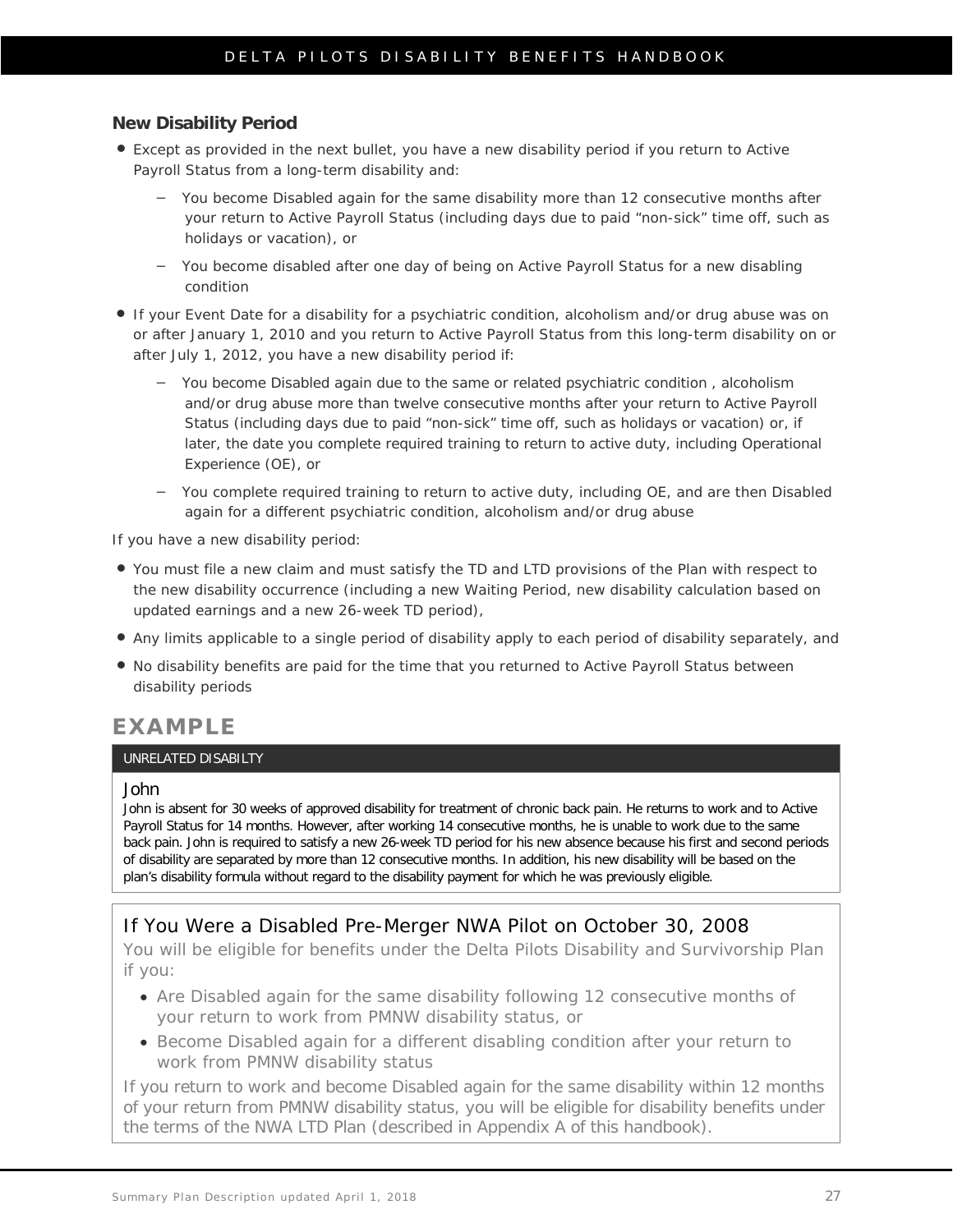### New Disability Period

- Except as provided in the next bullet, you have a new disability period if you return to Active Payroll Status from a long-term disability and:
  - You become Disabled again for the same disability more than 12 consecutive months after your return to Active Payroll Status (including days due to paid "non-sick" time off, such as holidays or vacation), or
  - You become disabled after one day of being on Active Payroll Status for a new disabling condition
- If your Event Date for a disability for a psychiatric condition, alcoholism and/or drug abuse was on or after January 1, 2010 and you return to Active Payroll Status from this long-term disability on or after July 1, 2012, you have a new disability period if:
  - You become Disabled again due to the same or related psychiatric condition , alcoholism and/or drug abuse more than twelve consecutive months after your return to Active Payroll Status (including days due to paid "non-sick" time off, such as holidays or vacation) or, if later, the date you complete required training to return to active duty, including Operational Experience (OE), or
  - You complete required training to return to active duty, including OE, and are then Disabled again for a different psychiatric condition, alcoholism and/or drug abuse

If you have a new disability period:

- You must file a new claim and must satisfy the TD and LTD provisions of the Plan with respect to the new disability occurrence (including a new Waiting Period, new disability calculation based on updated earnings and a new 26-week TD period),
- Any limits applicable to a single period of disability apply to each period of disability separately, and
- No disability benefits are paid for the time that you returned to Active Payroll Status between disability periods

## EXAMPLE

UNRELATED DISABILTY

John

John is absent for 30 weeks of approved disability for treatment of chronic back pain. He returns to work and to Active Payroll Status for 14 months. However, after working 14 consecutive months, he is unable to work due to the same back pain. John is required to satisfy a new 26-week TD period for his new absence because his first and second periods of disability are separated by more than 12 consecutive months. In addition, his new disability will be based on the plan's disability formula without regard to the disability payment for which he was previously eligible.

### If You Were a Disabled Pre-Merger NWA Pilot on October 30, 2008

You will be eligible for benefits under the Delta Pilots Disability and Survivorship Plan if you:

- Are Disabled again for the same disability following 12 consecutive months of your return to work from PMNW disability status, or
- Become Disabled again for a different disabling condition after your return to work from PMNW disability status

If you return to work and become Disabled again for the same disability within 12 months of your return from PMNW disability status, you will be eligible for disability benefits under the terms of the NWA LTD Plan (described in Appendix A of this handbook).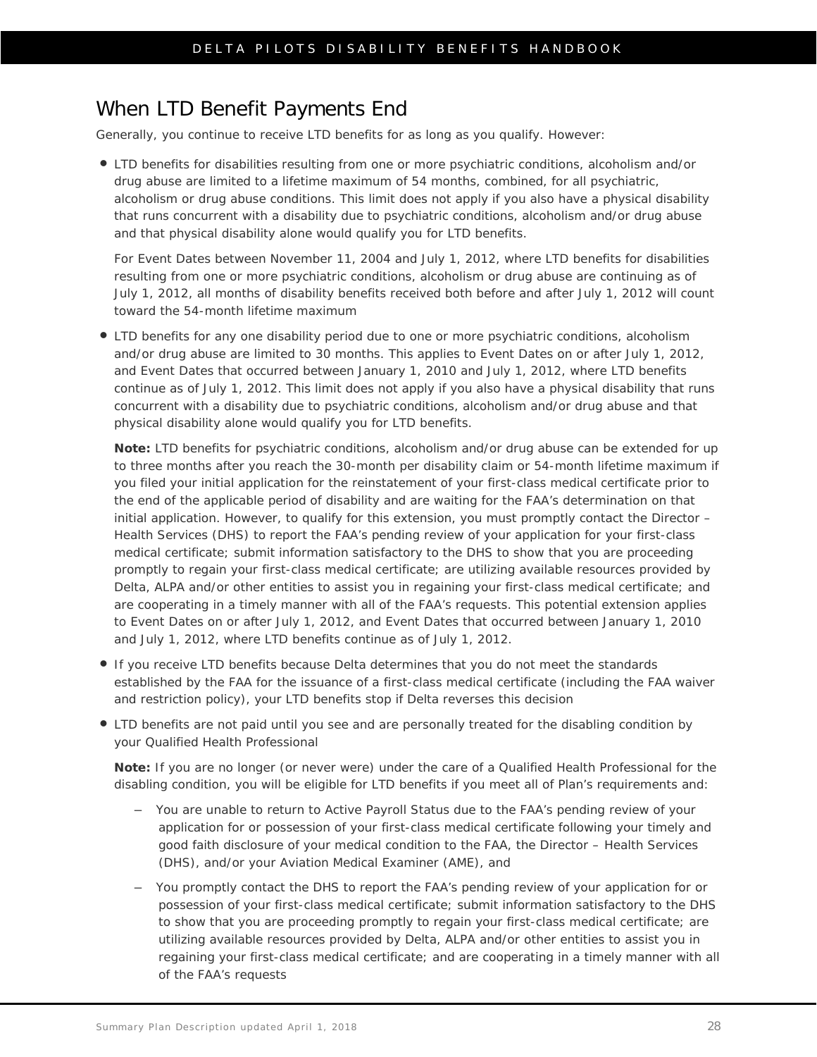## When LTD Benefit Payments End

Generally, you continue to receive LTD benefits for as long as you qualify. However:

- LTD benefits for disabilities resulting from one or more psychiatric conditions, alcoholism and/or drug abuse are limited to a lifetime maximum of 54 months, combined, for all psychiatric, alcoholism or drug abuse conditions. This limit does not apply if you also have a physical disability that runs concurrent with a disability due to psychiatric conditions, alcoholism and/or drug abuse and that physical disability alone would qualify you for LTD benefits.

  For Event Dates between November 11, 2004 and July 1, 2012, where LTD benefits for disabilities resulting from one or more psychiatric conditions, alcoholism or drug abuse are continuing as of July 1, 2012, all months of disability benefits received both before and after July 1, 2012 will count toward the 54-month lifetime maximum

- LTD benefits for any one disability period due to one or more psychiatric conditions, alcoholism and/or drug abuse are limited to 30 months. This applies to Event Dates on or after July 1, 2012, and Event Dates that occurred between January 1, 2010 and July 1, 2012, where LTD benefits continue as of July 1, 2012. This limit does not apply if you also have a physical disability that runs concurrent with a disability due to psychiatric conditions, alcoholism and/or drug abuse and that physical disability alone would qualify you for LTD benefits.

  **Note:** LTD benefits for psychiatric conditions, alcoholism and/or drug abuse can be extended for up to three months after you reach the 30-month per disability claim or 54-month lifetime maximum if you filed your initial application for the reinstatement of your first-class medical certificate prior to the end of the applicable period of disability and are waiting for the FAA's determination on that initial application. However, to qualify for this extension, you must promptly contact the Director – Health Services (DHS) to report the FAA's pending review of your application for your first-class medical certificate; submit information satisfactory to the DHS to show that you are proceeding promptly to regain your first-class medical certificate; are utilizing available resources provided by Delta, ALPA and/or other entities to assist you in regaining your first-class medical certificate; and are cooperating in a timely manner with all of the FAA's requests. This potential extension applies to Event Dates on or after July 1, 2012, and Event Dates that occurred between January 1, 2010 and July 1, 2012, where LTD benefits continue as of July 1, 2012.

- If you receive LTD benefits because Delta determines that you do not meet the standards established by the FAA for the issuance of a first-class medical certificate (including the FAA waiver and restriction policy), your LTD benefits stop if Delta reverses this decision

- LTD benefits are not paid until you see and are personally treated for the disabling condition by your Qualified Health Professional

  **Note:** If you are no longer (or never were) under the care of a Qualified Health Professional for the disabling condition, you will be eligible for LTD benefits if you meet all of Plan's requirements and:

  - You are unable to return to Active Payroll Status due to the FAA's pending review of your application for or possession of your first-class medical certificate following your timely and good faith disclosure of your medical condition to the FAA, the Director – Health Services (DHS), and/or your Aviation Medical Examiner (AME), and
  - You promptly contact the DHS to report the FAA's pending review of your application for or possession of your first-class medical certificate; submit information satisfactory to the DHS to show that you are proceeding promptly to regain your first-class medical certificate; are utilizing available resources provided by Delta, ALPA and/or other entities to assist you in regaining your first-class medical certificate; and are cooperating in a timely manner with all of the FAA's requests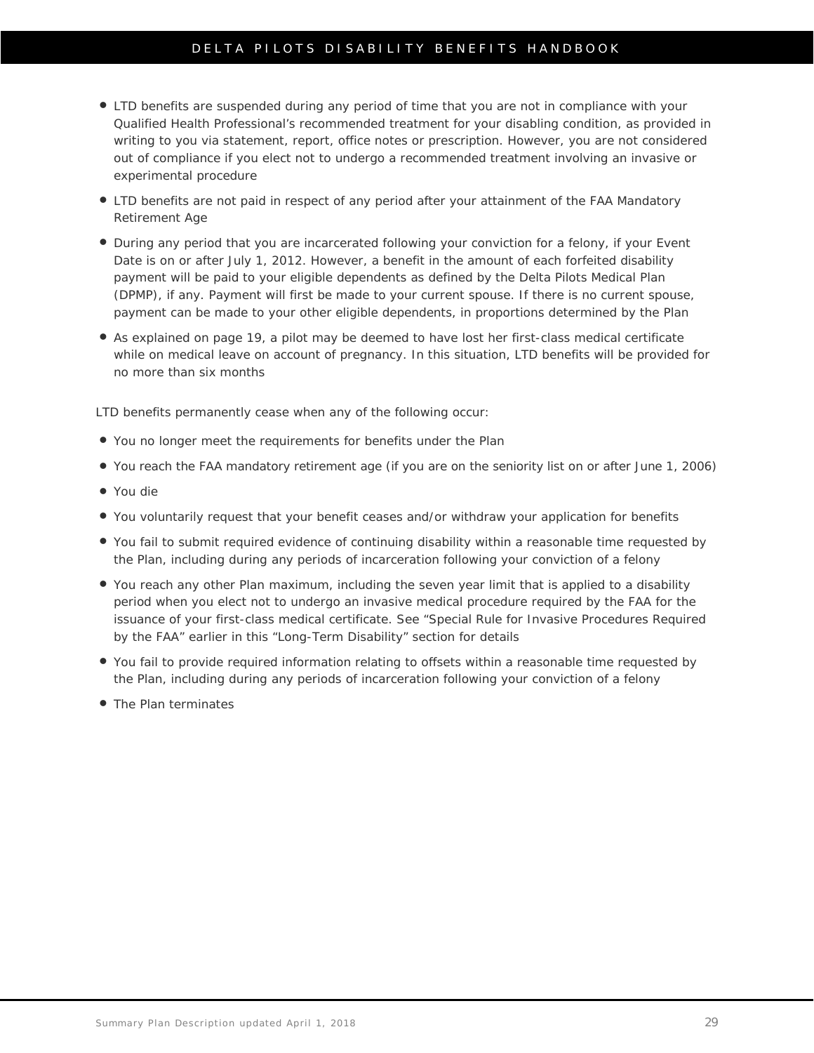- LTD benefits are suspended during any period of time that you are not in compliance with your Qualified Health Professional's recommended treatment for your disabling condition, as provided in writing to you via statement, report, office notes or prescription. However, you are not considered out of compliance if you elect not to undergo a recommended treatment involving an invasive or experimental procedure
- LTD benefits are not paid in respect of any period after your attainment of the FAA Mandatory Retirement Age
- During any period that you are incarcerated following your conviction for a felony, if your Event Date is on or after July 1, 2012. However, a benefit in the amount of each forfeited disability payment will be paid to your eligible dependents as defined by the Delta Pilots Medical Plan (DPMP), if any. Payment will first be made to your current spouse. If there is no current spouse, payment can be made to your other eligible dependents, in proportions determined by the Plan
- As explained on page 19, a pilot may be deemed to have lost her first-class medical certificate while on medical leave on account of pregnancy. In this situation, LTD benefits will be provided for no more than six months

LTD benefits permanently cease when any of the following occur:

- You no longer meet the requirements for benefits under the Plan
- You reach the FAA mandatory retirement age (if you are on the seniority list on or after June 1, 2006)
- You die
- You voluntarily request that your benefit ceases and/or withdraw your application for benefits
- You fail to submit required evidence of continuing disability within a reasonable time requested by the Plan, including during any periods of incarceration following your conviction of a felony
- You reach any other Plan maximum, including the seven year limit that is applied to a disability period when you elect not to undergo an invasive medical procedure required by the FAA for the issuance of your first-class medical certificate. See "Special Rule for Invasive Procedures Required by the FAA" earlier in this "Long-Term Disability" section for details
- You fail to provide required information relating to offsets within a reasonable time requested by the Plan, including during any periods of incarceration following your conviction of a felony
- The Plan terminates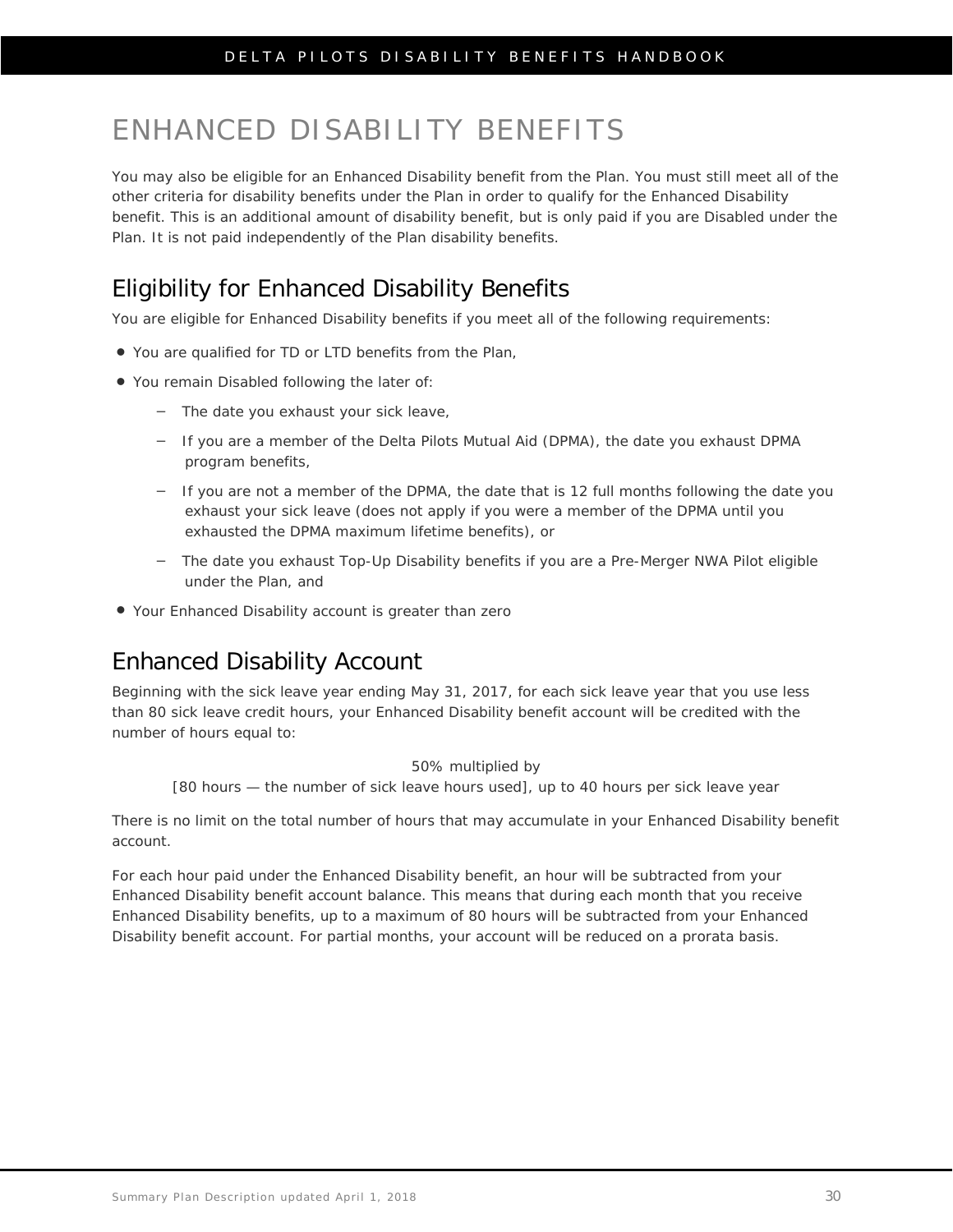# ENHANCED DISABILITY BENEFITS

You may also be eligible for an Enhanced Disability benefit from the Plan. You must still meet all of the other criteria for disability benefits under the Plan in order to qualify for the Enhanced Disability benefit. This is an additional amount of disability benefit, but is only paid if you are Disabled under the Plan. It is not paid independently of the Plan disability benefits.

## Eligibility for Enhanced Disability Benefits

You are eligible for Enhanced Disability benefits if you meet all of the following requirements:

- You are qualified for TD or LTD benefits from the Plan,
- You remain Disabled following the later of:
  - The date you exhaust your sick leave,
  - If you are a member of the Delta Pilots Mutual Aid (DPMA), the date you exhaust DPMA program benefits,
  - If you are not a member of the DPMA, the date that is 12 full months following the date you exhaust your sick leave (does not apply if you were a member of the DPMA until you exhausted the DPMA maximum lifetime benefits), or
  - The date you exhaust Top-Up Disability benefits if you are a Pre-Merger NWA Pilot eligible under the Plan, and
- Your Enhanced Disability account is greater than zero

## Enhanced Disability Account

Beginning with the sick leave year ending May 31, 2017, for each sick leave year that you use less than 80 sick leave credit hours, your Enhanced Disability benefit account will be credited with the number of hours equal to:

50% multiplied by
[80 hours — the number of sick leave hours used], up to 40 hours per sick leave year

There is no limit on the total number of hours that may accumulate in your Enhanced Disability benefit account.

For each hour paid under the Enhanced Disability benefit, an hour will be subtracted from your Enhanced Disability benefit account balance. This means that during each month that you receive Enhanced Disability benefits, up to a maximum of 80 hours will be subtracted from your Enhanced Disability benefit account. For partial months, your account will be reduced on a prorata basis.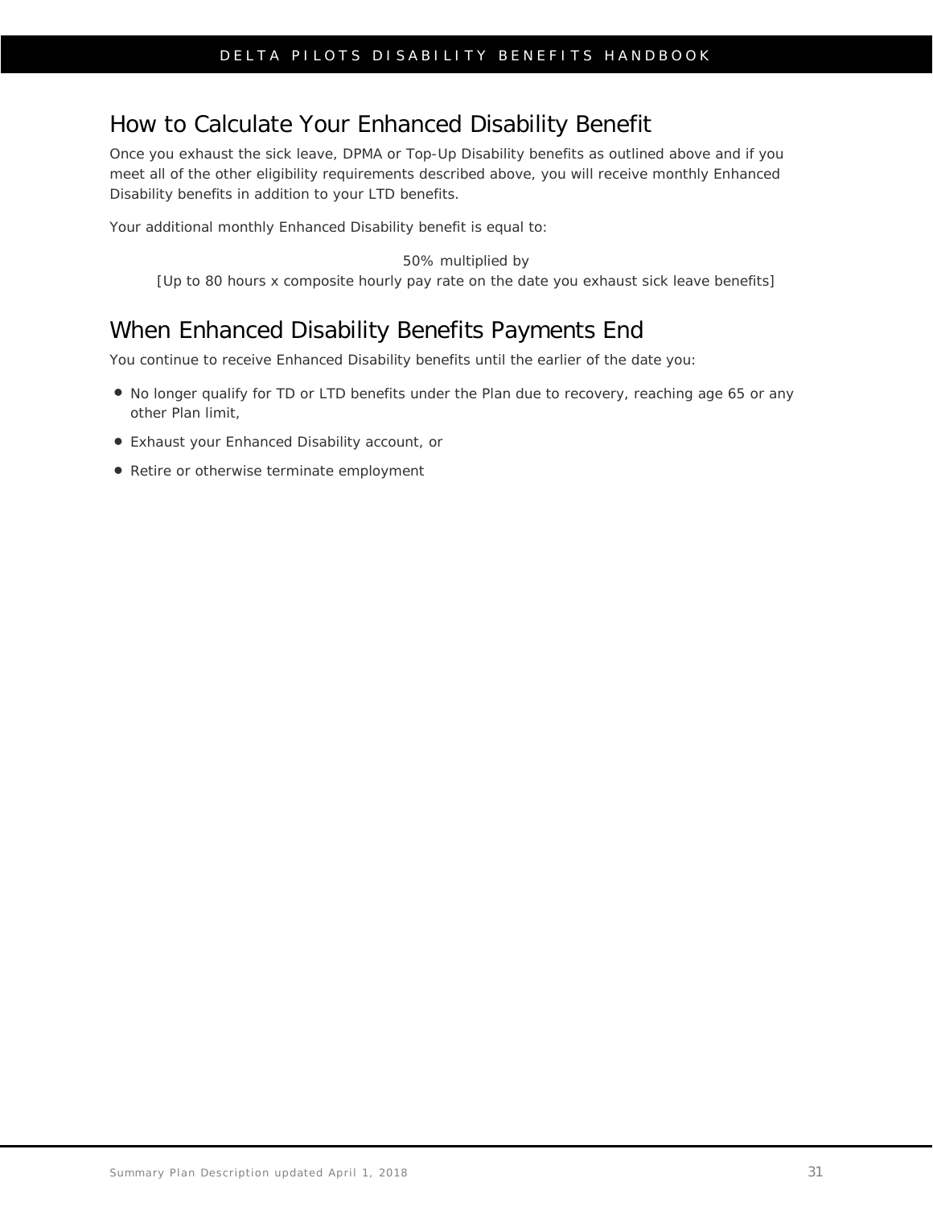## How to Calculate Your Enhanced Disability Benefit

Once you exhaust the sick leave, DPMA or Top-Up Disability benefits as outlined above and if you meet all of the other eligibility requirements described above, you will receive monthly Enhanced Disability benefits in addition to your LTD benefits.

Your additional monthly Enhanced Disability benefit is equal to:

50% multiplied by
[Up to 80 hours x composite hourly pay rate on the date you exhaust sick leave benefits]

## When Enhanced Disability Benefits Payments End

You continue to receive Enhanced Disability benefits until the earlier of the date you:

- No longer qualify for TD or LTD benefits under the Plan due to recovery, reaching age 65 or any other Plan limit,
- Exhaust your Enhanced Disability account, or
- Retire or otherwise terminate employment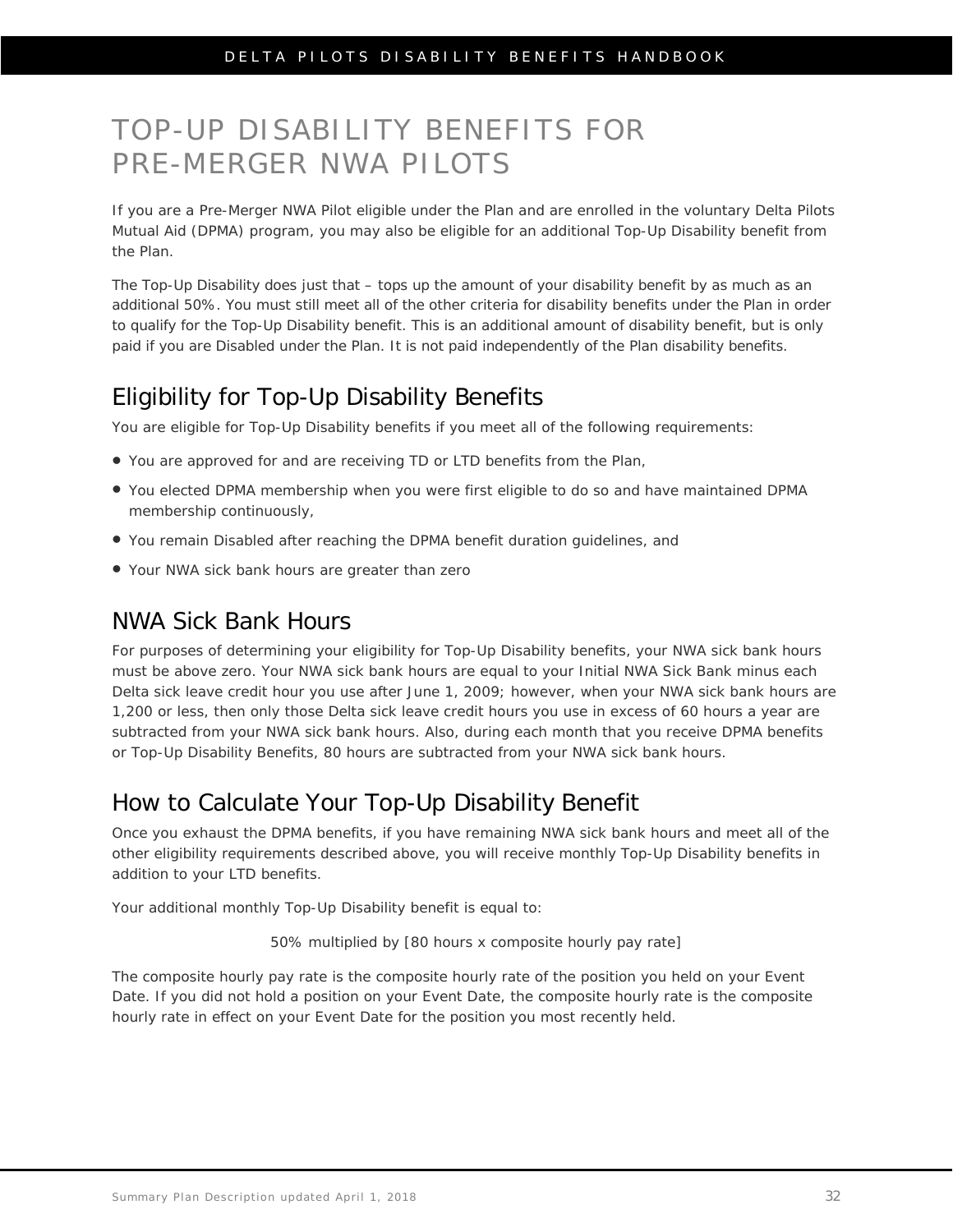# TOP-UP DISABILITY BENEFITS FOR PRE-MERGER NWA PILOTS

If you are a Pre-Merger NWA Pilot eligible under the Plan and are enrolled in the voluntary Delta Pilots Mutual Aid (DPMA) program, you may also be eligible for an additional Top-Up Disability benefit from the Plan.

The Top-Up Disability does just that – tops up the amount of your disability benefit by as much as an additional 50%. You must still meet all of the other criteria for disability benefits under the Plan in order to qualify for the Top-Up Disability benefit. This is an additional amount of disability benefit, but is only paid if you are Disabled under the Plan. It is not paid independently of the Plan disability benefits.

## Eligibility for Top-Up Disability Benefits

You are eligible for Top-Up Disability benefits if you meet all of the following requirements:

- You are approved for and are receiving TD or LTD benefits from the Plan,
- You elected DPMA membership when you were first eligible to do so and have maintained DPMA membership continuously,
- You remain Disabled after reaching the DPMA benefit duration guidelines, and
- Your NWA sick bank hours are greater than zero

## NWA Sick Bank Hours

For purposes of determining your eligibility for Top-Up Disability benefits, your NWA sick bank hours must be above zero. Your NWA sick bank hours are equal to your Initial NWA Sick Bank minus each Delta sick leave credit hour you use after June 1, 2009; however, when your NWA sick bank hours are 1,200 or less, then only those Delta sick leave credit hours you use in excess of 60 hours a year are subtracted from your NWA sick bank hours. Also, during each month that you receive DPMA benefits or Top-Up Disability Benefits, 80 hours are subtracted from your NWA sick bank hours.

## How to Calculate Your Top-Up Disability Benefit

Once you exhaust the DPMA benefits, if you have remaining NWA sick bank hours and meet all of the other eligibility requirements described above, you will receive monthly Top-Up Disability benefits in addition to your LTD benefits.

Your additional monthly Top-Up Disability benefit is equal to:

50% multiplied by [80 hours x composite hourly pay rate]

The composite hourly pay rate is the composite hourly rate of the position you held on your Event Date. If you did not hold a position on your Event Date, the composite hourly rate is the composite hourly rate in effect on your Event Date for the position you most recently held.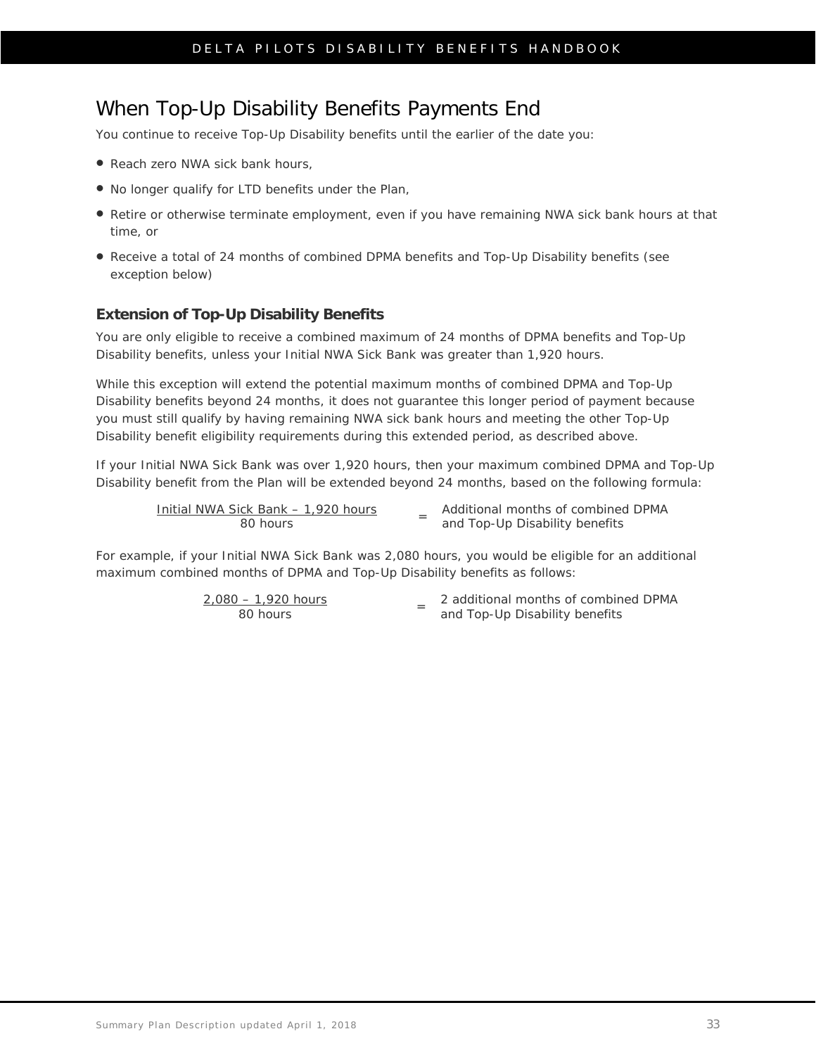## When Top-Up Disability Benefits Payments End

You continue to receive Top-Up Disability benefits until the earlier of the date you:

- Reach zero NWA sick bank hours,
- No longer qualify for LTD benefits under the Plan,
- Retire or otherwise terminate employment, even if you have remaining NWA sick bank hours at that time, or
- Receive a total of 24 months of combined DPMA benefits and Top-Up Disability benefits (see exception below)

### Extension of Top-Up Disability Benefits

You are only eligible to receive a combined maximum of 24 months of DPMA benefits and Top-Up Disability benefits, unless your Initial NWA Sick Bank was greater than 1,920 hours.

While this exception will extend the potential maximum months of combined DPMA and Top-Up Disability benefits beyond 24 months, it does not guarantee this longer period of payment because you must still qualify by having remaining NWA sick bank hours and meeting the other Top-Up Disability benefit eligibility requirements during this extended period, as described above.

If your Initial NWA Sick Bank was over 1,920 hours, then your maximum combined DPMA and Top-Up Disability benefit from the Plan will be extended beyond 24 months, based on the following formula:

$$\frac{\text{Initial NWA Sick Bank} - 1{,}920 \text{ hours}}{80 \text{ hours}} = \text{Additional months of combined DPMA and Top-Up Disability benefits}$$

For example, if your Initial NWA Sick Bank was 2,080 hours, you would be eligible for an additional maximum combined months of DPMA and Top-Up Disability benefits as follows:

$$\frac{2{,}080 - 1{,}920 \text{ hours}}{80 \text{ hours}} = \text{2 additional months of combined DPMA and Top-Up Disability benefits}$$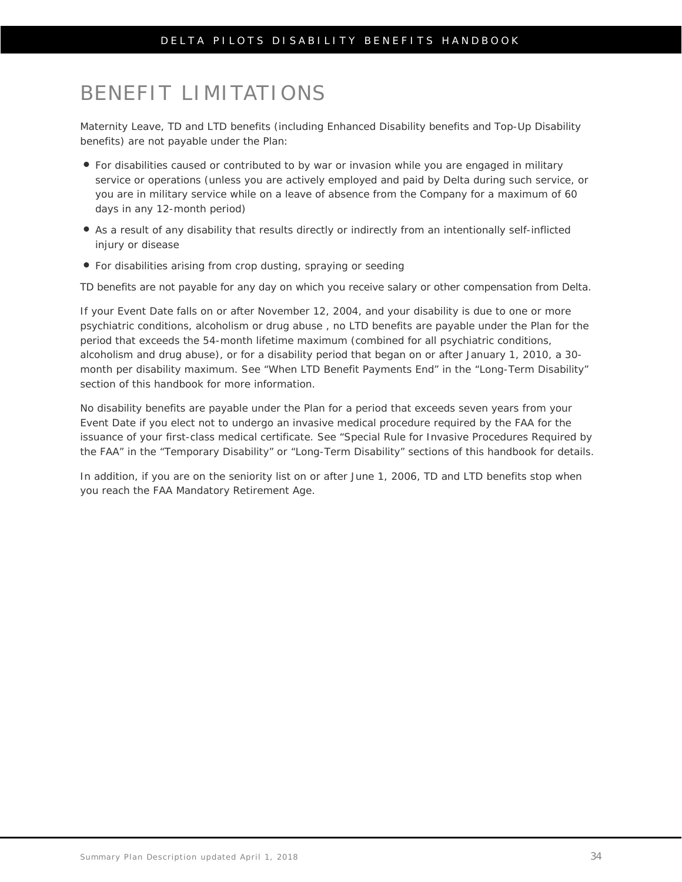# BENEFIT LIMITATIONS

Maternity Leave, TD and LTD benefits (including Enhanced Disability benefits and Top-Up Disability benefits) are not payable under the Plan:

- For disabilities caused or contributed to by war or invasion while you are engaged in military service or operations (unless you are actively employed and paid by Delta during such service, or you are in military service while on a leave of absence from the Company for a maximum of 60 days in any 12-month period)
- As a result of any disability that results directly or indirectly from an intentionally self-inflicted injury or disease
- For disabilities arising from crop dusting, spraying or seeding

TD benefits are not payable for any day on which you receive salary or other compensation from Delta.

If your Event Date falls on or after November 12, 2004, and your disability is due to one or more psychiatric conditions, alcoholism or drug abuse , no LTD benefits are payable under the Plan for the period that exceeds the 54-month lifetime maximum (combined for all psychiatric conditions, alcoholism and drug abuse), or for a disability period that began on or after January 1, 2010, a 30-month per disability maximum. See "When LTD Benefit Payments End" in the "Long-Term Disability" section of this handbook for more information.

No disability benefits are payable under the Plan for a period that exceeds seven years from your Event Date if you elect not to undergo an invasive medical procedure required by the FAA for the issuance of your first-class medical certificate. See "Special Rule for Invasive Procedures Required by the FAA" in the "Temporary Disability" or "Long-Term Disability" sections of this handbook for details.

In addition, if you are on the seniority list on or after June 1, 2006, TD and LTD benefits stop when you reach the FAA Mandatory Retirement Age.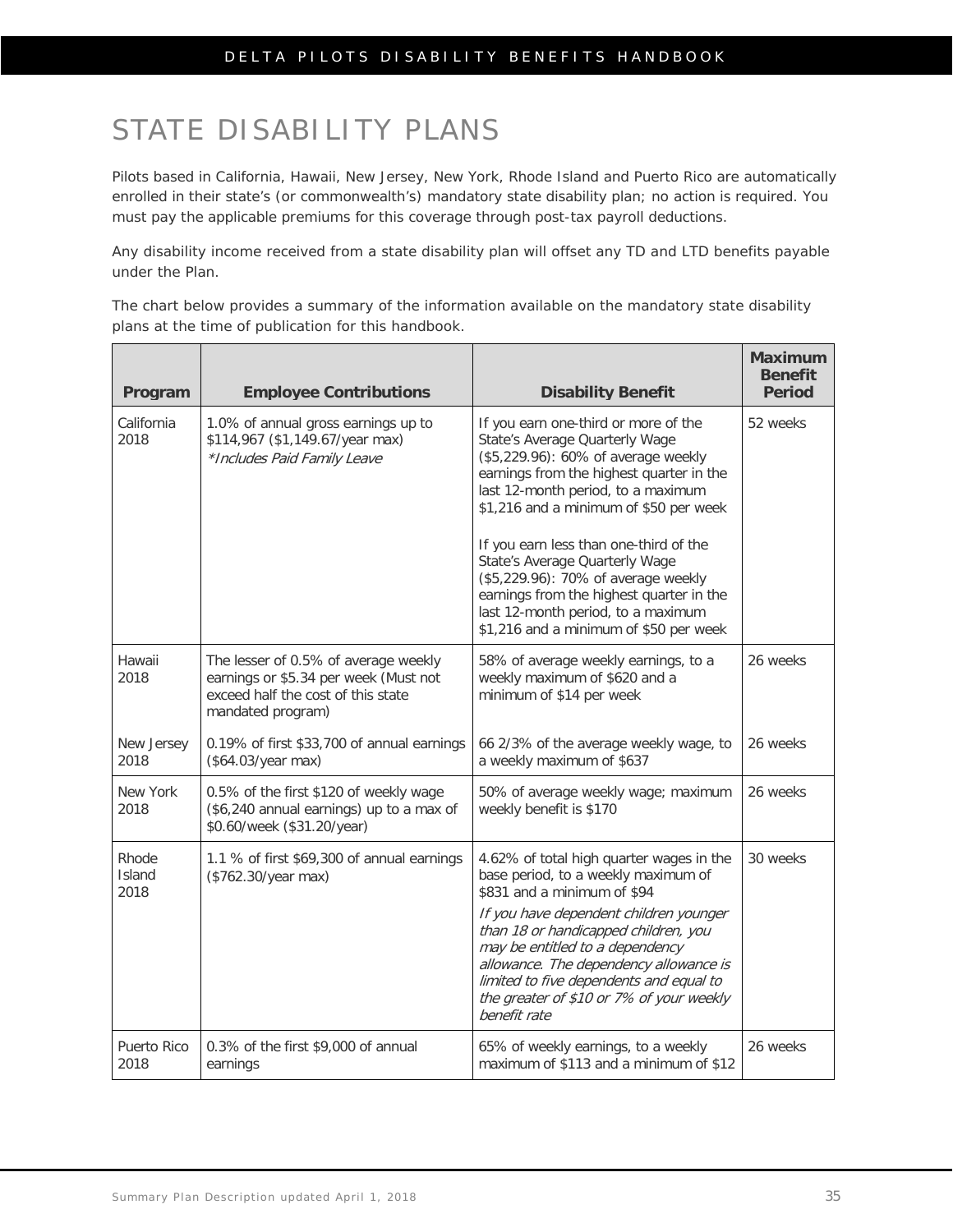# STATE DISABILITY PLANS

Pilots based in California, Hawaii, New Jersey, New York, Rhode Island and Puerto Rico are automatically enrolled in their state's (or commonwealth's) mandatory state disability plan; no action is required. You must pay the applicable premiums for this coverage through post-tax payroll deductions.

Any disability income received from a state disability plan will offset any TD and LTD benefits payable under the Plan.

The chart below provides a summary of the information available on the mandatory state disability plans at the time of publication for this handbook.

| Program | Employee Contributions | Disability Benefit | Maximum Benefit Period |
|---|---|---|---|
| California 2018 | 1.0% of annual gross earnings up to \$114,967 (\$1,149.67/year max)<br>*\*Includes Paid Family Leave* | If you earn one-third or more of the State's Average Quarterly Wage (\$5,229.96): 60% of average weekly earnings from the highest quarter in the last 12-month period, to a maximum \$1,216 and a minimum of \$50 per week<br><br>If you earn less than one-third of the State's Average Quarterly Wage (\$5,229.96): 70% of average weekly earnings from the highest quarter in the last 12-month period, to a maximum \$1,216 and a minimum of \$50 per week | 52 weeks |
| Hawaii 2018 | The lesser of 0.5% of average weekly earnings or \$5.34 per week (Must not exceed half the cost of this state mandated program) | 58% of average weekly earnings, to a weekly maximum of \$620 and a minimum of \$14 per week | 26 weeks |
| New Jersey 2018 | 0.19% of first \$33,700 of annual earnings (\$64.03/year max) | 66 2/3% of the average weekly wage, to a weekly maximum of \$637 | 26 weeks |
| New York 2018 | 0.5% of the first \$120 of weekly wage (\$6,240 annual earnings) up to a max of \$0.60/week (\$31.20/year) | 50% of average weekly wage; maximum weekly benefit is \$170 | 26 weeks |
| Rhode Island 2018 | 1.1 % of first \$69,300 of annual earnings (\$762.30/year max) | 4.62% of total high quarter wages in the base period, to a weekly maximum of \$831 and a minimum of \$94<br><br>*If you have dependent children younger than 18 or handicapped children, you may be entitled to a dependency allowance. The dependency allowance is limited to five dependents and equal to the greater of \$10 or 7% of your weekly benefit rate* | 30 weeks |
| Puerto Rico 2018 | 0.3% of the first \$9,000 of annual earnings | 65% of weekly earnings, to a weekly maximum of \$113 and a minimum of \$12 | 26 weeks |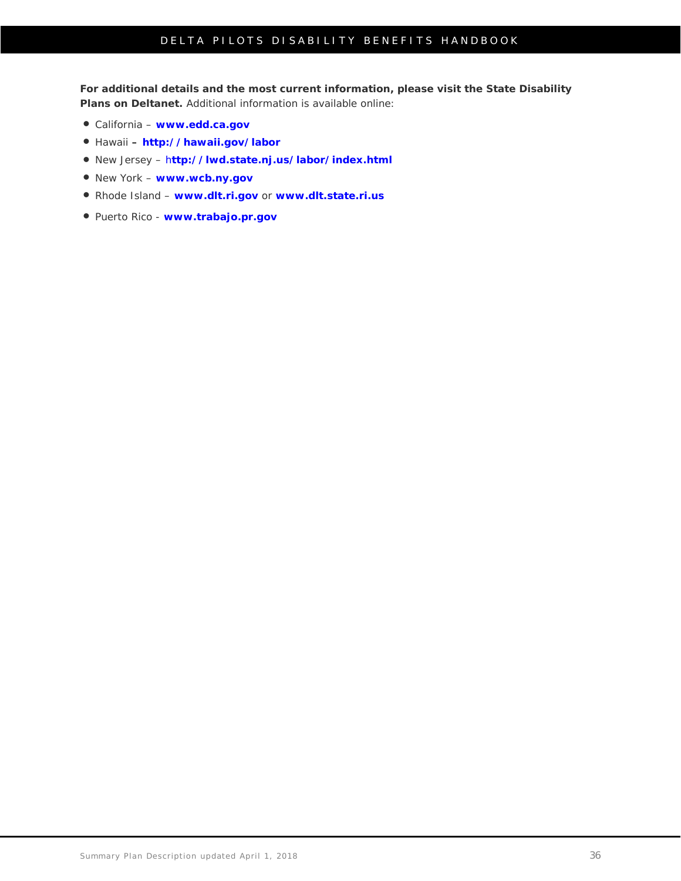**For additional details and the most current information, please visit the State Disability Plans on Deltanet.** Additional information is available online:

- California – **www.edd.ca.gov**
- Hawaii **– http://hawaii.gov/labor**
- New Jersey – h**ttp://lwd.state.nj.us/labor/index.html**
- New York – **www.wcb.ny.gov**
- Rhode Island – **www.dlt.ri.gov** or **www.dlt.state.ri.us**
- Puerto Rico - **www.trabajo.pr.gov**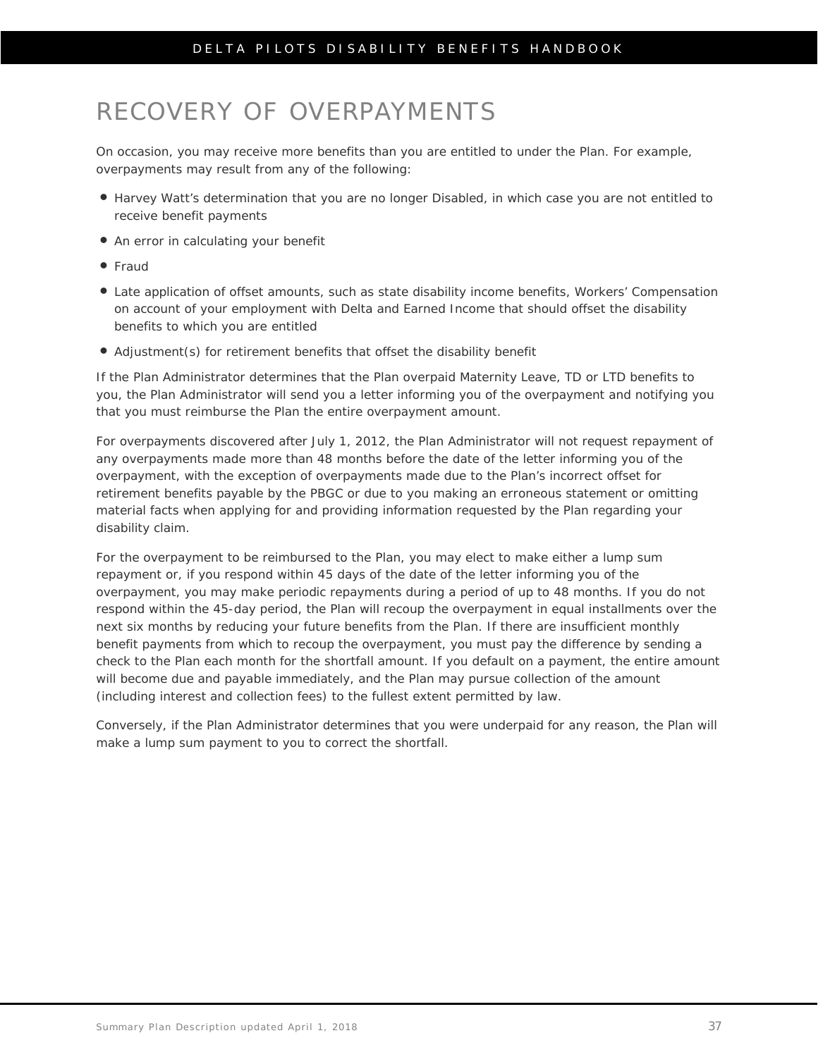# RECOVERY OF OVERPAYMENTS

On occasion, you may receive more benefits than you are entitled to under the Plan. For example, overpayments may result from any of the following:

- Harvey Watt's determination that you are no longer Disabled, in which case you are not entitled to receive benefit payments
- An error in calculating your benefit
- Fraud
- Late application of offset amounts, such as state disability income benefits, Workers' Compensation on account of your employment with Delta and Earned Income that should offset the disability benefits to which you are entitled
- Adjustment(s) for retirement benefits that offset the disability benefit

If the Plan Administrator determines that the Plan overpaid Maternity Leave, TD or LTD benefits to you, the Plan Administrator will send you a letter informing you of the overpayment and notifying you that you must reimburse the Plan the entire overpayment amount.

For overpayments discovered after July 1, 2012, the Plan Administrator will not request repayment of any overpayments made more than 48 months before the date of the letter informing you of the overpayment, with the exception of overpayments made due to the Plan's incorrect offset for retirement benefits payable by the PBGC or due to you making an erroneous statement or omitting material facts when applying for and providing information requested by the Plan regarding your disability claim.

For the overpayment to be reimbursed to the Plan, you may elect to make either a lump sum repayment or, if you respond within 45 days of the date of the letter informing you of the overpayment, you may make periodic repayments during a period of up to 48 months. If you do not respond within the 45-day period, the Plan will recoup the overpayment in equal installments over the next six months by reducing your future benefits from the Plan. If there are insufficient monthly benefit payments from which to recoup the overpayment, you must pay the difference by sending a check to the Plan each month for the shortfall amount. If you default on a payment, the entire amount will become due and payable immediately, and the Plan may pursue collection of the amount (including interest and collection fees) to the fullest extent permitted by law.

Conversely, if the Plan Administrator determines that you were underpaid for any reason, the Plan will make a lump sum payment to you to correct the shortfall.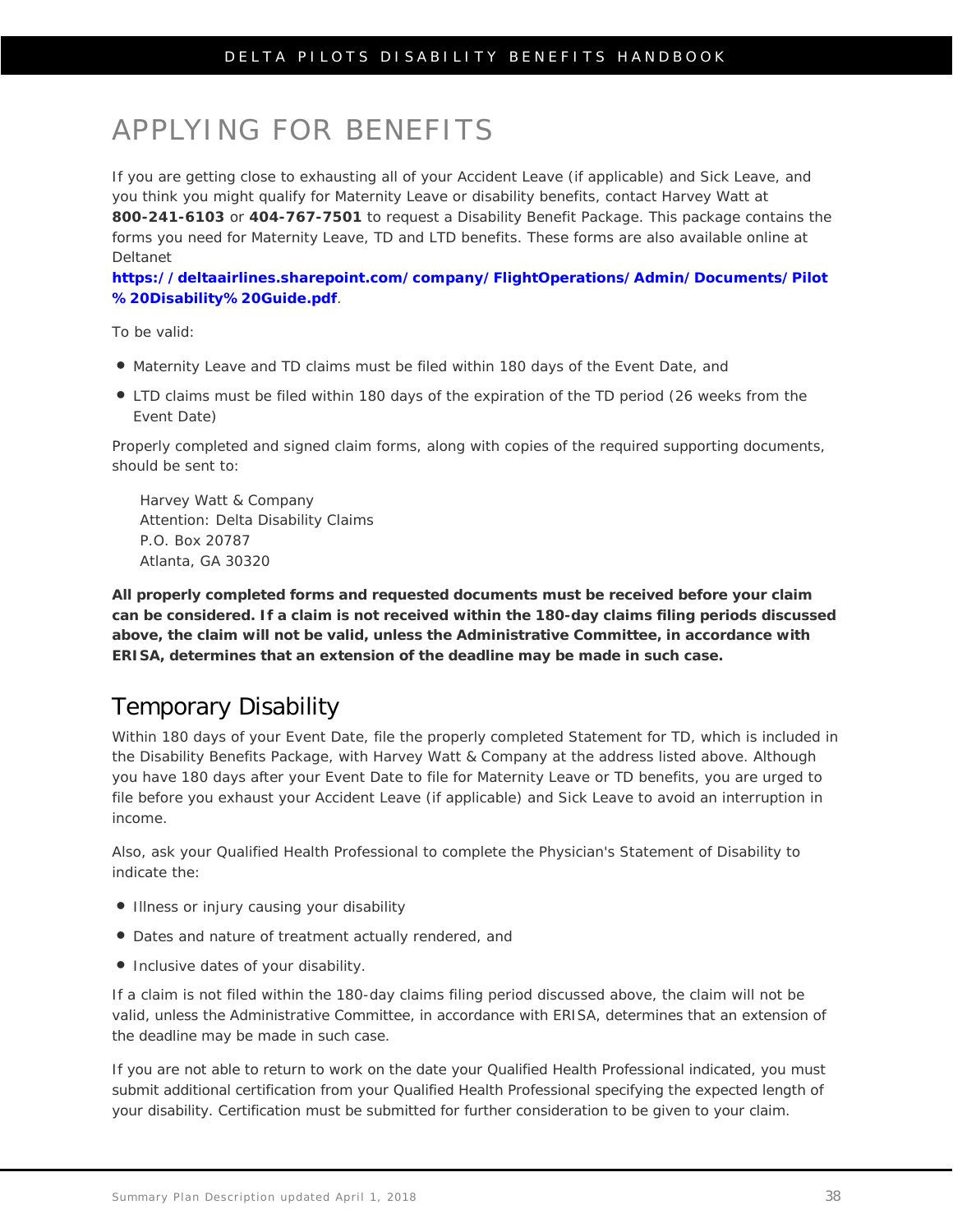# APPLYING FOR BENEFITS

If you are getting close to exhausting all of your Accident Leave (if applicable) and Sick Leave, and you think you might qualify for Maternity Leave or disability benefits, contact Harvey Watt at **800-241-6103** or **404-767-7501** to request a Disability Benefit Package. This package contains the forms you need for Maternity Leave, TD and LTD benefits. These forms are also available online at Deltanet **https://deltaairlines.sharepoint.com/company/FlightOperations/Admin/Documents/Pilot%20Disability%20Guide.pdf**.

To be valid:

- Maternity Leave and TD claims must be filed within 180 days of the Event Date, and
- LTD claims must be filed within 180 days of the expiration of the TD period (26 weeks from the Event Date)

Properly completed and signed claim forms, along with copies of the required supporting documents, should be sent to:

Harvey Watt & Company
Attention: Delta Disability Claims
P.O. Box 20787
Atlanta, GA 30320

**All properly completed forms and requested documents must be received before your claim can be considered. If a claim is not received within the 180-day claims filing periods discussed above, the claim will not be valid, unless the Administrative Committee, in accordance with ERISA, determines that an extension of the deadline may be made in such case.**

## Temporary Disability

Within 180 days of your Event Date, file the properly completed Statement for TD, which is included in the Disability Benefits Package, with Harvey Watt & Company at the address listed above. Although you have 180 days after your Event Date to file for Maternity Leave or TD benefits, you are urged to file before you exhaust your Accident Leave (if applicable) and Sick Leave to avoid an interruption in income.

Also, ask your Qualified Health Professional to complete the Physician's Statement of Disability to indicate the:

- Illness or injury causing your disability
- Dates and nature of treatment actually rendered, and
- Inclusive dates of your disability.

If a claim is not filed within the 180-day claims filing period discussed above, the claim will not be valid, unless the Administrative Committee, in accordance with ERISA, determines that an extension of the deadline may be made in such case.

If you are not able to return to work on the date your Qualified Health Professional indicated, you must submit additional certification from your Qualified Health Professional specifying the expected length of your disability. Certification must be submitted for further consideration to be given to your claim.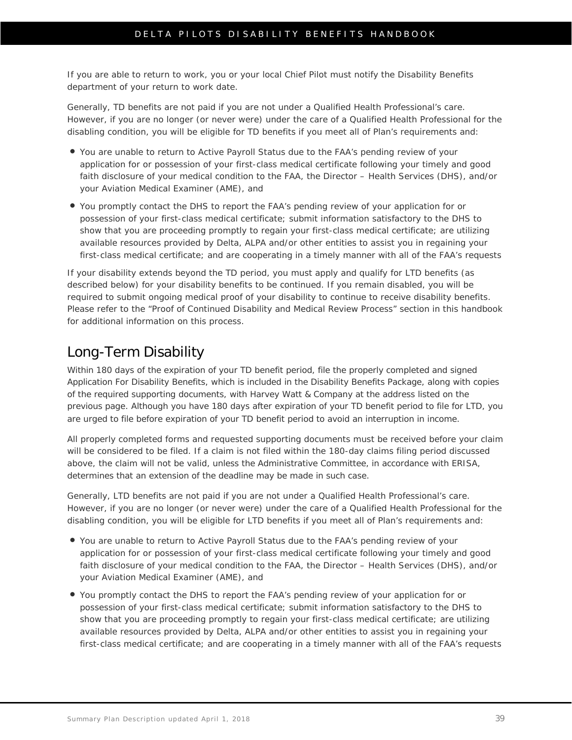If you are able to return to work, you or your local Chief Pilot must notify the Disability Benefits department of your return to work date.

Generally, TD benefits are not paid if you are not under a Qualified Health Professional's care. However, if you are no longer (or never were) under the care of a Qualified Health Professional for the disabling condition, you will be eligible for TD benefits if you meet all of Plan's requirements and:

- You are unable to return to Active Payroll Status due to the FAA's pending review of your application for or possession of your first-class medical certificate following your timely and good faith disclosure of your medical condition to the FAA, the Director – Health Services (DHS), and/or your Aviation Medical Examiner (AME), and
- You promptly contact the DHS to report the FAA's pending review of your application for or possession of your first-class medical certificate; submit information satisfactory to the DHS to show that you are proceeding promptly to regain your first-class medical certificate; are utilizing available resources provided by Delta, ALPA and/or other entities to assist you in regaining your first-class medical certificate; and are cooperating in a timely manner with all of the FAA's requests

If your disability extends beyond the TD period, you must apply and qualify for LTD benefits (as described below) for your disability benefits to be continued. If you remain disabled, you will be required to submit ongoing medical proof of your disability to continue to receive disability benefits. Please refer to the "Proof of Continued Disability and Medical Review Process" section in this handbook for additional information on this process.

## Long-Term Disability

Within 180 days of the expiration of your TD benefit period, file the properly completed and signed Application For Disability Benefits, which is included in the Disability Benefits Package, along with copies of the required supporting documents, with Harvey Watt & Company at the address listed on the previous page. Although you have 180 days after expiration of your TD benefit period to file for LTD, you are urged to file before expiration of your TD benefit period to avoid an interruption in income.

All properly completed forms and requested supporting documents must be received before your claim will be considered to be filed. If a claim is not filed within the 180-day claims filing period discussed above, the claim will not be valid, unless the Administrative Committee, in accordance with ERISA, determines that an extension of the deadline may be made in such case.

Generally, LTD benefits are not paid if you are not under a Qualified Health Professional's care. However, if you are no longer (or never were) under the care of a Qualified Health Professional for the disabling condition, you will be eligible for LTD benefits if you meet all of Plan's requirements and:

- You are unable to return to Active Payroll Status due to the FAA's pending review of your application for or possession of your first-class medical certificate following your timely and good faith disclosure of your medical condition to the FAA, the Director – Health Services (DHS), and/or your Aviation Medical Examiner (AME), and
- You promptly contact the DHS to report the FAA's pending review of your application for or possession of your first-class medical certificate; submit information satisfactory to the DHS to show that you are proceeding promptly to regain your first-class medical certificate; are utilizing available resources provided by Delta, ALPA and/or other entities to assist you in regaining your first-class medical certificate; and are cooperating in a timely manner with all of the FAA's requests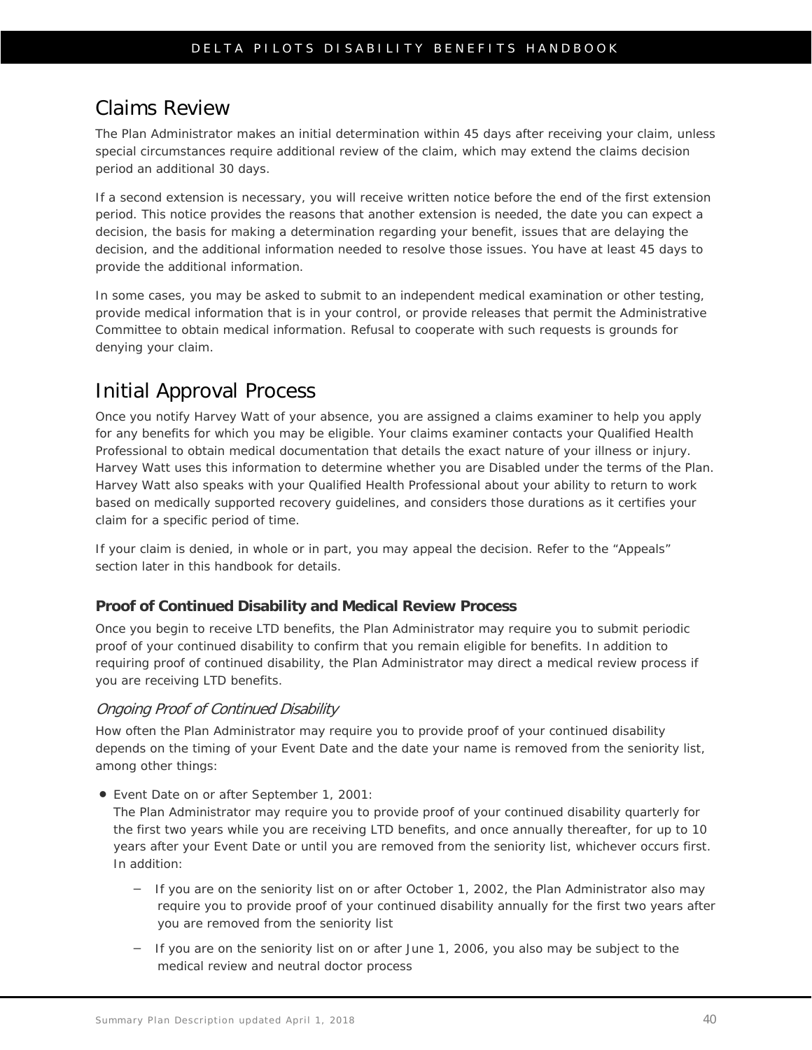## Claims Review

The Plan Administrator makes an initial determination within 45 days after receiving your claim, unless special circumstances require additional review of the claim, which may extend the claims decision period an additional 30 days.

If a second extension is necessary, you will receive written notice before the end of the first extension period. This notice provides the reasons that another extension is needed, the date you can expect a decision, the basis for making a determination regarding your benefit, issues that are delaying the decision, and the additional information needed to resolve those issues. You have at least 45 days to provide the additional information.

In some cases, you may be asked to submit to an independent medical examination or other testing, provide medical information that is in your control, or provide releases that permit the Administrative Committee to obtain medical information. Refusal to cooperate with such requests is grounds for denying your claim.

## Initial Approval Process

Once you notify Harvey Watt of your absence, you are assigned a claims examiner to help you apply for any benefits for which you may be eligible. Your claims examiner contacts your Qualified Health Professional to obtain medical documentation that details the exact nature of your illness or injury. Harvey Watt uses this information to determine whether you are Disabled under the terms of the Plan. Harvey Watt also speaks with your Qualified Health Professional about your ability to return to work based on medically supported recovery guidelines, and considers those durations as it certifies your claim for a specific period of time.

If your claim is denied, in whole or in part, you may appeal the decision. Refer to the "Appeals" section later in this handbook for details.

### Proof of Continued Disability and Medical Review Process

Once you begin to receive LTD benefits, the Plan Administrator may require you to submit periodic proof of your continued disability to confirm that you remain eligible for benefits. In addition to requiring proof of continued disability, the Plan Administrator may direct a medical review process if you are receiving LTD benefits.

#### *Ongoing Proof of Continued Disability*

How often the Plan Administrator may require you to provide proof of your continued disability depends on the timing of your Event Date and the date your name is removed from the seniority list, among other things:

- Event Date on or after September 1, 2001:
  The Plan Administrator may require you to provide proof of your continued disability quarterly for the first two years while you are receiving LTD benefits, and once annually thereafter, for up to 10 years after your Event Date or until you are removed from the seniority list, whichever occurs first. In addition:
  - If you are on the seniority list on or after October 1, 2002, the Plan Administrator also may require you to provide proof of your continued disability annually for the first two years after you are removed from the seniority list
  - If you are on the seniority list on or after June 1, 2006, you also may be subject to the medical review and neutral doctor process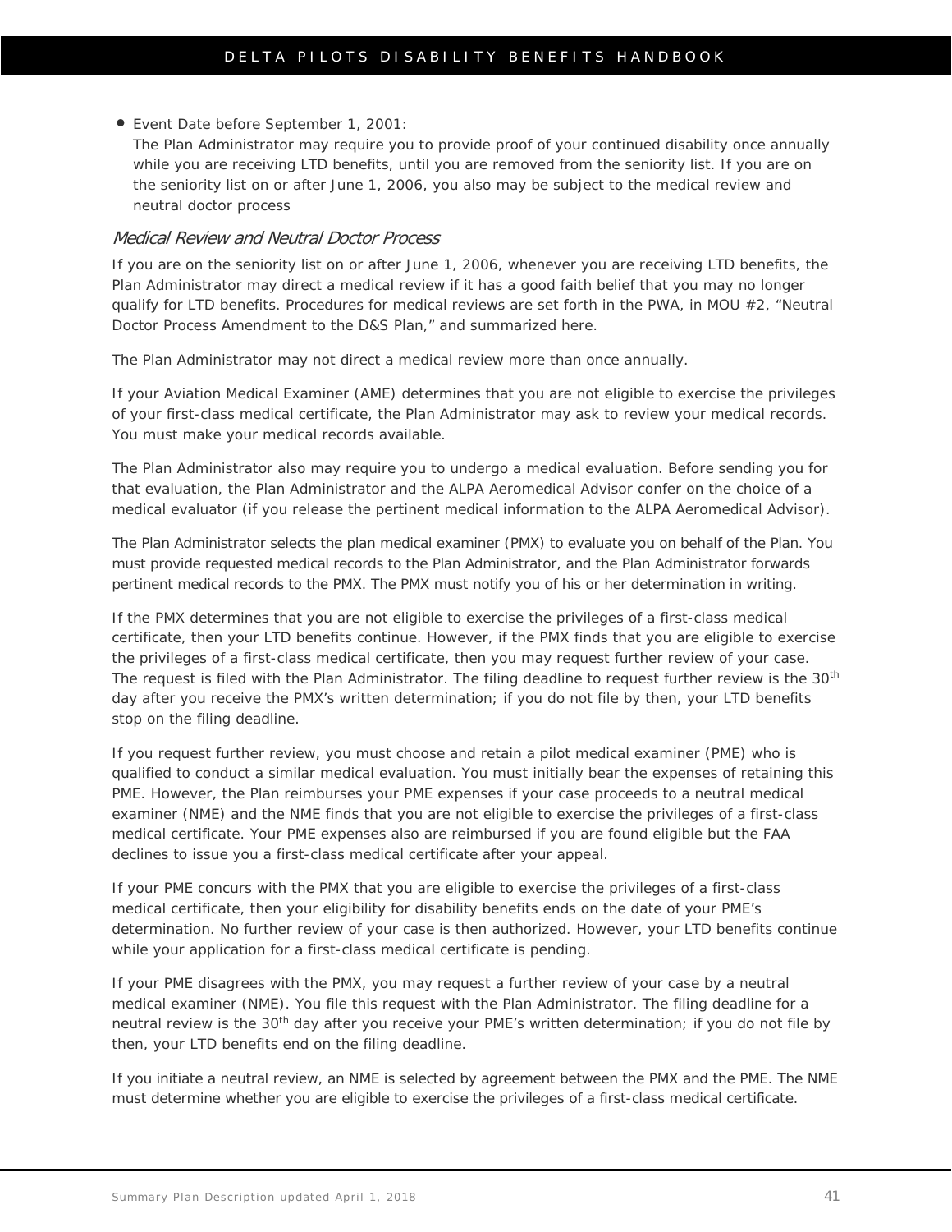- Event Date before September 1, 2001:
  The Plan Administrator may require you to provide proof of your continued disability once annually while you are receiving LTD benefits, until you are removed from the seniority list. If you are on the seniority list on or after June 1, 2006, you also may be subject to the medical review and neutral doctor process

### *Medical Review and Neutral Doctor Process*

If you are on the seniority list on or after June 1, 2006, whenever you are receiving LTD benefits, the Plan Administrator may direct a medical review if it has a good faith belief that you may no longer qualify for LTD benefits. Procedures for medical reviews are set forth in the PWA, in MOU #2, "Neutral Doctor Process Amendment to the D&S Plan," and summarized here.

The Plan Administrator may not direct a medical review more than once annually.

If your Aviation Medical Examiner (AME) determines that you are not eligible to exercise the privileges of your first-class medical certificate, the Plan Administrator may ask to review your medical records. You must make your medical records available.

The Plan Administrator also may require you to undergo a medical evaluation. Before sending you for that evaluation, the Plan Administrator and the ALPA Aeromedical Advisor confer on the choice of a medical evaluator (if you release the pertinent medical information to the ALPA Aeromedical Advisor).

The Plan Administrator selects the plan medical examiner (PMX) to evaluate you on behalf of the Plan. You must provide requested medical records to the Plan Administrator, and the Plan Administrator forwards pertinent medical records to the PMX. The PMX must notify you of his or her determination in writing.

If the PMX determines that you are not eligible to exercise the privileges of a first-class medical certificate, then your LTD benefits continue. However, if the PMX finds that you are eligible to exercise the privileges of a first-class medical certificate, then you may request further review of your case. The request is filed with the Plan Administrator. The filing deadline to request further review is the 30th day after you receive the PMX's written determination; if you do not file by then, your LTD benefits stop on the filing deadline.

If you request further review, you must choose and retain a pilot medical examiner (PME) who is qualified to conduct a similar medical evaluation. You must initially bear the expenses of retaining this PME. However, the Plan reimburses your PME expenses if your case proceeds to a neutral medical examiner (NME) and the NME finds that you are not eligible to exercise the privileges of a first-class medical certificate. Your PME expenses also are reimbursed if you are found eligible but the FAA declines to issue you a first-class medical certificate after your appeal.

If your PME concurs with the PMX that you are eligible to exercise the privileges of a first-class medical certificate, then your eligibility for disability benefits ends on the date of your PME's determination. No further review of your case is then authorized. However, your LTD benefits continue while your application for a first-class medical certificate is pending.

If your PME disagrees with the PMX, you may request a further review of your case by a neutral medical examiner (NME). You file this request with the Plan Administrator. The filing deadline for a neutral review is the 30th day after you receive your PME's written determination; if you do not file by then, your LTD benefits end on the filing deadline.

If you initiate a neutral review, an NME is selected by agreement between the PMX and the PME. The NME must determine whether you are eligible to exercise the privileges of a first-class medical certificate.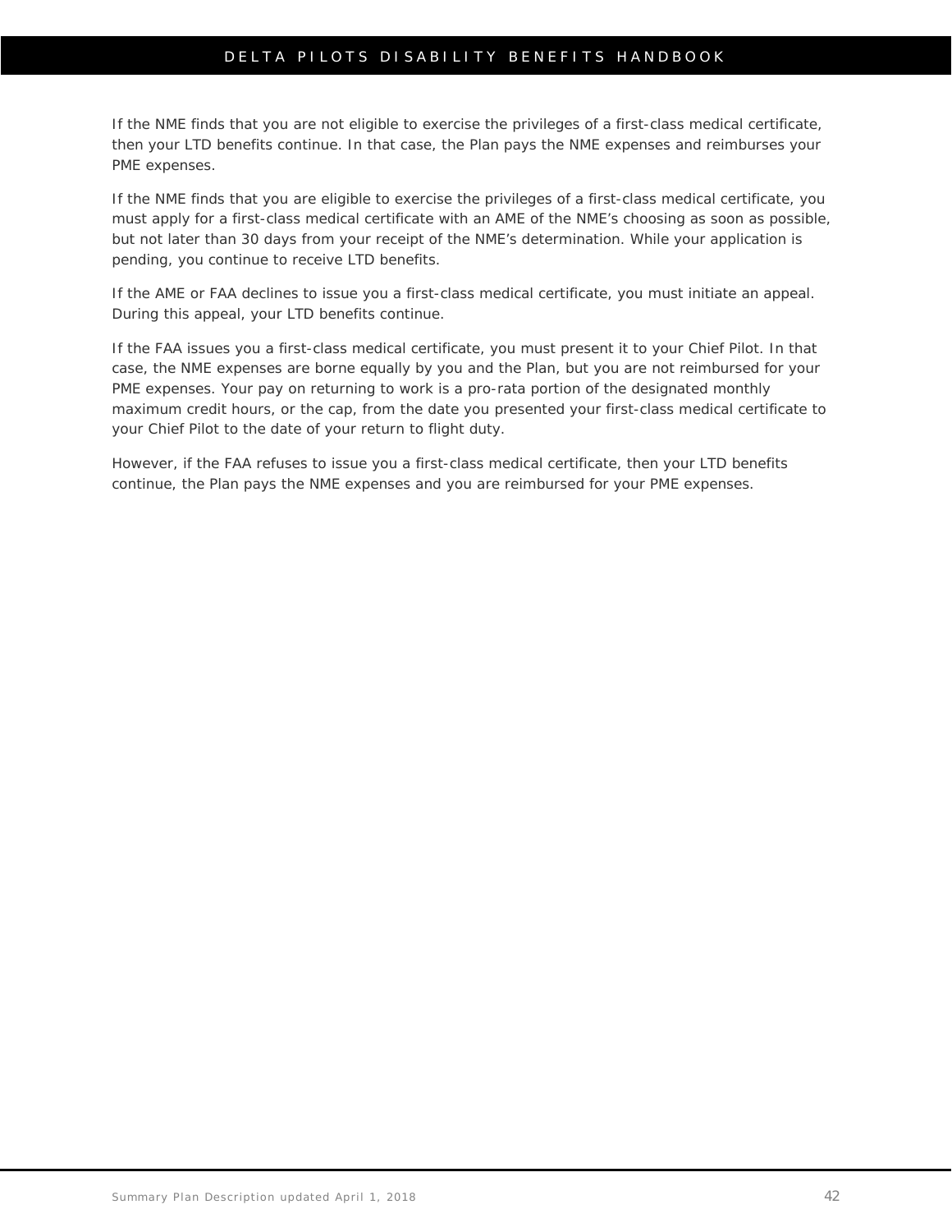If the NME finds that you are not eligible to exercise the privileges of a first-class medical certificate, then your LTD benefits continue. In that case, the Plan pays the NME expenses and reimburses your PME expenses.

If the NME finds that you are eligible to exercise the privileges of a first-class medical certificate, you must apply for a first-class medical certificate with an AME of the NME's choosing as soon as possible, but not later than 30 days from your receipt of the NME's determination. While your application is pending, you continue to receive LTD benefits.

If the AME or FAA declines to issue you a first-class medical certificate, you must initiate an appeal. During this appeal, your LTD benefits continue.

If the FAA issues you a first-class medical certificate, you must present it to your Chief Pilot. In that case, the NME expenses are borne equally by you and the Plan, but you are not reimbursed for your PME expenses. Your pay on returning to work is a pro-rata portion of the designated monthly maximum credit hours, or the cap, from the date you presented your first-class medical certificate to your Chief Pilot to the date of your return to flight duty.

However, if the FAA refuses to issue you a first-class medical certificate, then your LTD benefits continue, the Plan pays the NME expenses and you are reimbursed for your PME expenses.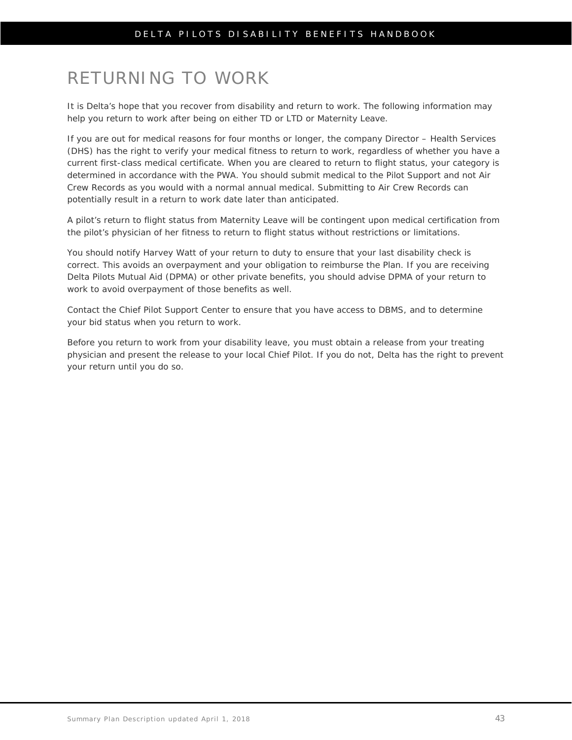# RETURNING TO WORK

It is Delta's hope that you recover from disability and return to work. The following information may help you return to work after being on either TD or LTD or Maternity Leave.

If you are out for medical reasons for four months or longer, the company Director – Health Services (DHS) has the right to verify your medical fitness to return to work, regardless of whether you have a current first-class medical certificate. When you are cleared to return to flight status, your category is determined in accordance with the PWA. You should submit medical to the Pilot Support and not Air Crew Records as you would with a normal annual medical. Submitting to Air Crew Records can potentially result in a return to work date later than anticipated.

A pilot's return to flight status from Maternity Leave will be contingent upon medical certification from the pilot's physician of her fitness to return to flight status without restrictions or limitations.

You should notify Harvey Watt of your return to duty to ensure that your last disability check is correct. This avoids an overpayment and your obligation to reimburse the Plan. If you are receiving Delta Pilots Mutual Aid (DPMA) or other private benefits, you should advise DPMA of your return to work to avoid overpayment of those benefits as well.

Contact the Chief Pilot Support Center to ensure that you have access to DBMS, and to determine your bid status when you return to work.

Before you return to work from your disability leave, you must obtain a release from your treating physician and present the release to your local Chief Pilot. If you do not, Delta has the right to prevent your return until you do so.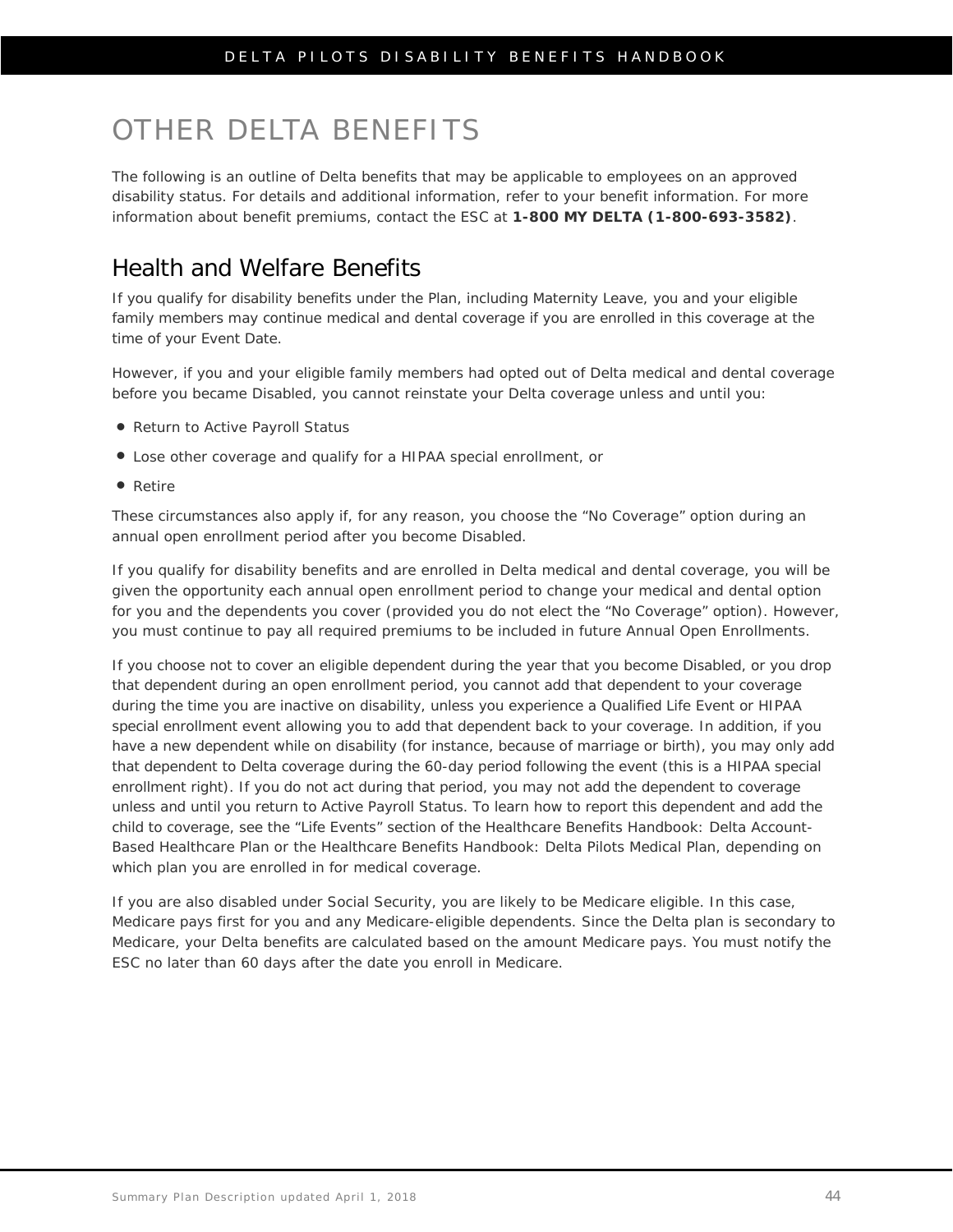# OTHER DELTA BENEFITS

The following is an outline of Delta benefits that may be applicable to employees on an approved disability status. For details and additional information, refer to your benefit information. For more information about benefit premiums, contact the ESC at **1-800 MY DELTA (1-800-693-3582)**.

## Health and Welfare Benefits

If you qualify for disability benefits under the Plan, including Maternity Leave, you and your eligible family members may continue medical and dental coverage if you are enrolled in this coverage at the time of your Event Date.

However, if you and your eligible family members had opted out of Delta medical and dental coverage before you became Disabled, you cannot reinstate your Delta coverage unless and until you:

- Return to Active Payroll Status
- Lose other coverage and qualify for a HIPAA special enrollment, or
- Retire

These circumstances also apply if, for any reason, you choose the "No Coverage" option during an annual open enrollment period after you become Disabled.

If you qualify for disability benefits and are enrolled in Delta medical and dental coverage, you will be given the opportunity each annual open enrollment period to change your medical and dental option for you and the dependents you cover (provided you do not elect the "No Coverage" option). However, you must continue to pay all required premiums to be included in future Annual Open Enrollments.

If you choose not to cover an eligible dependent during the year that you become Disabled, or you drop that dependent during an open enrollment period, you cannot add that dependent to your coverage during the time you are inactive on disability, unless you experience a Qualified Life Event or HIPAA special enrollment event allowing you to add that dependent back to your coverage. In addition, if you have a new dependent while on disability (for instance, because of marriage or birth), you may only add that dependent to Delta coverage during the 60-day period following the event (this is a HIPAA special enrollment right). If you do not act during that period, you may not add the dependent to coverage unless and until you return to Active Payroll Status. To learn how to report this dependent and add the child to coverage, see the "Life Events" section of the Healthcare Benefits Handbook: Delta Account-Based Healthcare Plan or the Healthcare Benefits Handbook: Delta Pilots Medical Plan, depending on which plan you are enrolled in for medical coverage.

If you are also disabled under Social Security, you are likely to be Medicare eligible. In this case, Medicare pays first for you and any Medicare-eligible dependents. Since the Delta plan is secondary to Medicare, your Delta benefits are calculated based on the amount Medicare pays. You must notify the ESC no later than 60 days after the date you enroll in Medicare.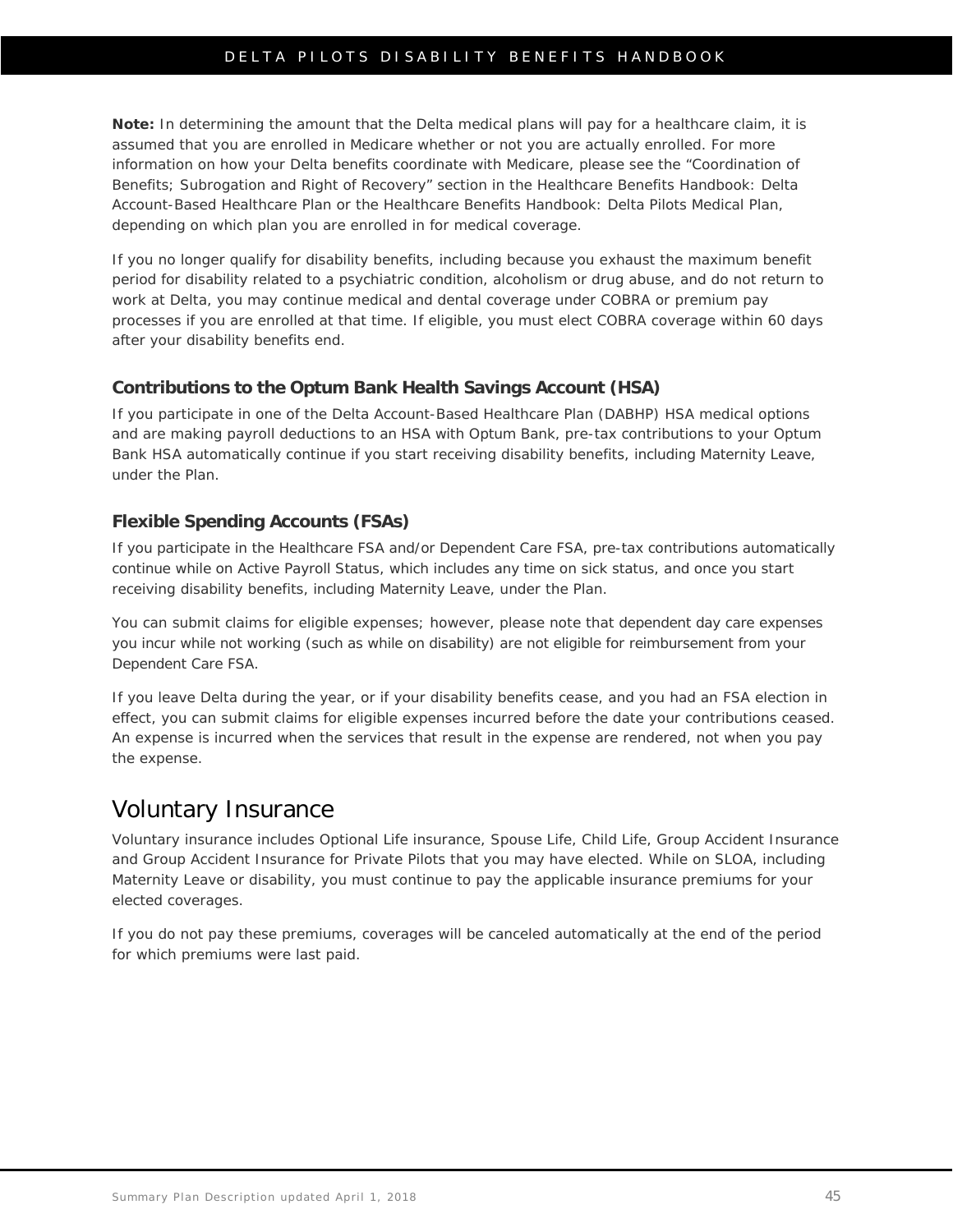**Note:** In determining the amount that the Delta medical plans will pay for a healthcare claim, it is assumed that you are enrolled in Medicare whether or not you are actually enrolled. For more information on how your Delta benefits coordinate with Medicare, please see the "Coordination of Benefits; Subrogation and Right of Recovery" section in the Healthcare Benefits Handbook: Delta Account-Based Healthcare Plan or the Healthcare Benefits Handbook: Delta Pilots Medical Plan, depending on which plan you are enrolled in for medical coverage.

If you no longer qualify for disability benefits, including because you exhaust the maximum benefit period for disability related to a psychiatric condition, alcoholism or drug abuse, and do not return to work at Delta, you may continue medical and dental coverage under COBRA or premium pay processes if you are enrolled at that time. If eligible, you must elect COBRA coverage within 60 days after your disability benefits end.

### Contributions to the Optum Bank Health Savings Account (HSA)

If you participate in one of the Delta Account-Based Healthcare Plan (DABHP) HSA medical options and are making payroll deductions to an HSA with Optum Bank, pre-tax contributions to your Optum Bank HSA automatically continue if you start receiving disability benefits, including Maternity Leave, under the Plan.

### Flexible Spending Accounts (FSAs)

If you participate in the Healthcare FSA and/or Dependent Care FSA, pre-tax contributions automatically continue while on Active Payroll Status, which includes any time on sick status, and once you start receiving disability benefits, including Maternity Leave, under the Plan.

You can submit claims for eligible expenses; however, please note that dependent day care expenses you incur while not working (such as while on disability) are not eligible for reimbursement from your Dependent Care FSA.

If you leave Delta during the year, or if your disability benefits cease, and you had an FSA election in effect, you can submit claims for eligible expenses incurred before the date your contributions ceased. An expense is incurred when the services that result in the expense are rendered, not when you pay the expense.

## Voluntary Insurance

Voluntary insurance includes Optional Life insurance, Spouse Life, Child Life, Group Accident Insurance and Group Accident Insurance for Private Pilots that you may have elected. While on SLOA, including Maternity Leave or disability, you must continue to pay the applicable insurance premiums for your elected coverages.

If you do not pay these premiums, coverages will be canceled automatically at the end of the period for which premiums were last paid.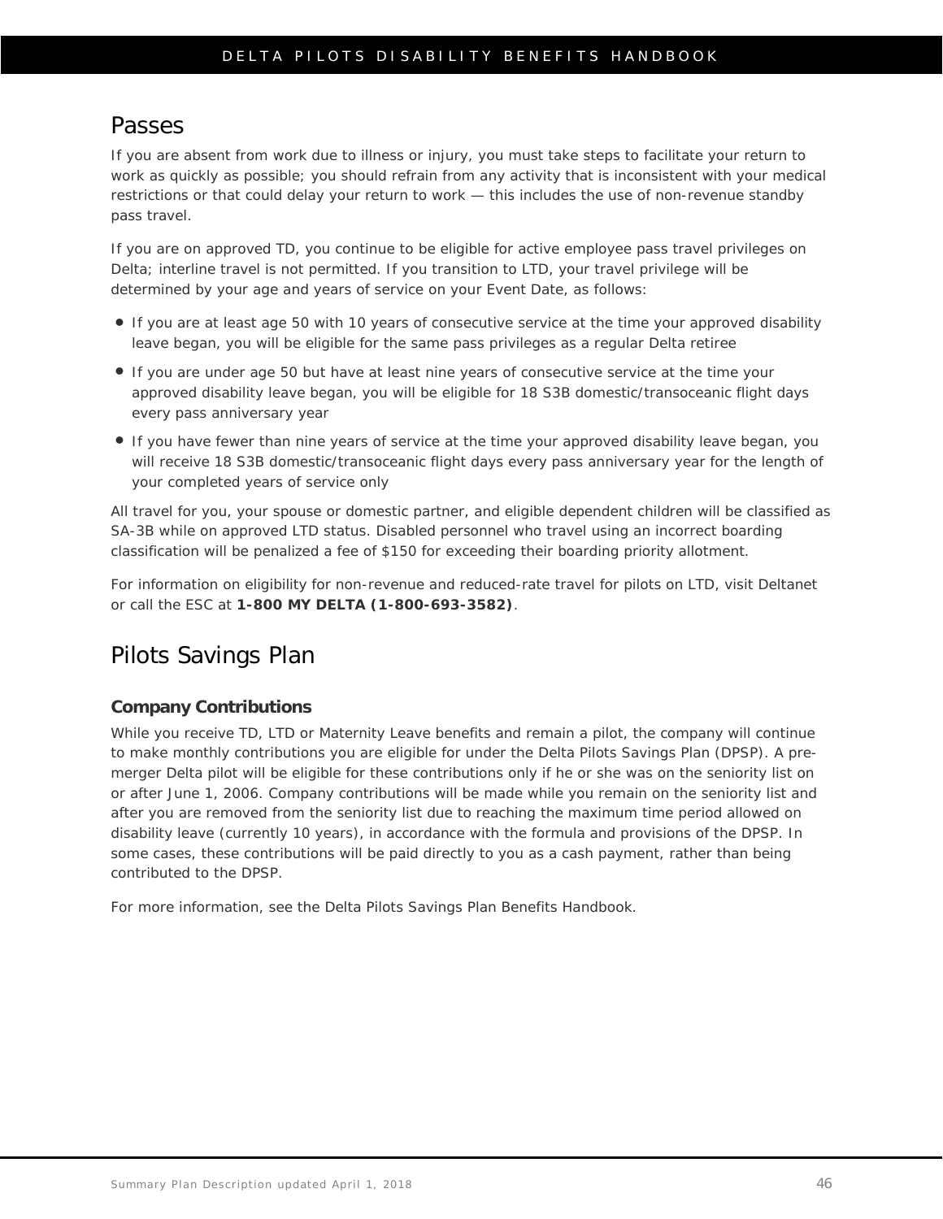## Passes

If you are absent from work due to illness or injury, you must take steps to facilitate your return to work as quickly as possible; you should refrain from any activity that is inconsistent with your medical restrictions or that could delay your return to work — this includes the use of non-revenue standby pass travel.

If you are on approved TD, you continue to be eligible for active employee pass travel privileges on Delta; interline travel is not permitted. If you transition to LTD, your travel privilege will be determined by your age and years of service on your Event Date, as follows:

- If you are at least age 50 with 10 years of consecutive service at the time your approved disability leave began, you will be eligible for the same pass privileges as a regular Delta retiree
- If you are under age 50 but have at least nine years of consecutive service at the time your approved disability leave began, you will be eligible for 18 S3B domestic/transoceanic flight days every pass anniversary year
- If you have fewer than nine years of service at the time your approved disability leave began, you will receive 18 S3B domestic/transoceanic flight days every pass anniversary year for the length of your completed years of service only

All travel for you, your spouse or domestic partner, and eligible dependent children will be classified as SA-3B while on approved LTD status. Disabled personnel who travel using an incorrect boarding classification will be penalized a fee of $150 for exceeding their boarding priority allotment.

For information on eligibility for non-revenue and reduced-rate travel for pilots on LTD, visit Deltanet or call the ESC at **1-800 MY DELTA (1-800-693-3582)**.

## Pilots Savings Plan

### Company Contributions

While you receive TD, LTD or Maternity Leave benefits and remain a pilot, the company will continue to make monthly contributions you are eligible for under the Delta Pilots Savings Plan (DPSP). A pre-merger Delta pilot will be eligible for these contributions only if he or she was on the seniority list on or after June 1, 2006. Company contributions will be made while you remain on the seniority list and after you are removed from the seniority list due to reaching the maximum time period allowed on disability leave (currently 10 years), in accordance with the formula and provisions of the DPSP. In some cases, these contributions will be paid directly to you as a cash payment, rather than being contributed to the DPSP.

For more information, see the Delta Pilots Savings Plan Benefits Handbook.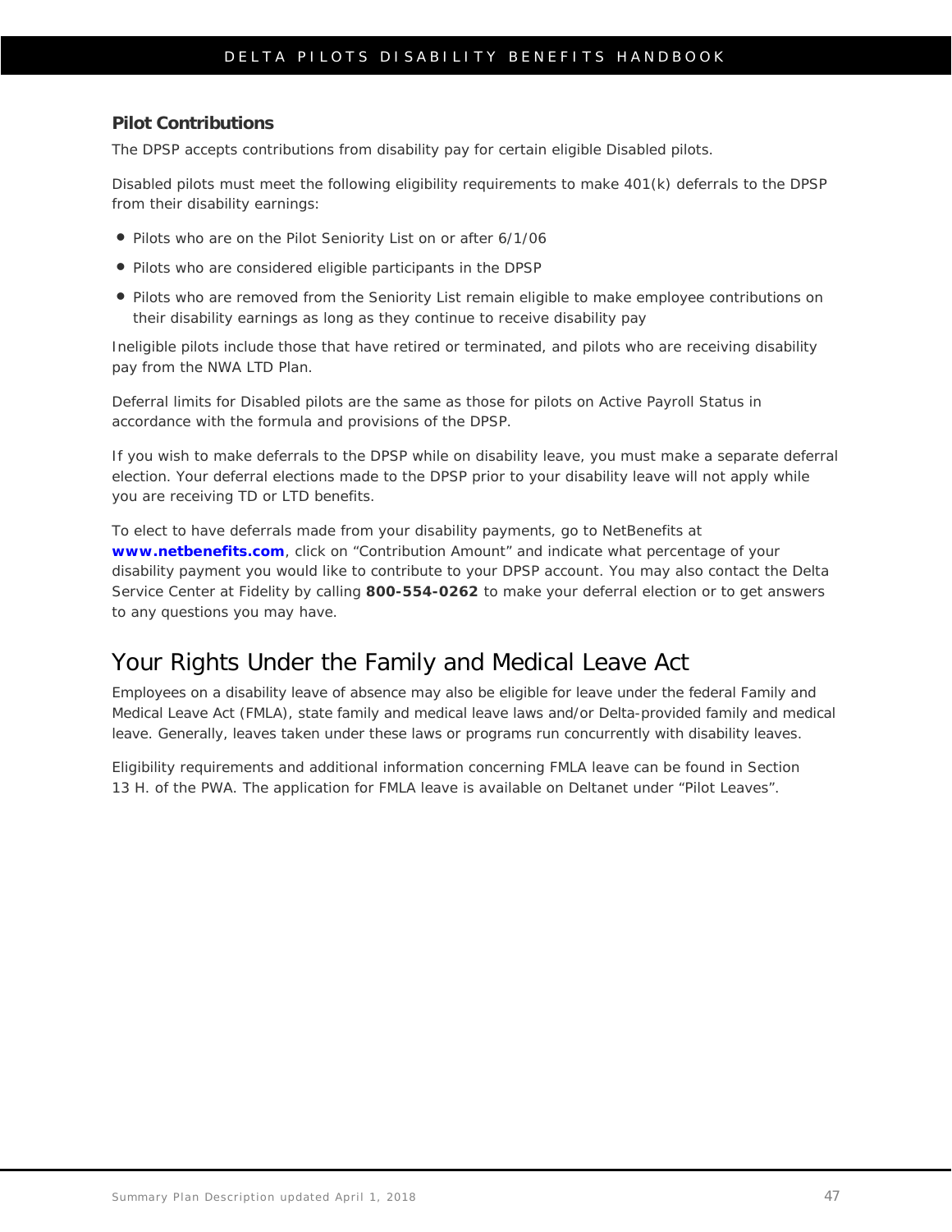### Pilot Contributions

The DPSP accepts contributions from disability pay for certain eligible Disabled pilots.

Disabled pilots must meet the following eligibility requirements to make 401(k) deferrals to the DPSP from their disability earnings:

- Pilots who are on the Pilot Seniority List on or after 6/1/06
- Pilots who are considered eligible participants in the DPSP
- Pilots who are removed from the Seniority List remain eligible to make employee contributions on their disability earnings as long as they continue to receive disability pay

Ineligible pilots include those that have retired or terminated, and pilots who are receiving disability pay from the NWA LTD Plan.

Deferral limits for Disabled pilots are the same as those for pilots on Active Payroll Status in accordance with the formula and provisions of the DPSP.

If you wish to make deferrals to the DPSP while on disability leave, you must make a separate deferral election. Your deferral elections made to the DPSP prior to your disability leave will not apply while you are receiving TD or LTD benefits.

To elect to have deferrals made from your disability payments, go to NetBenefits at **www.netbenefits.com**, click on "Contribution Amount" and indicate what percentage of your disability payment you would like to contribute to your DPSP account. You may also contact the Delta Service Center at Fidelity by calling **800-554-0262** to make your deferral election or to get answers to any questions you may have.

## Your Rights Under the Family and Medical Leave Act

Employees on a disability leave of absence may also be eligible for leave under the federal Family and Medical Leave Act (FMLA), state family and medical leave laws and/or Delta-provided family and medical leave. Generally, leaves taken under these laws or programs run concurrently with disability leaves.

Eligibility requirements and additional information concerning FMLA leave can be found in Section 13 H. of the PWA. The application for FMLA leave is available on Deltanet under "Pilot Leaves".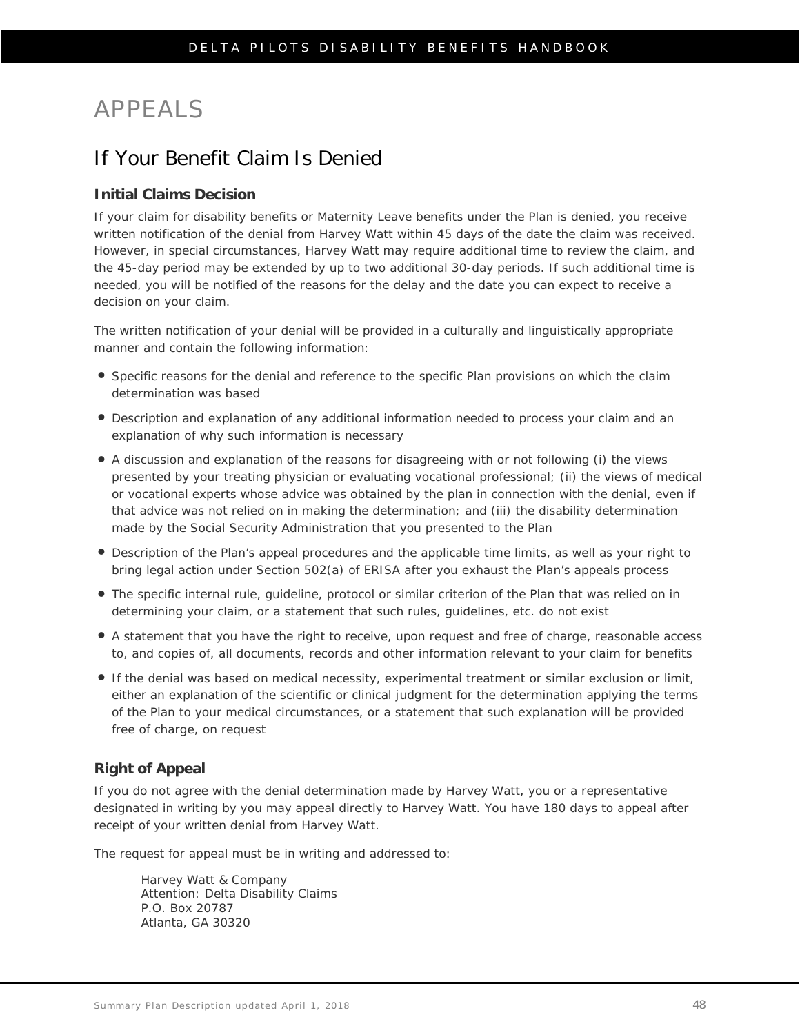# APPEALS

## If Your Benefit Claim Is Denied

### Initial Claims Decision

If your claim for disability benefits or Maternity Leave benefits under the Plan is denied, you receive written notification of the denial from Harvey Watt within 45 days of the date the claim was received. However, in special circumstances, Harvey Watt may require additional time to review the claim, and the 45-day period may be extended by up to two additional 30-day periods. If such additional time is needed, you will be notified of the reasons for the delay and the date you can expect to receive a decision on your claim.

The written notification of your denial will be provided in a culturally and linguistically appropriate manner and contain the following information:

- Specific reasons for the denial and reference to the specific Plan provisions on which the claim determination was based
- Description and explanation of any additional information needed to process your claim and an explanation of why such information is necessary
- A discussion and explanation of the reasons for disagreeing with or not following (i) the views presented by your treating physician or evaluating vocational professional; (ii) the views of medical or vocational experts whose advice was obtained by the plan in connection with the denial, even if that advice was not relied on in making the determination; and (iii) the disability determination made by the Social Security Administration that you presented to the Plan
- Description of the Plan's appeal procedures and the applicable time limits, as well as your right to bring legal action under Section 502(a) of ERISA after you exhaust the Plan's appeals process
- The specific internal rule, guideline, protocol or similar criterion of the Plan that was relied on in determining your claim, or a statement that such rules, guidelines, etc. do not exist
- A statement that you have the right to receive, upon request and free of charge, reasonable access to, and copies of, all documents, records and other information relevant to your claim for benefits
- If the denial was based on medical necessity, experimental treatment or similar exclusion or limit, either an explanation of the scientific or clinical judgment for the determination applying the terms of the Plan to your medical circumstances, or a statement that such explanation will be provided free of charge, on request

### Right of Appeal

If you do not agree with the denial determination made by Harvey Watt, you or a representative designated in writing by you may appeal directly to Harvey Watt. You have 180 days to appeal after receipt of your written denial from Harvey Watt.

The request for appeal must be in writing and addressed to:

Harvey Watt & Company
Attention: Delta Disability Claims
P.O. Box 20787
Atlanta, GA 30320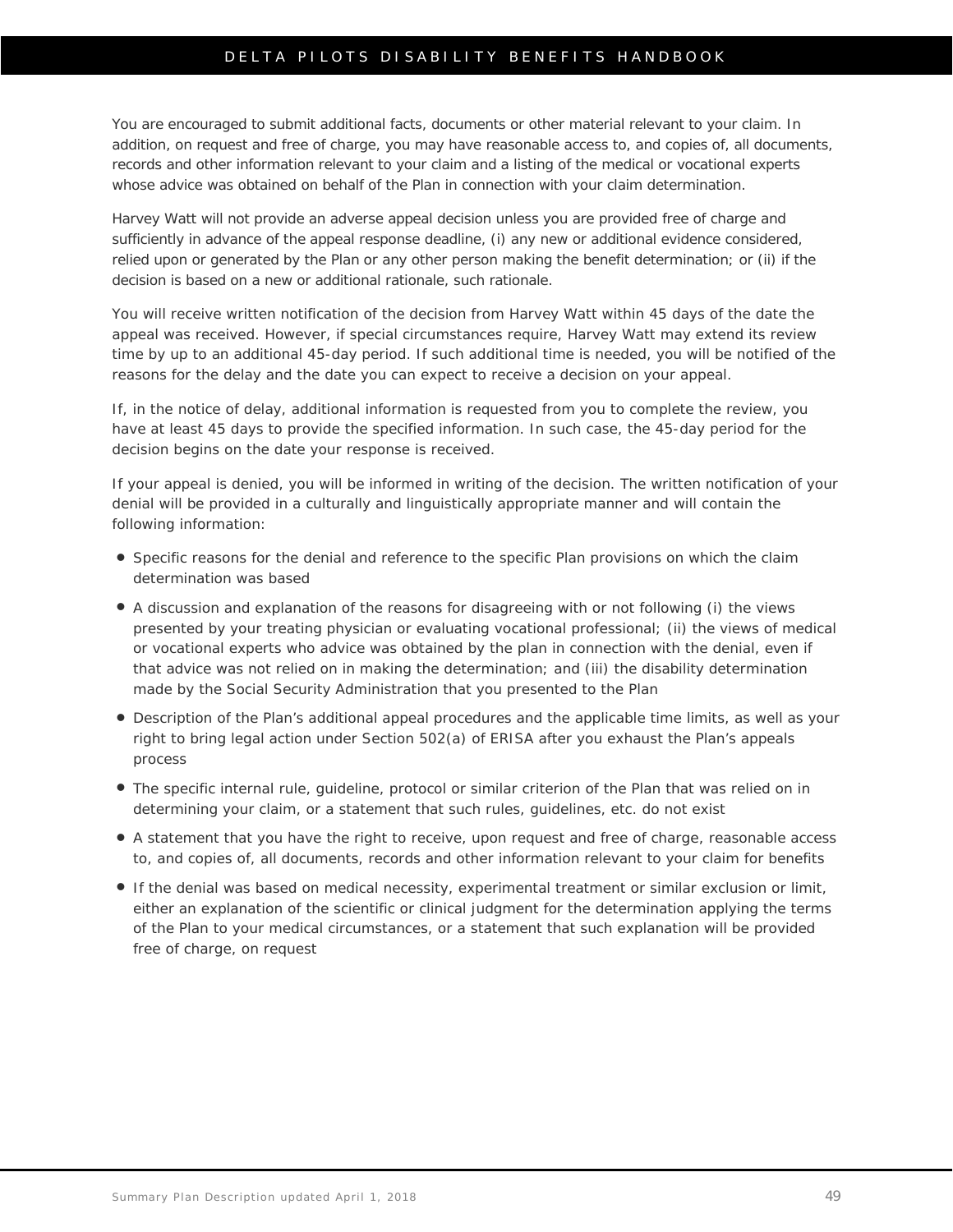You are encouraged to submit additional facts, documents or other material relevant to your claim. In addition, on request and free of charge, you may have reasonable access to, and copies of, all documents, records and other information relevant to your claim and a listing of the medical or vocational experts whose advice was obtained on behalf of the Plan in connection with your claim determination.

Harvey Watt will not provide an adverse appeal decision unless you are provided free of charge and sufficiently in advance of the appeal response deadline, (i) any new or additional evidence considered, relied upon or generated by the Plan or any other person making the benefit determination; or (ii) if the decision is based on a new or additional rationale, such rationale.

You will receive written notification of the decision from Harvey Watt within 45 days of the date the appeal was received. However, if special circumstances require, Harvey Watt may extend its review time by up to an additional 45-day period. If such additional time is needed, you will be notified of the reasons for the delay and the date you can expect to receive a decision on your appeal.

If, in the notice of delay, additional information is requested from you to complete the review, you have at least 45 days to provide the specified information. In such case, the 45-day period for the decision begins on the date your response is received.

If your appeal is denied, you will be informed in writing of the decision. The written notification of your denial will be provided in a culturally and linguistically appropriate manner and will contain the following information:

- Specific reasons for the denial and reference to the specific Plan provisions on which the claim determination was based
- A discussion and explanation of the reasons for disagreeing with or not following (i) the views presented by your treating physician or evaluating vocational professional; (ii) the views of medical or vocational experts who advice was obtained by the plan in connection with the denial, even if that advice was not relied on in making the determination; and (iii) the disability determination made by the Social Security Administration that you presented to the Plan
- Description of the Plan's additional appeal procedures and the applicable time limits, as well as your right to bring legal action under Section 502(a) of ERISA after you exhaust the Plan's appeals process
- The specific internal rule, guideline, protocol or similar criterion of the Plan that was relied on in determining your claim, or a statement that such rules, guidelines, etc. do not exist
- A statement that you have the right to receive, upon request and free of charge, reasonable access to, and copies of, all documents, records and other information relevant to your claim for benefits
- If the denial was based on medical necessity, experimental treatment or similar exclusion or limit, either an explanation of the scientific or clinical judgment for the determination applying the terms of the Plan to your medical circumstances, or a statement that such explanation will be provided free of charge, on request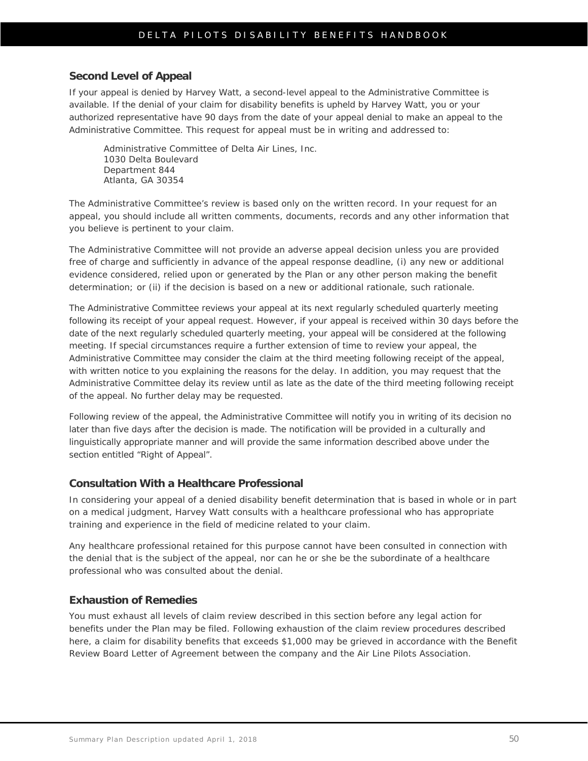## Second Level of Appeal

If your appeal is denied by Harvey Watt, a second-level appeal to the Administrative Committee is available. If the denial of your claim for disability benefits is upheld by Harvey Watt, you or your authorized representative have 90 days from the date of your appeal denial to make an appeal to the Administrative Committee. This request for appeal must be in writing and addressed to:

> Administrative Committee of Delta Air Lines, Inc.
> 1030 Delta Boulevard
> Department 844
> Atlanta, GA 30354

The Administrative Committee's review is based only on the written record. In your request for an appeal, you should include all written comments, documents, records and any other information that you believe is pertinent to your claim.

The Administrative Committee will not provide an adverse appeal decision unless you are provided free of charge and sufficiently in advance of the appeal response deadline, (i) any new or additional evidence considered, relied upon or generated by the Plan or any other person making the benefit determination; or (ii) if the decision is based on a new or additional rationale, such rationale.

The Administrative Committee reviews your appeal at its next regularly scheduled quarterly meeting following its receipt of your appeal request. However, if your appeal is received within 30 days before the date of the next regularly scheduled quarterly meeting, your appeal will be considered at the following meeting. If special circumstances require a further extension of time to review your appeal, the Administrative Committee may consider the claim at the third meeting following receipt of the appeal, with written notice to you explaining the reasons for the delay. In addition, you may request that the Administrative Committee delay its review until as late as the date of the third meeting following receipt of the appeal. No further delay may be requested.

Following review of the appeal, the Administrative Committee will notify you in writing of its decision no later than five days after the decision is made. The notification will be provided in a culturally and linguistically appropriate manner and will provide the same information described above under the section entitled "Right of Appeal".

## Consultation With a Healthcare Professional

In considering your appeal of a denied disability benefit determination that is based in whole or in part on a medical judgment, Harvey Watt consults with a healthcare professional who has appropriate training and experience in the field of medicine related to your claim.

Any healthcare professional retained for this purpose cannot have been consulted in connection with the denial that is the subject of the appeal, nor can he or she be the subordinate of a healthcare professional who was consulted about the denial.

## Exhaustion of Remedies

You must exhaust all levels of claim review described in this section before any legal action for benefits under the Plan may be filed. Following exhaustion of the claim review procedures described here, a claim for disability benefits that exceeds $1,000 may be grieved in accordance with the Benefit Review Board Letter of Agreement between the company and the Air Line Pilots Association.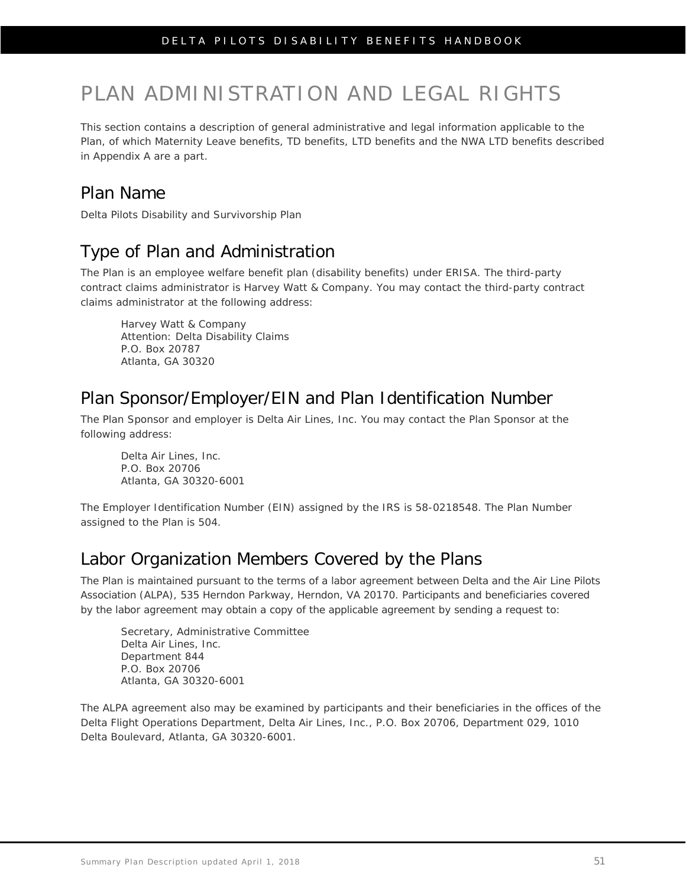# PLAN ADMINISTRATION AND LEGAL RIGHTS

This section contains a description of general administrative and legal information applicable to the Plan, of which Maternity Leave benefits, TD benefits, LTD benefits and the NWA LTD benefits described in Appendix A are a part.

## Plan Name

Delta Pilots Disability and Survivorship Plan

## Type of Plan and Administration

The Plan is an employee welfare benefit plan (disability benefits) under ERISA. The third-party contract claims administrator is Harvey Watt & Company. You may contact the third-party contract claims administrator at the following address:

Harvey Watt & Company
Attention: Delta Disability Claims
P.O. Box 20787
Atlanta, GA 30320

## Plan Sponsor/Employer/EIN and Plan Identification Number

The Plan Sponsor and employer is Delta Air Lines, Inc. You may contact the Plan Sponsor at the following address:

Delta Air Lines, Inc.
P.O. Box 20706
Atlanta, GA 30320-6001

The Employer Identification Number (EIN) assigned by the IRS is 58-0218548. The Plan Number assigned to the Plan is 504.

## Labor Organization Members Covered by the Plans

The Plan is maintained pursuant to the terms of a labor agreement between Delta and the Air Line Pilots Association (ALPA), 535 Herndon Parkway, Herndon, VA 20170. Participants and beneficiaries covered by the labor agreement may obtain a copy of the applicable agreement by sending a request to:

Secretary, Administrative Committee
Delta Air Lines, Inc.
Department 844
P.O. Box 20706
Atlanta, GA 30320-6001

The ALPA agreement also may be examined by participants and their beneficiaries in the offices of the Delta Flight Operations Department, Delta Air Lines, Inc., P.O. Box 20706, Department 029, 1010 Delta Boulevard, Atlanta, GA 30320-6001.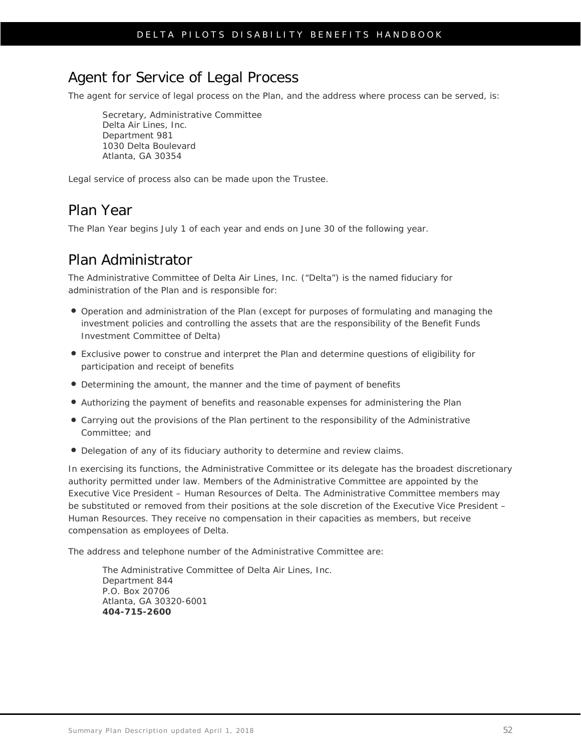## Agent for Service of Legal Process

The agent for service of legal process on the Plan, and the address where process can be served, is:

Secretary, Administrative Committee
Delta Air Lines, Inc.
Department 981
1030 Delta Boulevard
Atlanta, GA 30354

Legal service of process also can be made upon the Trustee.

## Plan Year

The Plan Year begins July 1 of each year and ends on June 30 of the following year.

## Plan Administrator

The Administrative Committee of Delta Air Lines, Inc. ("Delta") is the named fiduciary for administration of the Plan and is responsible for:

- Operation and administration of the Plan (except for purposes of formulating and managing the investment policies and controlling the assets that are the responsibility of the Benefit Funds Investment Committee of Delta)
- Exclusive power to construe and interpret the Plan and determine questions of eligibility for participation and receipt of benefits
- Determining the amount, the manner and the time of payment of benefits
- Authorizing the payment of benefits and reasonable expenses for administering the Plan
- Carrying out the provisions of the Plan pertinent to the responsibility of the Administrative Committee; and
- Delegation of any of its fiduciary authority to determine and review claims.

In exercising its functions, the Administrative Committee or its delegate has the broadest discretionary authority permitted under law. Members of the Administrative Committee are appointed by the Executive Vice President – Human Resources of Delta. The Administrative Committee members may be substituted or removed from their positions at the sole discretion of the Executive Vice President – Human Resources. They receive no compensation in their capacities as members, but receive compensation as employees of Delta.

The address and telephone number of the Administrative Committee are:

The Administrative Committee of Delta Air Lines, Inc.
Department 844
P.O. Box 20706
Atlanta, GA 30320-6001
**404-715-2600**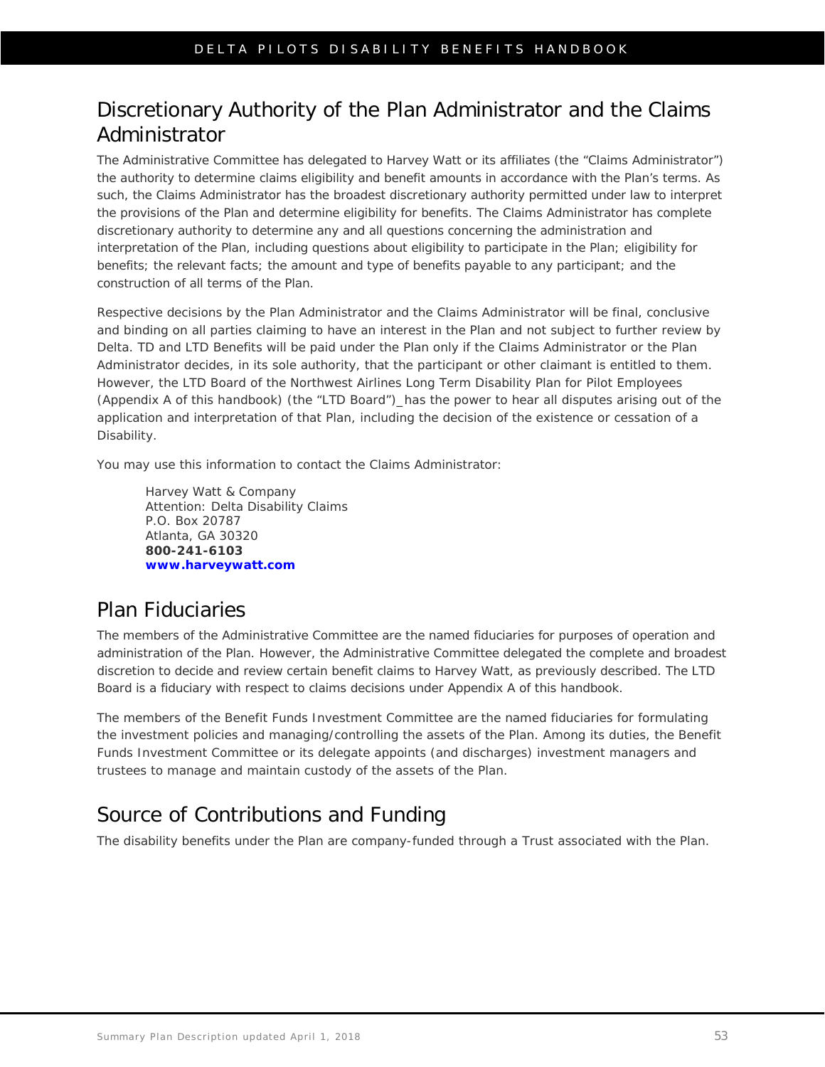## Discretionary Authority of the Plan Administrator and the Claims Administrator

The Administrative Committee has delegated to Harvey Watt or its affiliates (the "Claims Administrator") the authority to determine claims eligibility and benefit amounts in accordance with the Plan's terms. As such, the Claims Administrator has the broadest discretionary authority permitted under law to interpret the provisions of the Plan and determine eligibility for benefits. The Claims Administrator has complete discretionary authority to determine any and all questions concerning the administration and interpretation of the Plan, including questions about eligibility to participate in the Plan; eligibility for benefits; the relevant facts; the amount and type of benefits payable to any participant; and the construction of all terms of the Plan.

Respective decisions by the Plan Administrator and the Claims Administrator will be final, conclusive and binding on all parties claiming to have an interest in the Plan and not subject to further review by Delta. TD and LTD Benefits will be paid under the Plan only if the Claims Administrator or the Plan Administrator decides, in its sole authority, that the participant or other claimant is entitled to them. However, the LTD Board of the Northwest Airlines Long Term Disability Plan for Pilot Employees (Appendix A of this handbook) (the "LTD Board")_has the power to hear all disputes arising out of the application and interpretation of that Plan, including the decision of the existence or cessation of a Disability.

You may use this information to contact the Claims Administrator:

Harvey Watt & Company
Attention: Delta Disability Claims
P.O. Box 20787
Atlanta, GA 30320
**800-241-6103**
**www.harveywatt.com**

## Plan Fiduciaries

The members of the Administrative Committee are the named fiduciaries for purposes of operation and administration of the Plan. However, the Administrative Committee delegated the complete and broadest discretion to decide and review certain benefit claims to Harvey Watt, as previously described. The LTD Board is a fiduciary with respect to claims decisions under Appendix A of this handbook.

The members of the Benefit Funds Investment Committee are the named fiduciaries for formulating the investment policies and managing/controlling the assets of the Plan. Among its duties, the Benefit Funds Investment Committee or its delegate appoints (and discharges) investment managers and trustees to manage and maintain custody of the assets of the Plan.

## Source of Contributions and Funding

The disability benefits under the Plan are company-funded through a Trust associated with the Plan.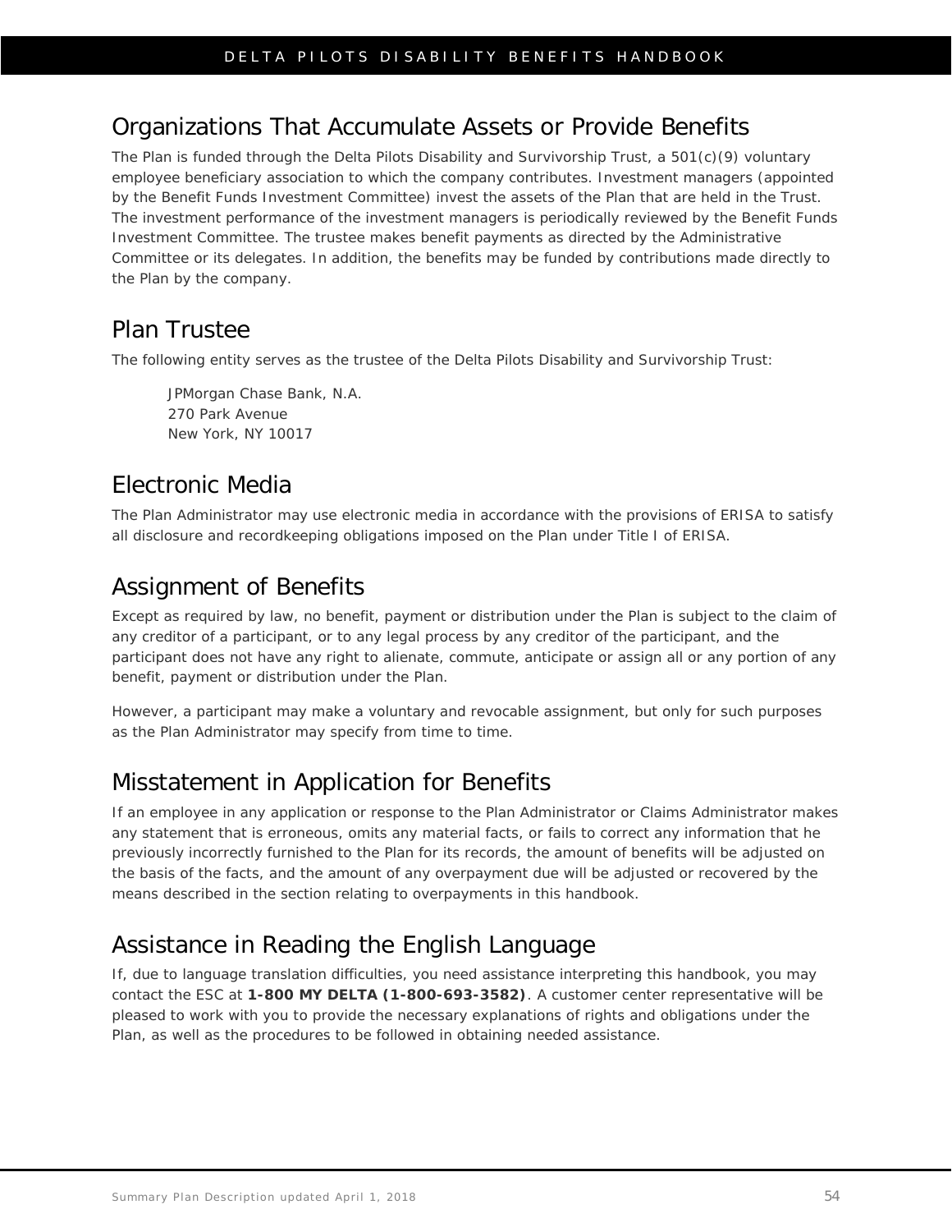## Organizations That Accumulate Assets or Provide Benefits

The Plan is funded through the Delta Pilots Disability and Survivorship Trust, a 501(c)(9) voluntary employee beneficiary association to which the company contributes. Investment managers (appointed by the Benefit Funds Investment Committee) invest the assets of the Plan that are held in the Trust. The investment performance of the investment managers is periodically reviewed by the Benefit Funds Investment Committee. The trustee makes benefit payments as directed by the Administrative Committee or its delegates. In addition, the benefits may be funded by contributions made directly to the Plan by the company.

## Plan Trustee

The following entity serves as the trustee of the Delta Pilots Disability and Survivorship Trust:

JPMorgan Chase Bank, N.A.
270 Park Avenue
New York, NY 10017

## Electronic Media

The Plan Administrator may use electronic media in accordance with the provisions of ERISA to satisfy all disclosure and recordkeeping obligations imposed on the Plan under Title I of ERISA.

## Assignment of Benefits

Except as required by law, no benefit, payment or distribution under the Plan is subject to the claim of any creditor of a participant, or to any legal process by any creditor of the participant, and the participant does not have any right to alienate, commute, anticipate or assign all or any portion of any benefit, payment or distribution under the Plan.

However, a participant may make a voluntary and revocable assignment, but only for such purposes as the Plan Administrator may specify from time to time.

## Misstatement in Application for Benefits

If an employee in any application or response to the Plan Administrator or Claims Administrator makes any statement that is erroneous, omits any material facts, or fails to correct any information that he previously incorrectly furnished to the Plan for its records, the amount of benefits will be adjusted on the basis of the facts, and the amount of any overpayment due will be adjusted or recovered by the means described in the section relating to overpayments in this handbook.

## Assistance in Reading the English Language

If, due to language translation difficulties, you need assistance interpreting this handbook, you may contact the ESC at **1-800 MY DELTA (1-800-693-3582)**. A customer center representative will be pleased to work with you to provide the necessary explanations of rights and obligations under the Plan, as well as the procedures to be followed in obtaining needed assistance.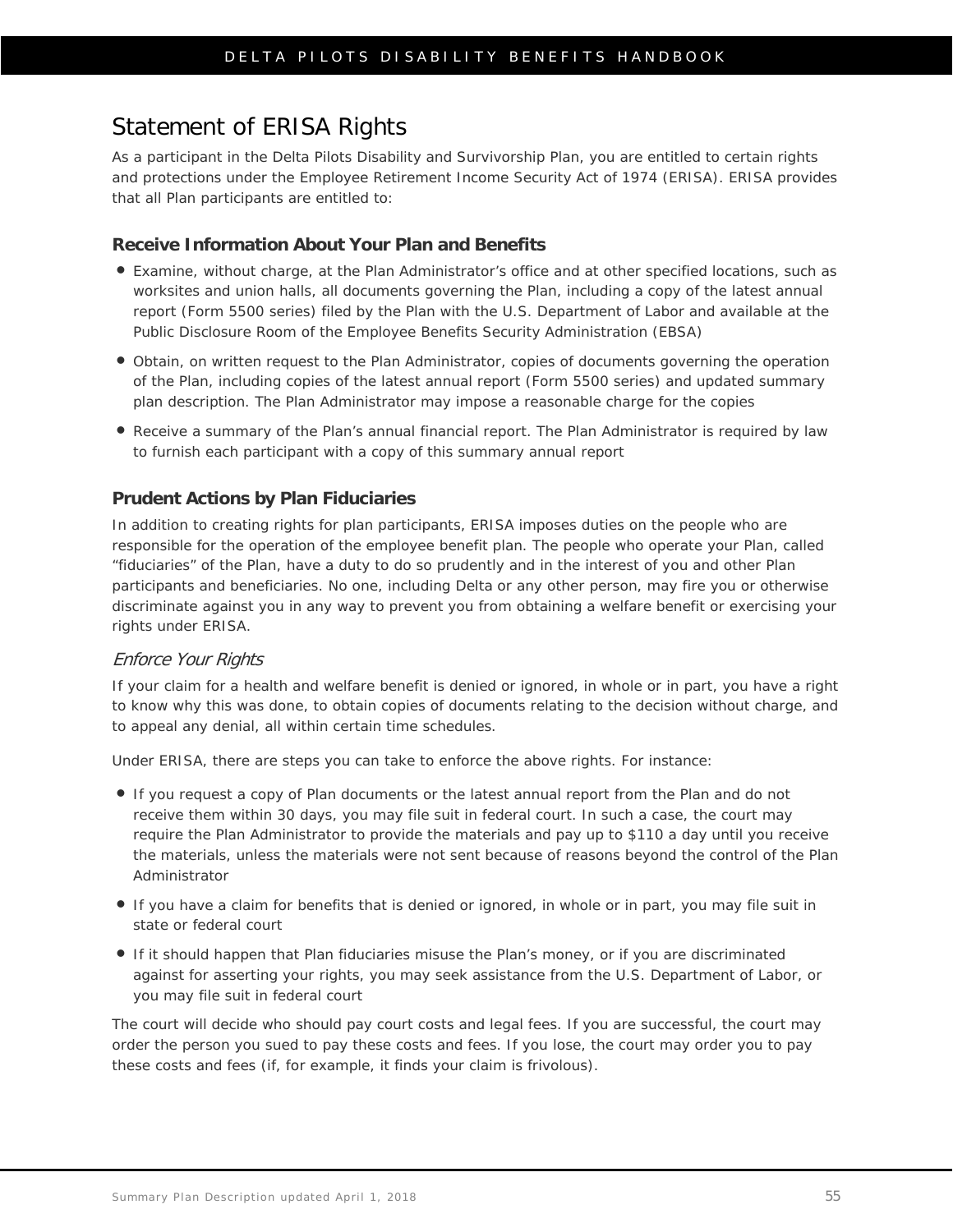## Statement of ERISA Rights

As a participant in the Delta Pilots Disability and Survivorship Plan, you are entitled to certain rights and protections under the Employee Retirement Income Security Act of 1974 (ERISA). ERISA provides that all Plan participants are entitled to:

### Receive Information About Your Plan and Benefits

- Examine, without charge, at the Plan Administrator's office and at other specified locations, such as worksites and union halls, all documents governing the Plan, including a copy of the latest annual report (Form 5500 series) filed by the Plan with the U.S. Department of Labor and available at the Public Disclosure Room of the Employee Benefits Security Administration (EBSA)
- Obtain, on written request to the Plan Administrator, copies of documents governing the operation of the Plan, including copies of the latest annual report (Form 5500 series) and updated summary plan description. The Plan Administrator may impose a reasonable charge for the copies
- Receive a summary of the Plan's annual financial report. The Plan Administrator is required by law to furnish each participant with a copy of this summary annual report

### Prudent Actions by Plan Fiduciaries

In addition to creating rights for plan participants, ERISA imposes duties on the people who are responsible for the operation of the employee benefit plan. The people who operate your Plan, called "fiduciaries" of the Plan, have a duty to do so prudently and in the interest of you and other Plan participants and beneficiaries. No one, including Delta or any other person, may fire you or otherwise discriminate against you in any way to prevent you from obtaining a welfare benefit or exercising your rights under ERISA.

#### *Enforce Your Rights*

If your claim for a health and welfare benefit is denied or ignored, in whole or in part, you have a right to know why this was done, to obtain copies of documents relating to the decision without charge, and to appeal any denial, all within certain time schedules.

Under ERISA, there are steps you can take to enforce the above rights. For instance:

- If you request a copy of Plan documents or the latest annual report from the Plan and do not receive them within 30 days, you may file suit in federal court. In such a case, the court may require the Plan Administrator to provide the materials and pay up to $110 a day until you receive the materials, unless the materials were not sent because of reasons beyond the control of the Plan Administrator
- If you have a claim for benefits that is denied or ignored, in whole or in part, you may file suit in state or federal court
- If it should happen that Plan fiduciaries misuse the Plan's money, or if you are discriminated against for asserting your rights, you may seek assistance from the U.S. Department of Labor, or you may file suit in federal court

The court will decide who should pay court costs and legal fees. If you are successful, the court may order the person you sued to pay these costs and fees. If you lose, the court may order you to pay these costs and fees (if, for example, it finds your claim is frivolous).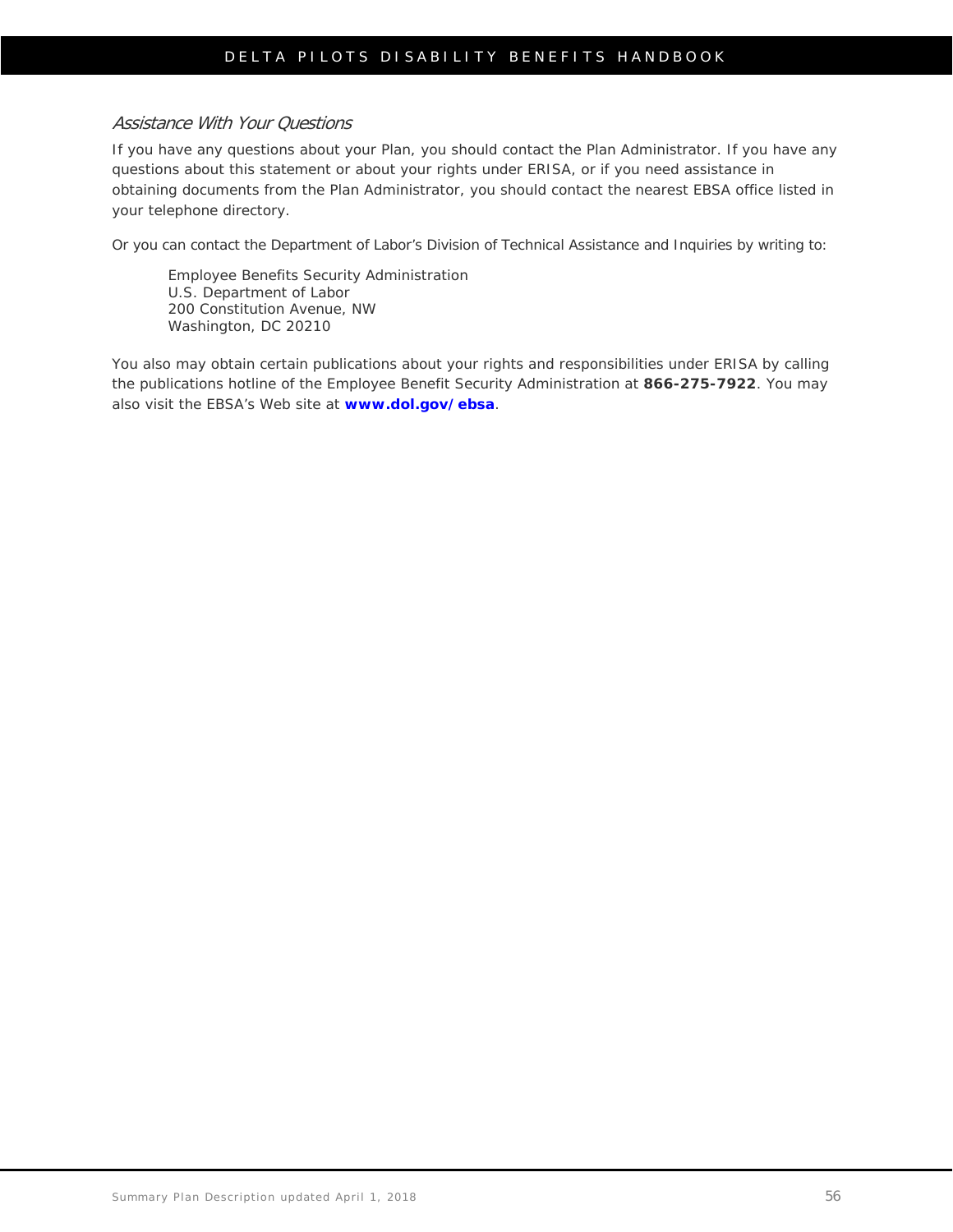### *Assistance With Your Questions*

If you have any questions about your Plan, you should contact the Plan Administrator. If you have any questions about this statement or about your rights under ERISA, or if you need assistance in obtaining documents from the Plan Administrator, you should contact the nearest EBSA office listed in your telephone directory.

Or you can contact the Department of Labor's Division of Technical Assistance and Inquiries by writing to:

> Employee Benefits Security Administration
> U.S. Department of Labor
> 200 Constitution Avenue, NW
> Washington, DC 20210

You also may obtain certain publications about your rights and responsibilities under ERISA by calling the publications hotline of the Employee Benefit Security Administration at **866-275-7922**. You may also visit the EBSA's Web site at **www.dol.gov/ebsa**.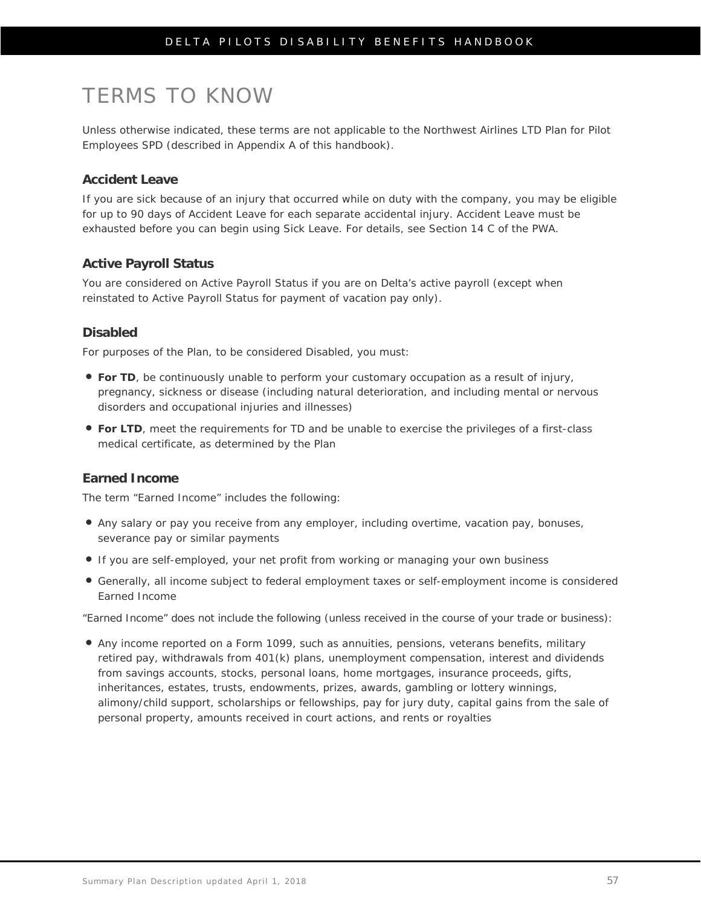# TERMS TO KNOW

Unless otherwise indicated, these terms are not applicable to the Northwest Airlines LTD Plan for Pilot Employees SPD (described in Appendix A of this handbook).

### Accident Leave

If you are sick because of an injury that occurred while on duty with the company, you may be eligible for up to 90 days of Accident Leave for each separate accidental injury. Accident Leave must be exhausted before you can begin using Sick Leave. For details, see Section 14 C of the PWA.

### Active Payroll Status

You are considered on Active Payroll Status if you are on Delta's active payroll (except when reinstated to Active Payroll Status for payment of vacation pay only).

### Disabled

For purposes of the Plan, to be considered Disabled, you must:

- **For TD**, be continuously unable to perform your customary occupation as a result of injury, pregnancy, sickness or disease (including natural deterioration, and including mental or nervous disorders and occupational injuries and illnesses)
- **For LTD**, meet the requirements for TD and be unable to exercise the privileges of a first-class medical certificate, as determined by the Plan

### Earned Income

The term "Earned Income" includes the following:

- Any salary or pay you receive from any employer, including overtime, vacation pay, bonuses, severance pay or similar payments
- If you are self-employed, your net profit from working or managing your own business
- Generally, all income subject to federal employment taxes or self-employment income is considered Earned Income

"Earned Income" does not include the following (unless received in the course of your trade or business):

- Any income reported on a Form 1099, such as annuities, pensions, veterans benefits, military retired pay, withdrawals from 401(k) plans, unemployment compensation, interest and dividends from savings accounts, stocks, personal loans, home mortgages, insurance proceeds, gifts, inheritances, estates, trusts, endowments, prizes, awards, gambling or lottery winnings, alimony/child support, scholarships or fellowships, pay for jury duty, capital gains from the sale of personal property, amounts received in court actions, and rents or royalties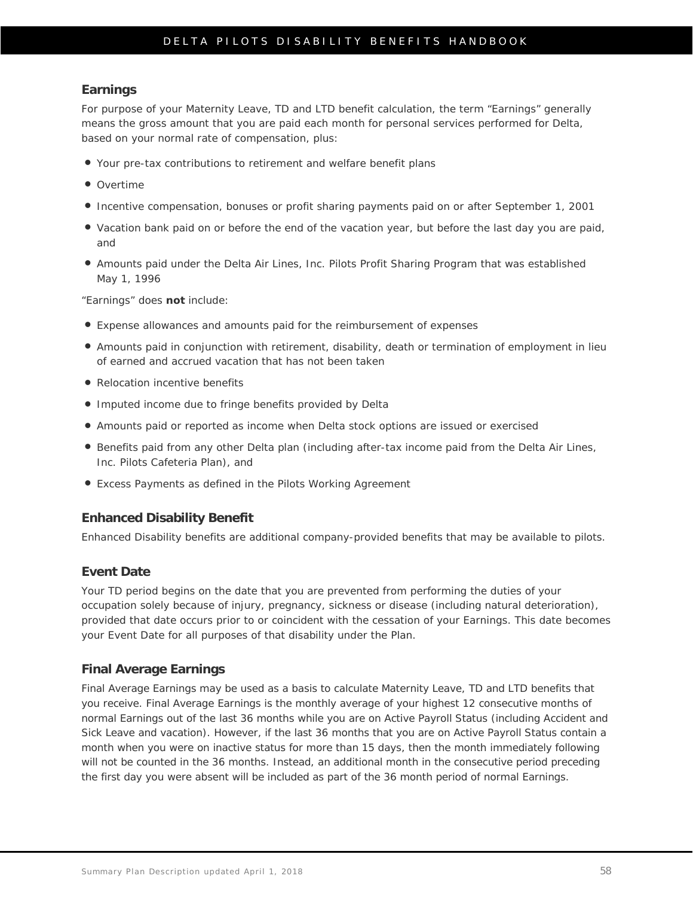### Earnings

For purpose of your Maternity Leave, TD and LTD benefit calculation, the term "Earnings" generally means the gross amount that you are paid each month for personal services performed for Delta, based on your normal rate of compensation, plus:

- Your pre-tax contributions to retirement and welfare benefit plans
- Overtime
- Incentive compensation, bonuses or profit sharing payments paid on or after September 1, 2001
- Vacation bank paid on or before the end of the vacation year, but before the last day you are paid, and
- Amounts paid under the Delta Air Lines, Inc. Pilots Profit Sharing Program that was established May 1, 1996

"Earnings" does **not** include:

- Expense allowances and amounts paid for the reimbursement of expenses
- Amounts paid in conjunction with retirement, disability, death or termination of employment in lieu of earned and accrued vacation that has not been taken
- Relocation incentive benefits
- Imputed income due to fringe benefits provided by Delta
- Amounts paid or reported as income when Delta stock options are issued or exercised
- Benefits paid from any other Delta plan (including after-tax income paid from the Delta Air Lines, Inc. Pilots Cafeteria Plan), and
- Excess Payments as defined in the Pilots Working Agreement

### Enhanced Disability Benefit

Enhanced Disability benefits are additional company-provided benefits that may be available to pilots.

### Event Date

Your TD period begins on the date that you are prevented from performing the duties of your occupation solely because of injury, pregnancy, sickness or disease (including natural deterioration), provided that date occurs prior to or coincident with the cessation of your Earnings. This date becomes your Event Date for all purposes of that disability under the Plan.

### Final Average Earnings

Final Average Earnings may be used as a basis to calculate Maternity Leave, TD and LTD benefits that you receive. Final Average Earnings is the monthly average of your highest 12 consecutive months of normal Earnings out of the last 36 months while you are on Active Payroll Status (including Accident and Sick Leave and vacation). However, if the last 36 months that you are on Active Payroll Status contain a month when you were on inactive status for more than 15 days, then the month immediately following will not be counted in the 36 months. Instead, an additional month in the consecutive period preceding the first day you were absent will be included as part of the 36 month period of normal Earnings.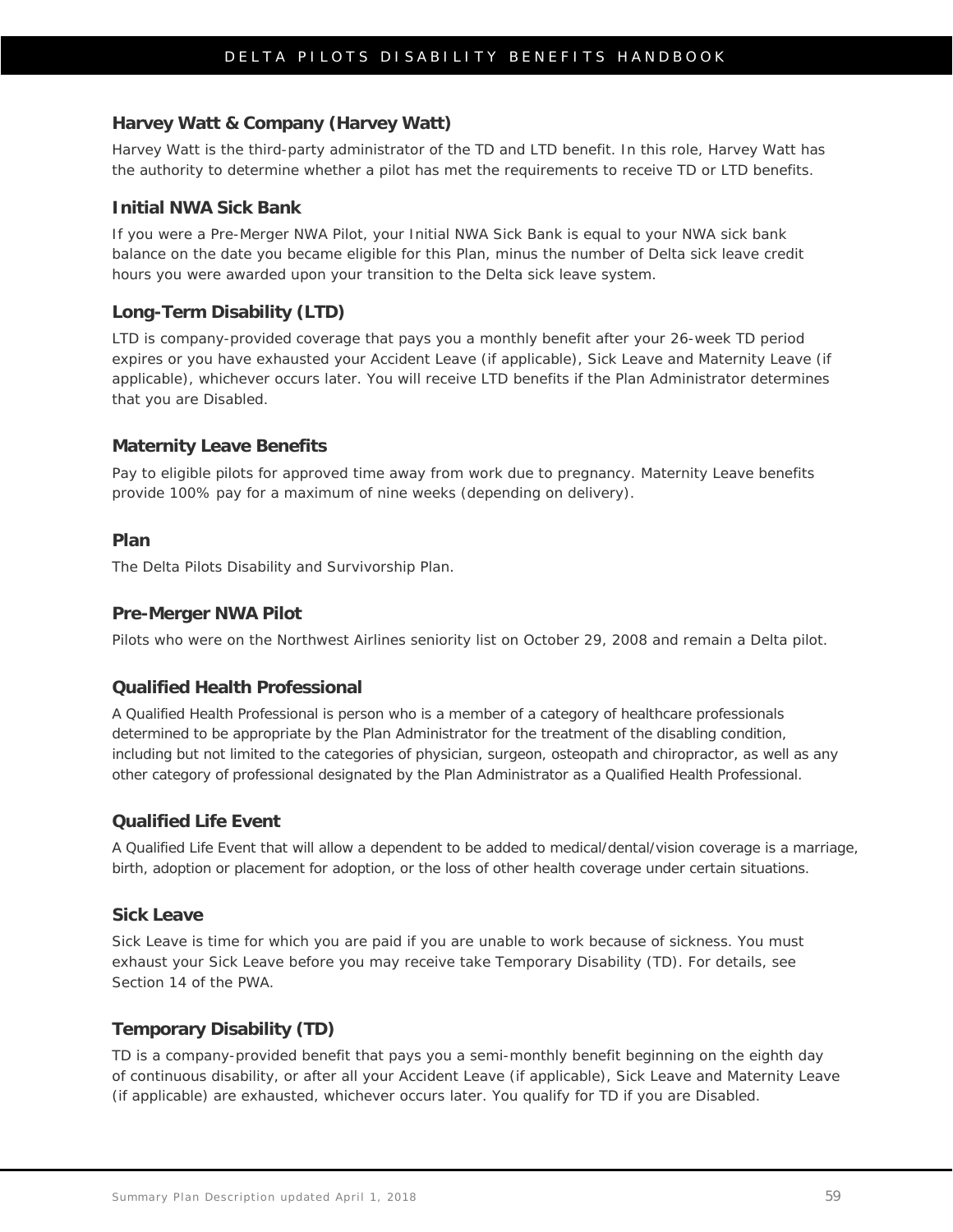### Harvey Watt & Company (Harvey Watt)

Harvey Watt is the third-party administrator of the TD and LTD benefit. In this role, Harvey Watt has the authority to determine whether a pilot has met the requirements to receive TD or LTD benefits.

### Initial NWA Sick Bank

If you were a Pre-Merger NWA Pilot, your Initial NWA Sick Bank is equal to your NWA sick bank balance on the date you became eligible for this Plan, minus the number of Delta sick leave credit hours you were awarded upon your transition to the Delta sick leave system.

### Long-Term Disability (LTD)

LTD is company-provided coverage that pays you a monthly benefit after your 26-week TD period expires or you have exhausted your Accident Leave (if applicable), Sick Leave and Maternity Leave (if applicable), whichever occurs later. You will receive LTD benefits if the Plan Administrator determines that you are Disabled.

### Maternity Leave Benefits

Pay to eligible pilots for approved time away from work due to pregnancy. Maternity Leave benefits provide 100% pay for a maximum of nine weeks (depending on delivery).

### Plan

The Delta Pilots Disability and Survivorship Plan.

### Pre-Merger NWA Pilot

Pilots who were on the Northwest Airlines seniority list on October 29, 2008 and remain a Delta pilot.

### Qualified Health Professional

A Qualified Health Professional is person who is a member of a category of healthcare professionals determined to be appropriate by the Plan Administrator for the treatment of the disabling condition, including but not limited to the categories of physician, surgeon, osteopath and chiropractor, as well as any other category of professional designated by the Plan Administrator as a Qualified Health Professional.

### Qualified Life Event

A Qualified Life Event that will allow a dependent to be added to medical/dental/vision coverage is a marriage, birth, adoption or placement for adoption, or the loss of other health coverage under certain situations.

### Sick Leave

Sick Leave is time for which you are paid if you are unable to work because of sickness. You must exhaust your Sick Leave before you may receive take Temporary Disability (TD). For details, see Section 14 of the PWA.

### Temporary Disability (TD)

TD is a company-provided benefit that pays you a semi-monthly benefit beginning on the eighth day of continuous disability, or after all your Accident Leave (if applicable), Sick Leave and Maternity Leave (if applicable) are exhausted, whichever occurs later. You qualify for TD if you are Disabled.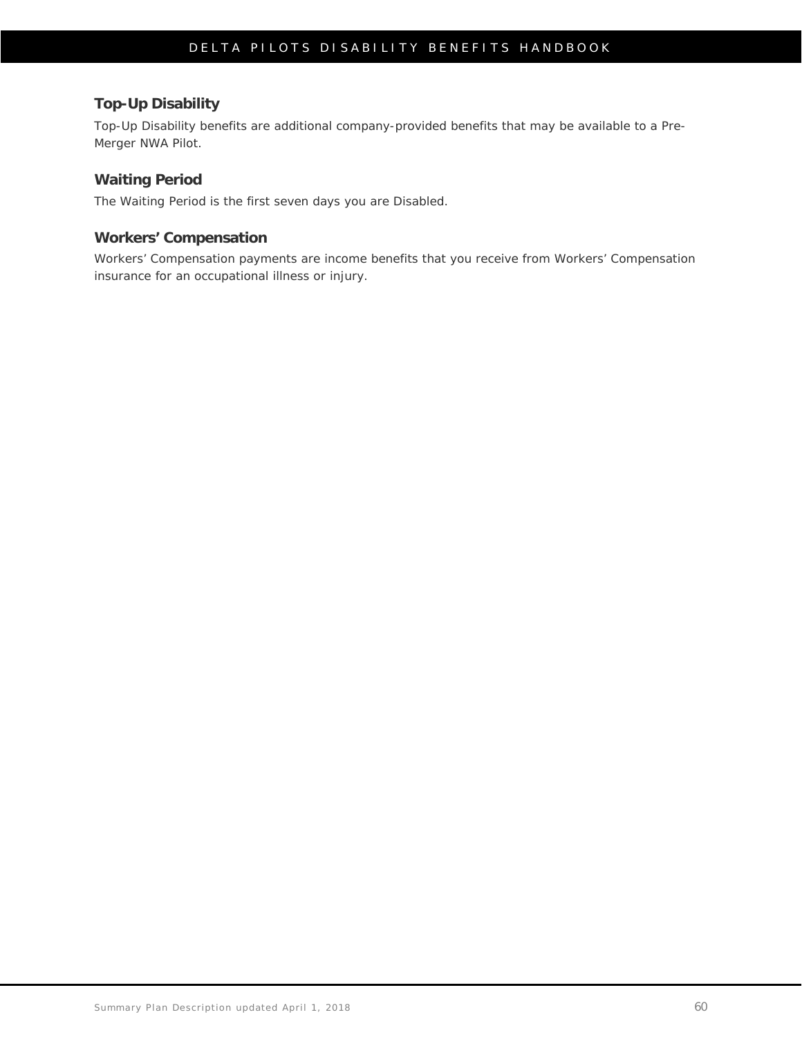### Top-Up Disability

Top-Up Disability benefits are additional company-provided benefits that may be available to a Pre-Merger NWA Pilot.

### Waiting Period

The Waiting Period is the first seven days you are Disabled.

### Workers' Compensation

Workers' Compensation payments are income benefits that you receive from Workers' Compensation insurance for an occupational illness or injury.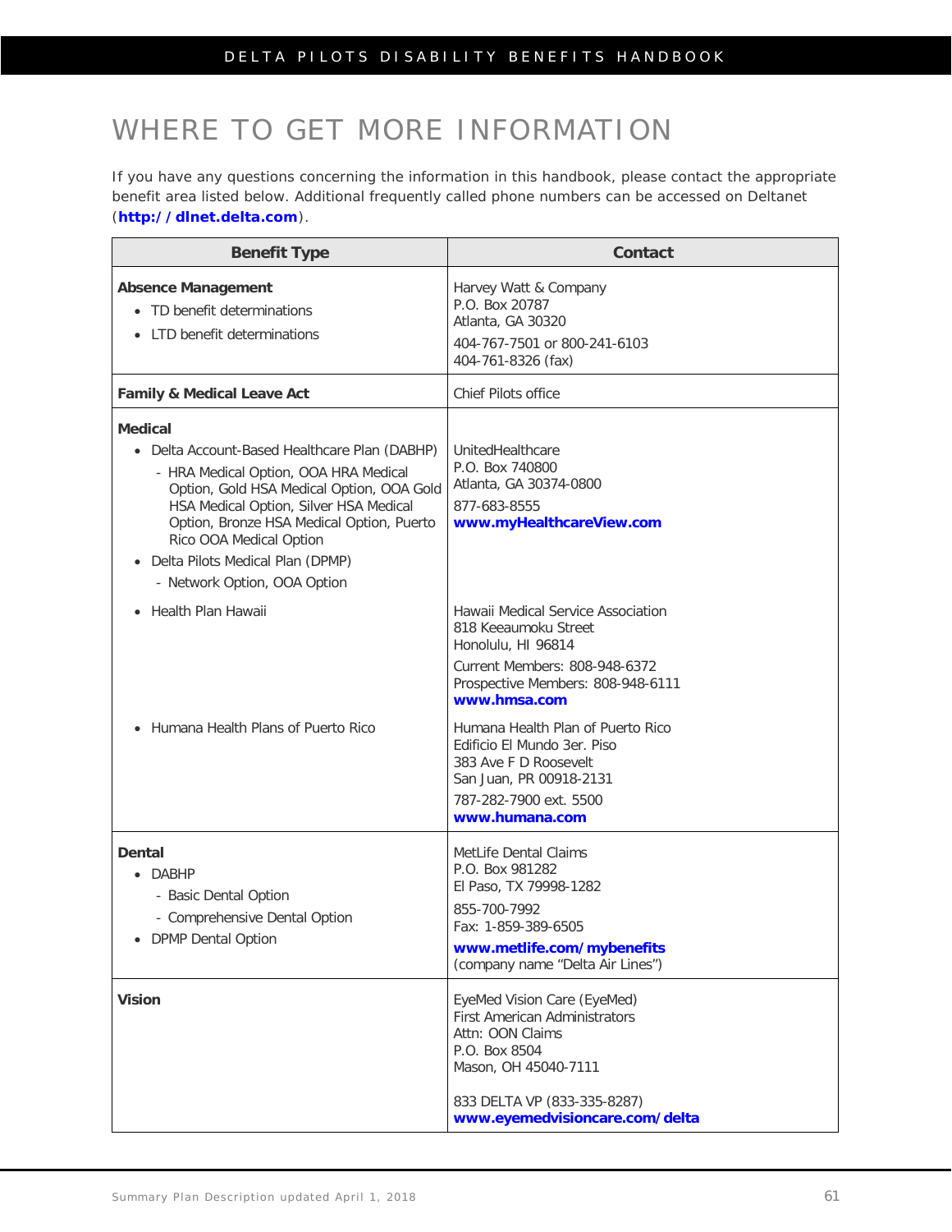# WHERE TO GET MORE INFORMATION

If you have any questions concerning the information in this handbook, please contact the appropriate benefit area listed below. Additional frequently called phone numbers can be accessed on Deltanet (**http://dlnet.delta.com**).

| Benefit Type | Contact |
|---|---|
| **Absence Management**<br>• TD benefit determinations<br>• LTD benefit determinations | Harvey Watt & Company<br>P.O. Box 20787<br>Atlanta, GA 30320<br>404-767-7501 or 800-241-6103<br>404-761-8326 (fax) |
| **Family & Medical Leave Act** | Chief Pilots office |
| **Medical**<br>• Delta Account-Based Healthcare Plan (DABHP)<br>- HRA Medical Option, OOA HRA Medical Option, Gold HSA Medical Option, OOA Gold HSA Medical Option, Silver HSA Medical Option, Bronze HSA Medical Option, Puerto Rico OOA Medical Option<br>• Delta Pilots Medical Plan (DPMP)<br>- Network Option, OOA Option | UnitedHealthcare<br>P.O. Box 740800<br>Atlanta, GA 30374-0800<br>877-683-8555<br>**www.myHealthcareView.com** |
| • Health Plan Hawaii | Hawaii Medical Service Association<br>818 Keeaumoku Street<br>Honolulu, HI 96814<br>Current Members: 808-948-6372<br>Prospective Members: 808-948-6111<br>**www.hmsa.com** |
| • Humana Health Plans of Puerto Rico | Humana Health Plan of Puerto Rico<br>Edificio El Mundo 3er. Piso<br>383 Ave F D Roosevelt<br>San Juan, PR 00918-2131<br>787-282-7900 ext. 5500<br>**www.humana.com** |
| **Dental**<br>• DABHP<br>- Basic Dental Option<br>- Comprehensive Dental Option<br>• DPMP Dental Option | MetLife Dental Claims<br>P.O. Box 981282<br>El Paso, TX 79998-1282<br>855-700-7992<br>Fax: 1-859-389-6505<br>**www.metlife.com/mybenefits**<br>(company name "Delta Air Lines") |
| **Vision** | EyeMed Vision Care (EyeMed)<br>First American Administrators<br>Attn: OON Claims<br>P.O. Box 8504<br>Mason, OH 45040-7111<br>833 DELTA VP (833-335-8287)<br>**www.eyemedvisioncare.com/delta** |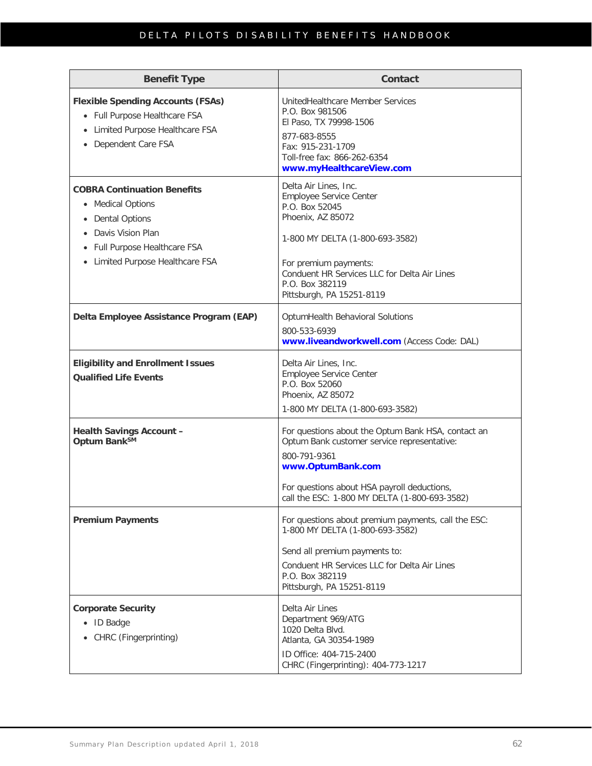| Benefit Type | Contact |
|---|---|
| **Flexible Spending Accounts (FSAs)**<br>• Full Purpose Healthcare FSA<br>• Limited Purpose Healthcare FSA<br>• Dependent Care FSA | UnitedHealthcare Member Services<br>P.O. Box 981506<br>El Paso, TX 79998-1506<br>877-683-8555<br>Fax: 915-231-1709<br>Toll-free fax: 866-262-6354<br>**www.myHealthcareView.com** |
| **COBRA Continuation Benefits**<br>• Medical Options<br>• Dental Options<br>• Davis Vision Plan<br>• Full Purpose Healthcare FSA<br>• Limited Purpose Healthcare FSA | Delta Air Lines, Inc.<br>Employee Service Center<br>P.O. Box 52045<br>Phoenix, AZ 85072<br>1-800 MY DELTA (1-800-693-3582)<br>For premium payments:<br>Conduent HR Services LLC for Delta Air Lines<br>P.O. Box 382119<br>Pittsburgh, PA 15251-8119 |
| **Delta Employee Assistance Program (EAP)** | OptumHealth Behavioral Solutions<br>800-533-6939<br>**www.liveandworkwell.com** (Access Code: DAL) |
| **Eligibility and Enrollment Issues**<br>**Qualified Life Events** | Delta Air Lines, Inc.<br>Employee Service Center<br>P.O. Box 52060<br>Phoenix, AZ 85072<br>1-800 MY DELTA (1-800-693-3582) |
| **Health Savings Account – Optum Bank℠** | For questions about the Optum Bank HSA, contact an Optum Bank customer service representative:<br>800-791-9361<br>**www.OptumBank.com**<br>For questions about HSA payroll deductions, call the ESC: 1-800 MY DELTA (1-800-693-3582) |
| **Premium Payments** | For questions about premium payments, call the ESC: 1-800 MY DELTA (1-800-693-3582)<br>Send all premium payments to:<br>Conduent HR Services LLC for Delta Air Lines<br>P.O. Box 382119<br>Pittsburgh, PA 15251-8119 |
| **Corporate Security**<br>• ID Badge<br>• CHRC (Fingerprinting) | Delta Air Lines<br>Department 969/ATG<br>1020 Delta Blvd.<br>Atlanta, GA 30354-1989<br>ID Office: 404-715-2400<br>CHRC (Fingerprinting): 404-773-1217 |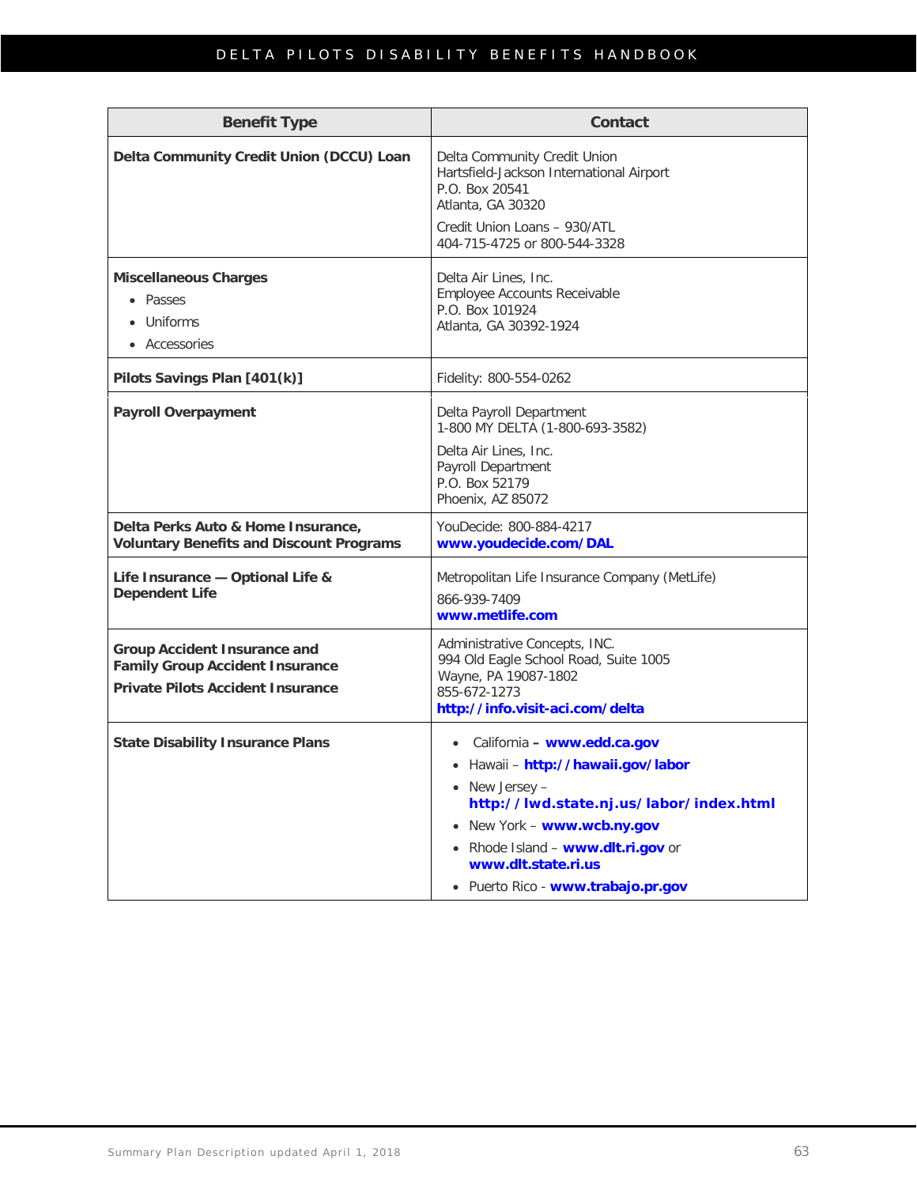| Benefit Type | Contact |
|---|---|
| **Delta Community Credit Union (DCCU) Loan** | Delta Community Credit Union<br>Hartsfield-Jackson International Airport<br>P.O. Box 20541<br>Atlanta, GA 30320<br>Credit Union Loans – 930/ATL<br>404-715-4725 or 800-544-3328 |
| **Miscellaneous Charges**<br>• Passes<br>• Uniforms<br>• Accessories | Delta Air Lines, Inc.<br>Employee Accounts Receivable<br>P.O. Box 101924<br>Atlanta, GA 30392-1924 |
| **Pilots Savings Plan [401(k)]** | Fidelity: 800-554-0262 |
| **Payroll Overpayment** | Delta Payroll Department<br>1-800 MY DELTA (1-800-693-3582)<br>Delta Air Lines, Inc.<br>Payroll Department<br>P.O. Box 52179<br>Phoenix, AZ 85072 |
| **Delta Perks Auto & Home Insurance, Voluntary Benefits and Discount Programs** | YouDecide: 800-884-4217<br>**www.youdecide.com/DAL** |
| **Life Insurance — Optional Life & Dependent Life** | Metropolitan Life Insurance Company (MetLife)<br>866-939-7409<br>**www.metlife.com** |
| **Group Accident Insurance and Family Group Accident Insurance**<br>**Private Pilots Accident Insurance** | Administrative Concepts, INC.<br>994 Old Eagle School Road, Suite 1005<br>Wayne, PA 19087-1802<br>855-672-1273<br>**http://info.visit-aci.com/delta** |
| **State Disability Insurance Plans** | • California – **www.edd.ca.gov**<br>• Hawaii – **http://hawaii.gov/labor**<br>• New Jersey – **http://lwd.state.nj.us/labor/index.html**<br>• New York – **www.wcb.ny.gov**<br>• Rhode Island – **www.dlt.ri.gov** or **www.dlt.state.ri.us**<br>• Puerto Rico - **www.trabajo.pr.gov** |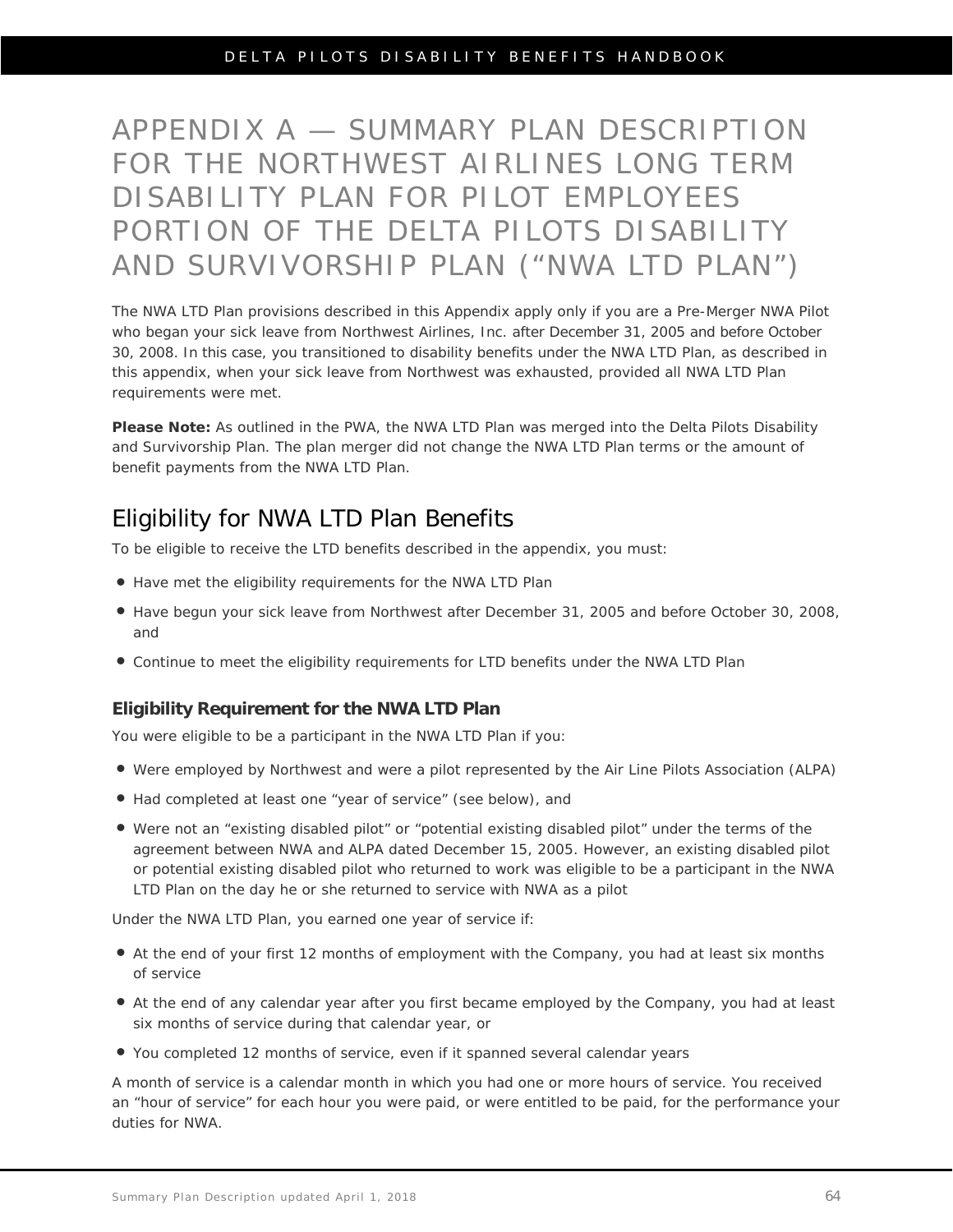# APPENDIX A — SUMMARY PLAN DESCRIPTION FOR THE NORTHWEST AIRLINES LONG TERM DISABILITY PLAN FOR PILOT EMPLOYEES PORTION OF THE DELTA PILOTS DISABILITY AND SURVIVORSHIP PLAN ("NWA LTD PLAN")

The NWA LTD Plan provisions described in this Appendix apply only if you are a Pre-Merger NWA Pilot who began your sick leave from Northwest Airlines, Inc. after December 31, 2005 and before October 30, 2008. In this case, you transitioned to disability benefits under the NWA LTD Plan, as described in this appendix, when your sick leave from Northwest was exhausted, provided all NWA LTD Plan requirements were met.

**Please Note:** As outlined in the PWA, the NWA LTD Plan was merged into the Delta Pilots Disability and Survivorship Plan. The plan merger did not change the NWA LTD Plan terms or the amount of benefit payments from the NWA LTD Plan.

## Eligibility for NWA LTD Plan Benefits

To be eligible to receive the LTD benefits described in the appendix, you must:

- Have met the eligibility requirements for the NWA LTD Plan
- Have begun your sick leave from Northwest after December 31, 2005 and before October 30, 2008, and
- Continue to meet the eligibility requirements for LTD benefits under the NWA LTD Plan

### Eligibility Requirement for the NWA LTD Plan

You were eligible to be a participant in the NWA LTD Plan if you:

- Were employed by Northwest and were a pilot represented by the Air Line Pilots Association (ALPA)
- Had completed at least one "year of service" (see below), and
- Were not an "existing disabled pilot" or "potential existing disabled pilot" under the terms of the agreement between NWA and ALPA dated December 15, 2005. However, an existing disabled pilot or potential existing disabled pilot who returned to work was eligible to be a participant in the NWA LTD Plan on the day he or she returned to service with NWA as a pilot

Under the NWA LTD Plan, you earned one year of service if:

- At the end of your first 12 months of employment with the Company, you had at least six months of service
- At the end of any calendar year after you first became employed by the Company, you had at least six months of service during that calendar year, or
- You completed 12 months of service, even if it spanned several calendar years

A month of service is a calendar month in which you had one or more hours of service. You received an "hour of service" for each hour you were paid, or were entitled to be paid, for the performance your duties for NWA.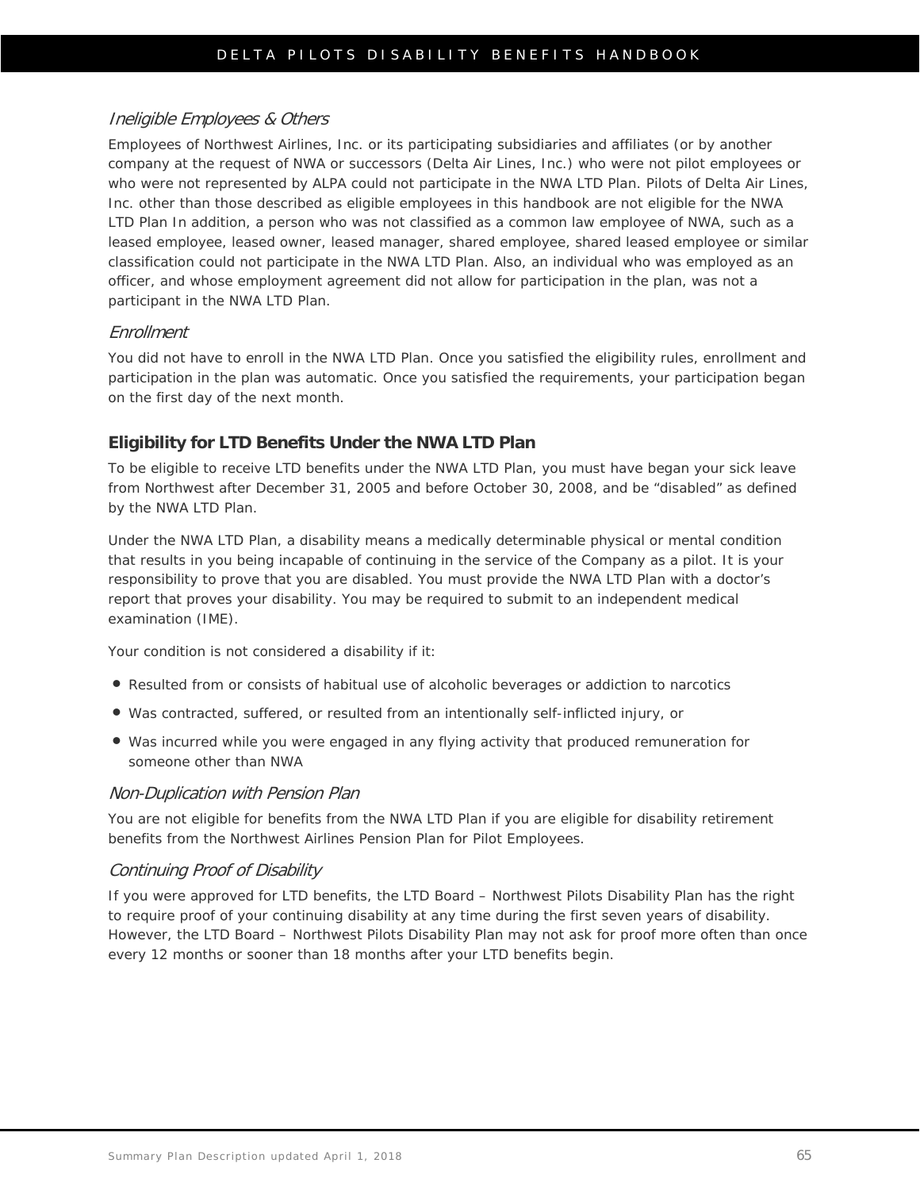### *Ineligible Employees & Others*

Employees of Northwest Airlines, Inc. or its participating subsidiaries and affiliates (or by another company at the request of NWA or successors (Delta Air Lines, Inc.) who were not pilot employees or who were not represented by ALPA could not participate in the NWA LTD Plan. Pilots of Delta Air Lines, Inc. other than those described as eligible employees in this handbook are not eligible for the NWA LTD Plan In addition, a person who was not classified as a common law employee of NWA, such as a leased employee, leased owner, leased manager, shared employee, shared leased employee or similar classification could not participate in the NWA LTD Plan. Also, an individual who was employed as an officer, and whose employment agreement did not allow for participation in the plan, was not a participant in the NWA LTD Plan.

### *Enrollment*

You did not have to enroll in the NWA LTD Plan. Once you satisfied the eligibility rules, enrollment and participation in the plan was automatic. Once you satisfied the requirements, your participation began on the first day of the next month.

## Eligibility for LTD Benefits Under the NWA LTD Plan

To be eligible to receive LTD benefits under the NWA LTD Plan, you must have began your sick leave from Northwest after December 31, 2005 and before October 30, 2008, and be "disabled" as defined by the NWA LTD Plan.

Under the NWA LTD Plan, a disability means a medically determinable physical or mental condition that results in you being incapable of continuing in the service of the Company as a pilot. It is your responsibility to prove that you are disabled. You must provide the NWA LTD Plan with a doctor's report that proves your disability. You may be required to submit to an independent medical examination (IME).

Your condition is not considered a disability if it:

- Resulted from or consists of habitual use of alcoholic beverages or addiction to narcotics
- Was contracted, suffered, or resulted from an intentionally self-inflicted injury, or
- Was incurred while you were engaged in any flying activity that produced remuneration for someone other than NWA

### *Non-Duplication with Pension Plan*

You are not eligible for benefits from the NWA LTD Plan if you are eligible for disability retirement benefits from the Northwest Airlines Pension Plan for Pilot Employees.

### *Continuing Proof of Disability*

If you were approved for LTD benefits, the LTD Board – Northwest Pilots Disability Plan has the right to require proof of your continuing disability at any time during the first seven years of disability. However, the LTD Board – Northwest Pilots Disability Plan may not ask for proof more often than once every 12 months or sooner than 18 months after your LTD benefits begin.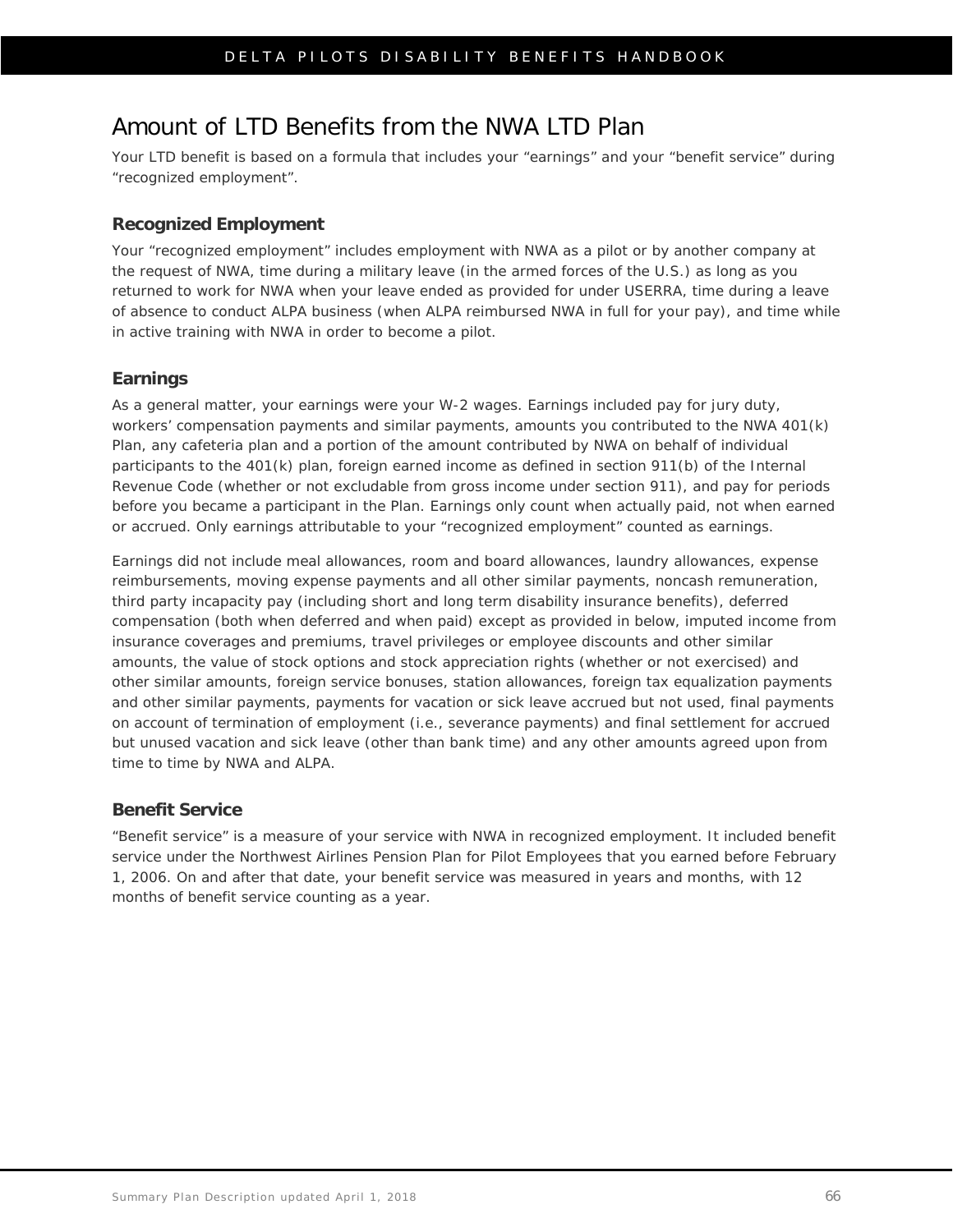## Amount of LTD Benefits from the NWA LTD Plan

Your LTD benefit is based on a formula that includes your "earnings" and your "benefit service" during "recognized employment".

### Recognized Employment

Your "recognized employment" includes employment with NWA as a pilot or by another company at the request of NWA, time during a military leave (in the armed forces of the U.S.) as long as you returned to work for NWA when your leave ended as provided for under USERRA, time during a leave of absence to conduct ALPA business (when ALPA reimbursed NWA in full for your pay), and time while in active training with NWA in order to become a pilot.

### Earnings

As a general matter, your earnings were your W-2 wages. Earnings included pay for jury duty, workers' compensation payments and similar payments, amounts you contributed to the NWA 401(k) Plan, any cafeteria plan and a portion of the amount contributed by NWA on behalf of individual participants to the 401(k) plan, foreign earned income as defined in section 911(b) of the Internal Revenue Code (whether or not excludable from gross income under section 911), and pay for periods before you became a participant in the Plan. Earnings only count when actually paid, not when earned or accrued. Only earnings attributable to your "recognized employment" counted as earnings.

Earnings did not include meal allowances, room and board allowances, laundry allowances, expense reimbursements, moving expense payments and all other similar payments, noncash remuneration, third party incapacity pay (including short and long term disability insurance benefits), deferred compensation (both when deferred and when paid) except as provided in below, imputed income from insurance coverages and premiums, travel privileges or employee discounts and other similar amounts, the value of stock options and stock appreciation rights (whether or not exercised) and other similar amounts, foreign service bonuses, station allowances, foreign tax equalization payments and other similar payments, payments for vacation or sick leave accrued but not used, final payments on account of termination of employment (i.e., severance payments) and final settlement for accrued but unused vacation and sick leave (other than bank time) and any other amounts agreed upon from time to time by NWA and ALPA.

### Benefit Service

"Benefit service" is a measure of your service with NWA in recognized employment. It included benefit service under the Northwest Airlines Pension Plan for Pilot Employees that you earned before February 1, 2006. On and after that date, your benefit service was measured in years and months, with 12 months of benefit service counting as a year.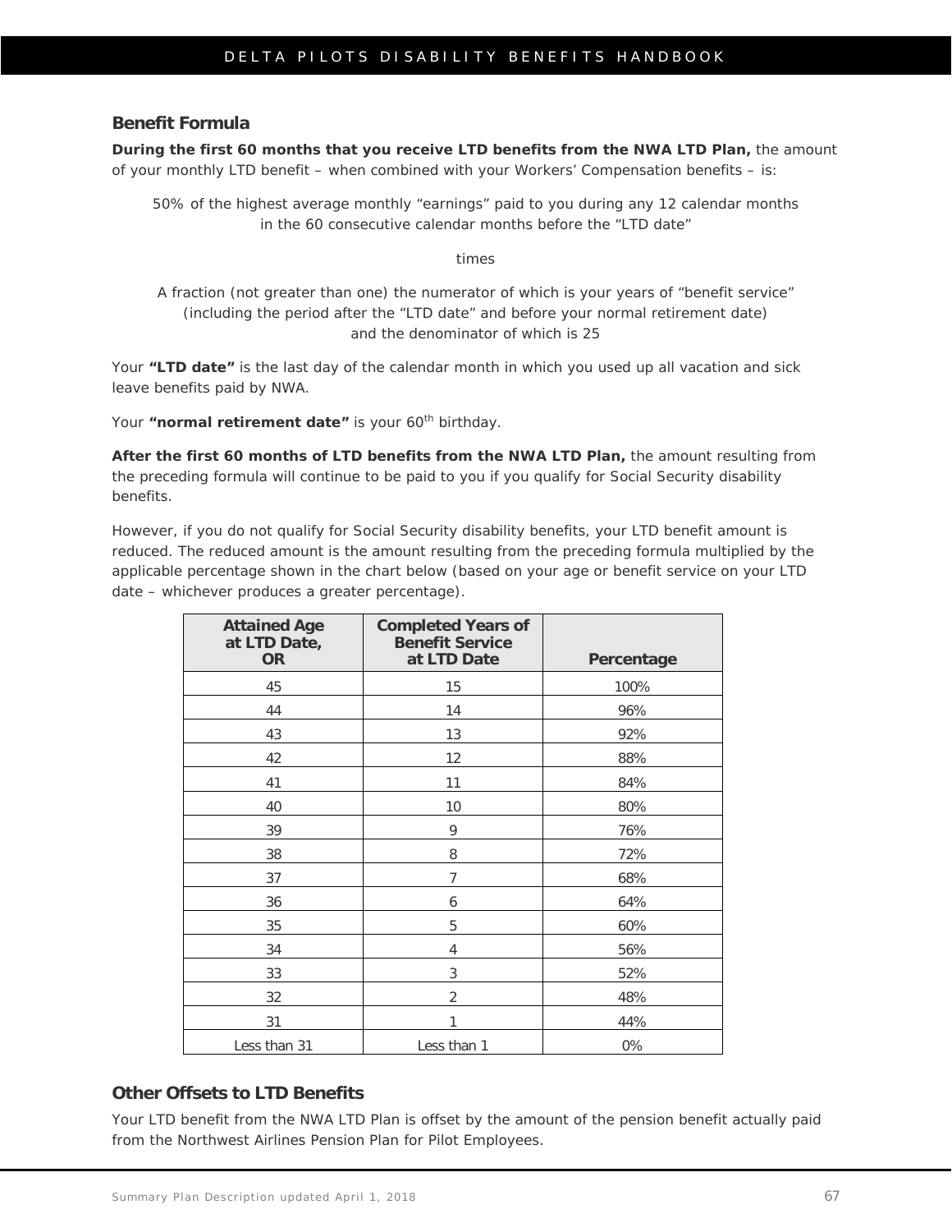## Benefit Formula

**During the first 60 months that you receive LTD benefits from the NWA LTD Plan,** the amount of your monthly LTD benefit – when combined with your Workers' Compensation benefits – is:

50% of the highest average monthly "earnings" paid to you during any 12 calendar months in the 60 consecutive calendar months before the "LTD date"

times

A fraction (not greater than one) the numerator of which is your years of "benefit service" (including the period after the "LTD date" and before your normal retirement date) and the denominator of which is 25

Your **"LTD date"** is the last day of the calendar month in which you used up all vacation and sick leave benefits paid by NWA.

Your **"normal retirement date"** is your 60th birthday.

**After the first 60 months of LTD benefits from the NWA LTD Plan,** the amount resulting from the preceding formula will continue to be paid to you if you qualify for Social Security disability benefits.

However, if you do not qualify for Social Security disability benefits, your LTD benefit amount is reduced. The reduced amount is the amount resulting from the preceding formula multiplied by the applicable percentage shown in the chart below (based on your age or benefit service on your LTD date – whichever produces a greater percentage).

| Attained Age at LTD Date, OR | Completed Years of Benefit Service at LTD Date | Percentage |
|---|---|---|
| 45 | 15 | 100% |
| 44 | 14 | 96% |
| 43 | 13 | 92% |
| 42 | 12 | 88% |
| 41 | 11 | 84% |
| 40 | 10 | 80% |
| 39 | 9 | 76% |
| 38 | 8 | 72% |
| 37 | 7 | 68% |
| 36 | 6 | 64% |
| 35 | 5 | 60% |
| 34 | 4 | 56% |
| 33 | 3 | 52% |
| 32 | 2 | 48% |
| 31 | 1 | 44% |
| Less than 31 | Less than 1 | 0% |

## Other Offsets to LTD Benefits

Your LTD benefit from the NWA LTD Plan is offset by the amount of the pension benefit actually paid from the Northwest Airlines Pension Plan for Pilot Employees.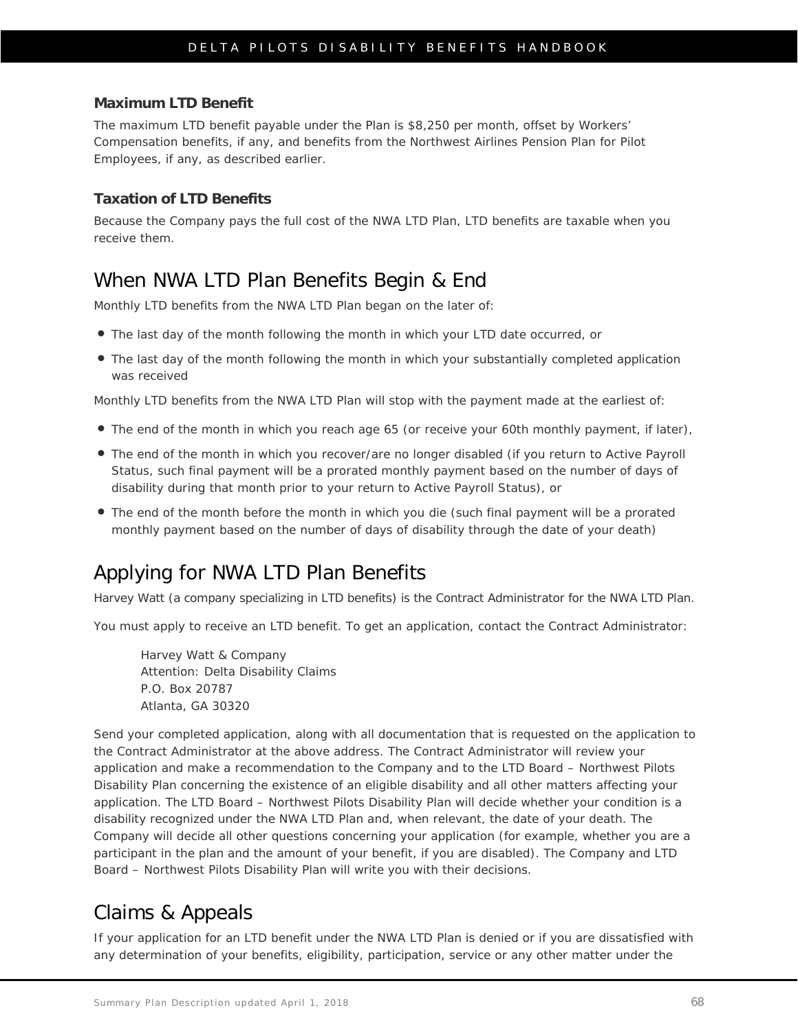### Maximum LTD Benefit

The maximum LTD benefit payable under the Plan is $8,250 per month, offset by Workers' Compensation benefits, if any, and benefits from the Northwest Airlines Pension Plan for Pilot Employees, if any, as described earlier.

### Taxation of LTD Benefits

Because the Company pays the full cost of the NWA LTD Plan, LTD benefits are taxable when you receive them.

## When NWA LTD Plan Benefits Begin & End

Monthly LTD benefits from the NWA LTD Plan began on the later of:

- The last day of the month following the month in which your LTD date occurred, or
- The last day of the month following the month in which your substantially completed application was received

Monthly LTD benefits from the NWA LTD Plan will stop with the payment made at the earliest of:

- The end of the month in which you reach age 65 (or receive your 60th monthly payment, if later),
- The end of the month in which you recover/are no longer disabled (if you return to Active Payroll Status, such final payment will be a prorated monthly payment based on the number of days of disability during that month prior to your return to Active Payroll Status), or
- The end of the month before the month in which you die (such final payment will be a prorated monthly payment based on the number of days of disability through the date of your death)

## Applying for NWA LTD Plan Benefits

Harvey Watt (a company specializing in LTD benefits) is the Contract Administrator for the NWA LTD Plan.

You must apply to receive an LTD benefit. To get an application, contact the Contract Administrator:

Harvey Watt & Company
Attention: Delta Disability Claims
P.O. Box 20787
Atlanta, GA 30320

Send your completed application, along with all documentation that is requested on the application to the Contract Administrator at the above address. The Contract Administrator will review your application and make a recommendation to the Company and to the LTD Board – Northwest Pilots Disability Plan concerning the existence of an eligible disability and all other matters affecting your application. The LTD Board – Northwest Pilots Disability Plan will decide whether your condition is a disability recognized under the NWA LTD Plan and, when relevant, the date of your death. The Company will decide all other questions concerning your application (for example, whether you are a participant in the plan and the amount of your benefit, if you are disabled). The Company and LTD Board – Northwest Pilots Disability Plan will write you with their decisions.

## Claims & Appeals

If your application for an LTD benefit under the NWA LTD Plan is denied or if you are dissatisfied with any determination of your benefits, eligibility, participation, service or any other matter under the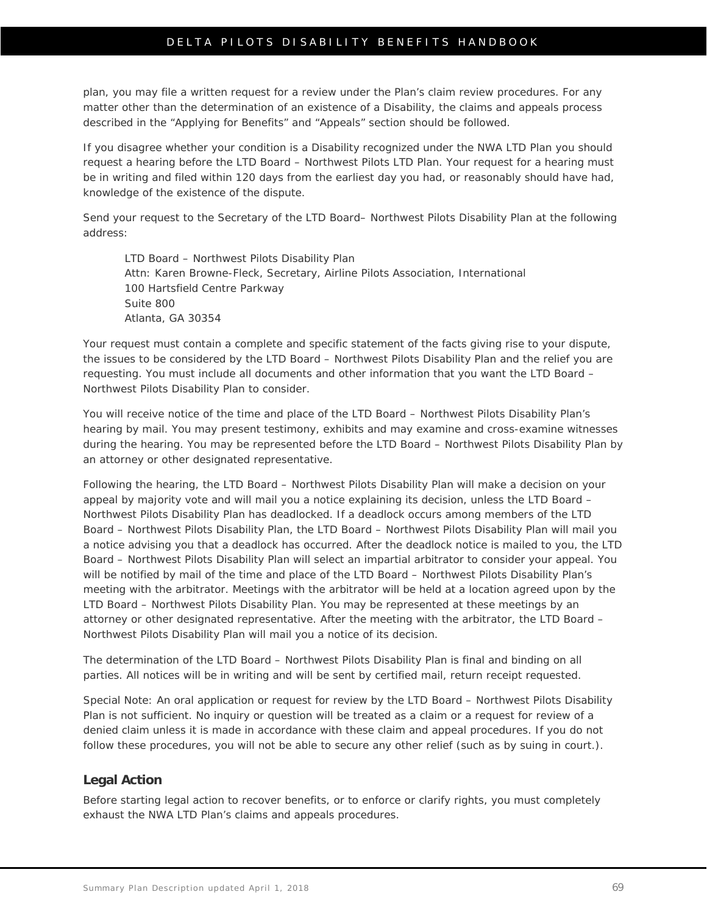plan, you may file a written request for a review under the Plan's claim review procedures. For any matter other than the determination of an existence of a Disability, the claims and appeals process described in the "Applying for Benefits" and "Appeals" section should be followed.

If you disagree whether your condition is a Disability recognized under the NWA LTD Plan you should request a hearing before the LTD Board – Northwest Pilots LTD Plan. Your request for a hearing must be in writing and filed within 120 days from the earliest day you had, or reasonably should have had, knowledge of the existence of the dispute.

Send your request to the Secretary of the LTD Board– Northwest Pilots Disability Plan at the following address:

> LTD Board – Northwest Pilots Disability Plan
> Attn: Karen Browne-Fleck, Secretary, Airline Pilots Association, International
> 100 Hartsfield Centre Parkway
> Suite 800
> Atlanta, GA 30354

Your request must contain a complete and specific statement of the facts giving rise to your dispute, the issues to be considered by the LTD Board – Northwest Pilots Disability Plan and the relief you are requesting. You must include all documents and other information that you want the LTD Board – Northwest Pilots Disability Plan to consider.

You will receive notice of the time and place of the LTD Board – Northwest Pilots Disability Plan's hearing by mail. You may present testimony, exhibits and may examine and cross-examine witnesses during the hearing. You may be represented before the LTD Board – Northwest Pilots Disability Plan by an attorney or other designated representative.

Following the hearing, the LTD Board – Northwest Pilots Disability Plan will make a decision on your appeal by majority vote and will mail you a notice explaining its decision, unless the LTD Board – Northwest Pilots Disability Plan has deadlocked. If a deadlock occurs among members of the LTD Board – Northwest Pilots Disability Plan, the LTD Board – Northwest Pilots Disability Plan will mail you a notice advising you that a deadlock has occurred. After the deadlock notice is mailed to you, the LTD Board – Northwest Pilots Disability Plan will select an impartial arbitrator to consider your appeal. You will be notified by mail of the time and place of the LTD Board – Northwest Pilots Disability Plan's meeting with the arbitrator. Meetings with the arbitrator will be held at a location agreed upon by the LTD Board – Northwest Pilots Disability Plan. You may be represented at these meetings by an attorney or other designated representative. After the meeting with the arbitrator, the LTD Board – Northwest Pilots Disability Plan will mail you a notice of its decision.

The determination of the LTD Board – Northwest Pilots Disability Plan is final and binding on all parties. All notices will be in writing and will be sent by certified mail, return receipt requested.

Special Note: An oral application or request for review by the LTD Board – Northwest Pilots Disability Plan is not sufficient. No inquiry or question will be treated as a claim or a request for review of a denied claim unless it is made in accordance with these claim and appeal procedures. If you do not follow these procedures, you will not be able to secure any other relief (such as by suing in court.).

### Legal Action

Before starting legal action to recover benefits, or to enforce or clarify rights, you must completely exhaust the NWA LTD Plan's claims and appeals procedures.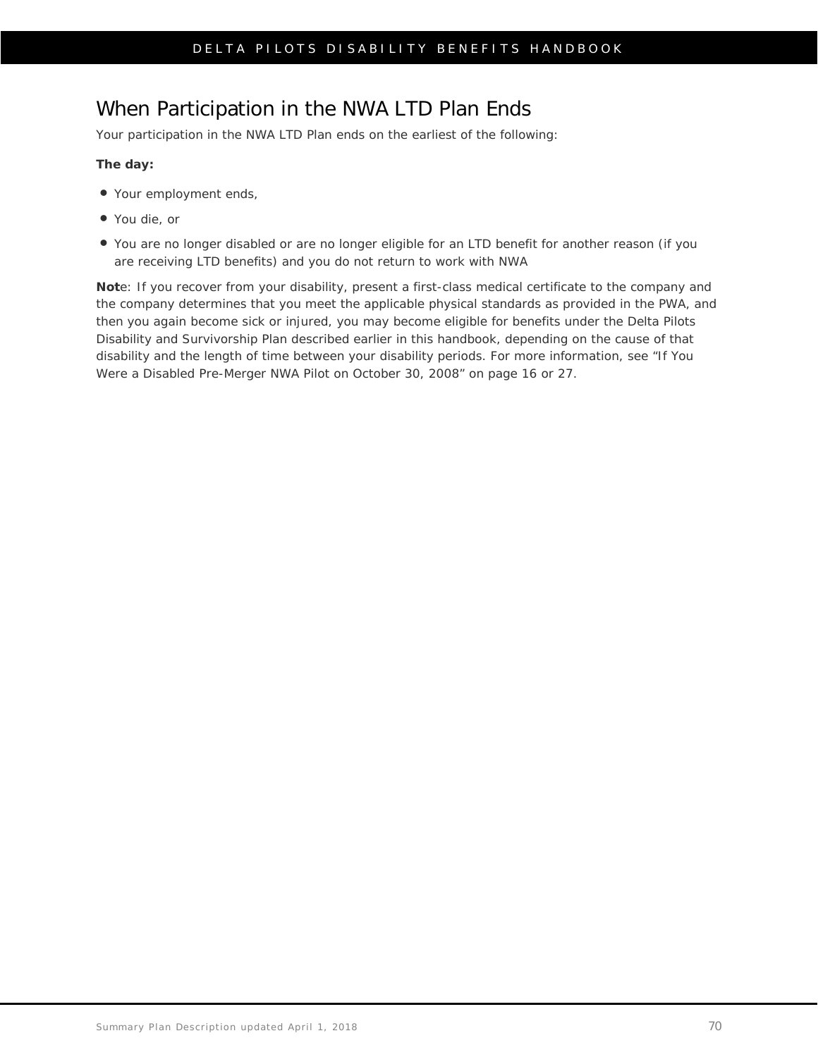## When Participation in the NWA LTD Plan Ends

Your participation in the NWA LTD Plan ends on the earliest of the following:

**The day:**

- Your employment ends,
- You die, or
- You are no longer disabled or are no longer eligible for an LTD benefit for another reason (if you are receiving LTD benefits) and you do not return to work with NWA

**Not**e: If you recover from your disability, present a first-class medical certificate to the company and the company determines that you meet the applicable physical standards as provided in the PWA, and then you again become sick or injured, you may become eligible for benefits under the Delta Pilots Disability and Survivorship Plan described earlier in this handbook, depending on the cause of that disability and the length of time between your disability periods. For more information, see "If You Were a Disabled Pre-Merger NWA Pilot on October 30, 2008" on page 16 or 27.